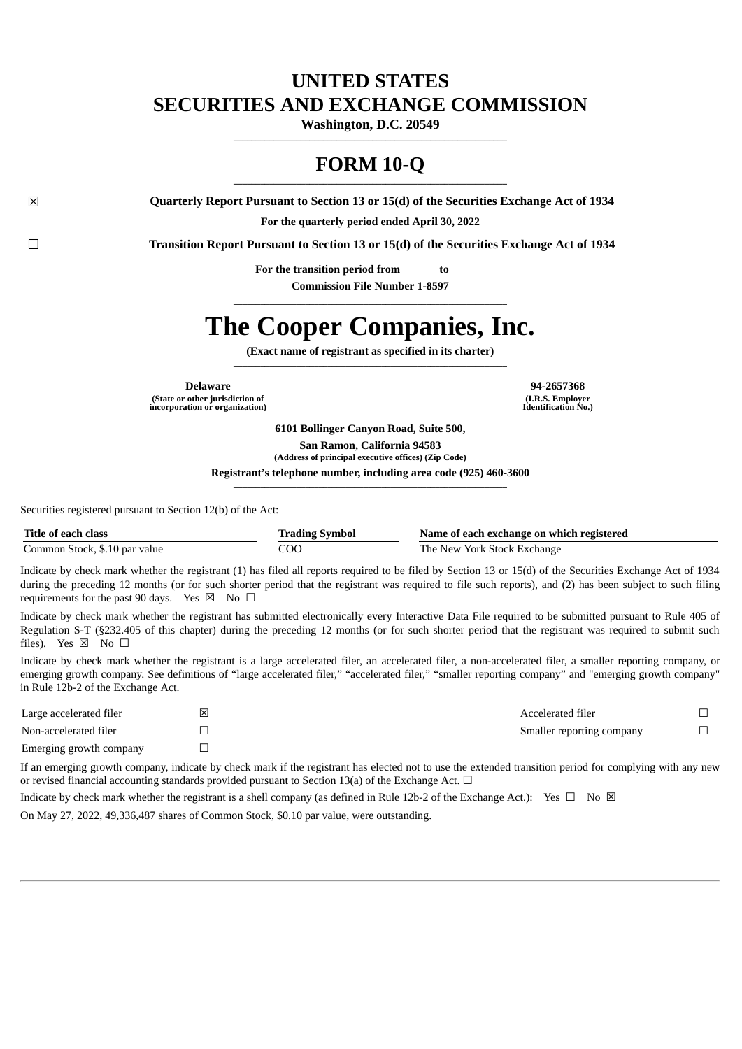# UNITED STATES
# SECURITIES AND EXCHANGE COMMISSION

**Washington, D.C. 20549**

## FORM 10-Q

☒ **Quarterly Report Pursuant to Section 13 or 15(d) of the Securities Exchange Act of 1934**

**For the quarterly period ended April 30, 2022**

☐ **Transition Report Pursuant to Section 13 or 15(d) of the Securities Exchange Act of 1934**

**For the transition period from to**

**Commission File Number 1-8597**

# The Cooper Companies, Inc.

**(Exact name of registrant as specified in its charter)**

| | |
|---|---|
| **Delaware** | **94-2657368** |
| **(State or other jurisdiction of incorporation or organization)** | **(I.R.S. Employer Identification No.)** |

**6101 Bollinger Canyon Road, Suite 500,**
**San Ramon, California 94583**
**(Address of principal executive offices) (Zip Code)**

**Registrant's telephone number, including area code (925) 460-3600**

Securities registered pursuant to Section 12(b) of the Act:

| Title of each class | Trading Symbol | Name of each exchange on which registered |
|---|---|---|
| Common Stock, $.10 par value | COO | The New York Stock Exchange |

Indicate by check mark whether the registrant (1) has filed all reports required to be filed by Section 13 or 15(d) of the Securities Exchange Act of 1934 during the preceding 12 months (or for such shorter period that the registrant was required to file such reports), and (2) has been subject to such filing requirements for the past 90 days. Yes ☒ No ☐

Indicate by check mark whether the registrant has submitted electronically every Interactive Data File required to be submitted pursuant to Rule 405 of Regulation S-T (§232.405 of this chapter) during the preceding 12 months (or for such shorter period that the registrant was required to submit such files). Yes ☒ No ☐

Indicate by check mark whether the registrant is a large accelerated filer, an accelerated filer, a non-accelerated filer, a smaller reporting company, or emerging growth company. See definitions of "large accelerated filer," "accelerated filer," "smaller reporting company" and "emerging growth company" in Rule 12b-2 of the Exchange Act.

| | | | |
|---|---|---|---|
| Large accelerated filer | ☒ | Accelerated filer | ☐ |
| Non-accelerated filer | ☐ | Smaller reporting company | ☐ |
| Emerging growth company | ☐ | | |

If an emerging growth company, indicate by check mark if the registrant has elected not to use the extended transition period for complying with any new or revised financial accounting standards provided pursuant to Section 13(a) of the Exchange Act. ☐

Indicate by check mark whether the registrant is a shell company (as defined in Rule 12b-2 of the Exchange Act.): Yes ☐ No ☒

On May 27, 2022, 49,336,487 shares of Common Stock, $0.10 par value, were outstanding.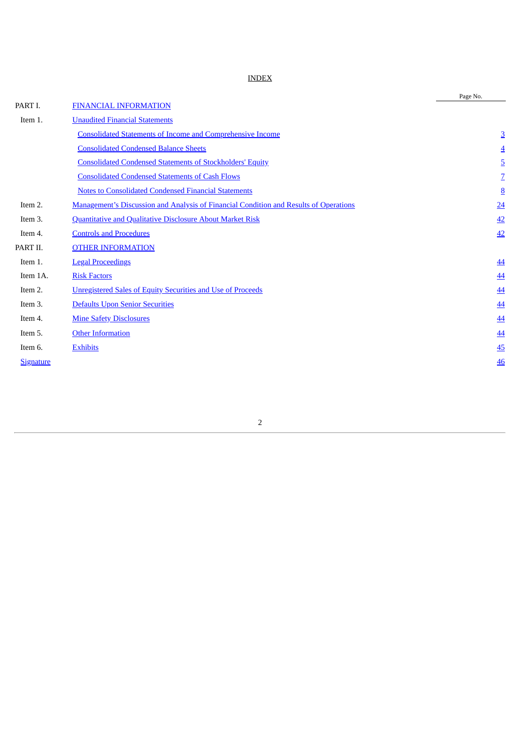## INDEX

| | | Page No. |
|---|---|---|
| PART I. | FINANCIAL INFORMATION | |
| Item 1. | Unaudited Financial Statements | |
| | Consolidated Statements of Income and Comprehensive Income | 3 |
| | Consolidated Condensed Balance Sheets | 4 |
| | Consolidated Condensed Statements of Stockholders' Equity | 5 |
| | Consolidated Condensed Statements of Cash Flows | 7 |
| | Notes to Consolidated Condensed Financial Statements | 8 |
| Item 2. | Management's Discussion and Analysis of Financial Condition and Results of Operations | 24 |
| Item 3. | Quantitative and Qualitative Disclosure About Market Risk | 42 |
| Item 4. | Controls and Procedures | 42 |
| PART II. | OTHER INFORMATION | |
| Item 1. | Legal Proceedings | 44 |
| Item 1A. | Risk Factors | 44 |
| Item 2. | Unregistered Sales of Equity Securities and Use of Proceeds | 44 |
| Item 3. | Defaults Upon Senior Securities | 44 |
| Item 4. | Mine Safety Disclosures | 44 |
| Item 5. | Other Information | 44 |
| Item 6. | Exhibits | 45 |
| Signature | | 46 |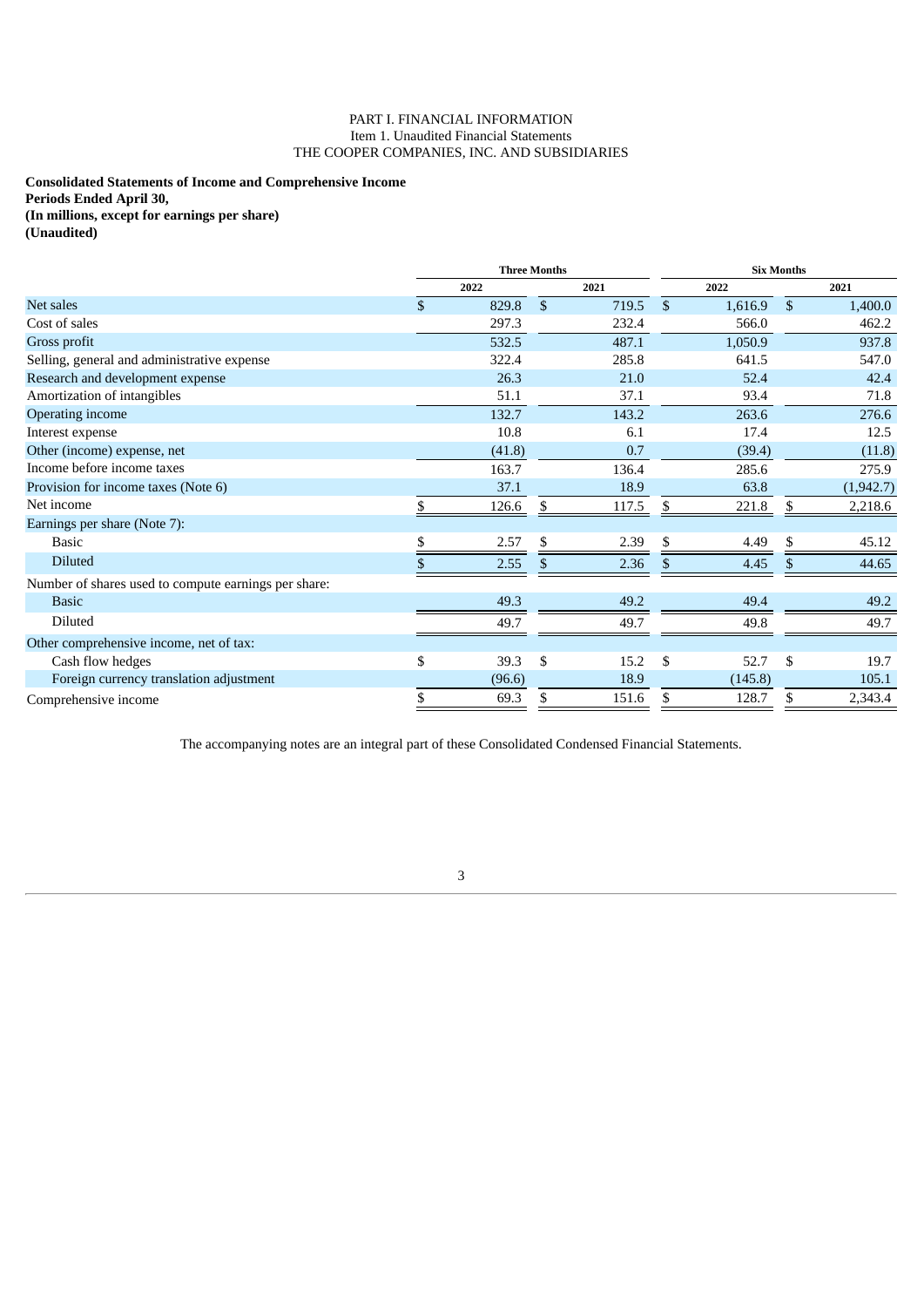PART I. FINANCIAL INFORMATION
Item 1. Unaudited Financial Statements
THE COOPER COMPANIES, INC. AND SUBSIDIARIES

**Consolidated Statements of Income and Comprehensive Income**
**Periods Ended April 30,**
**(In millions, except for earnings per share)**
**(Unaudited)**

| | Three Months | | Six Months | |
|---|---|---|---|---|
| | 2022 | 2021 | 2022 | 2021 |
| Net sales | $ 829.8 | $ 719.5 | $ 1,616.9 | $ 1,400.0 |
| Cost of sales | 297.3 | 232.4 | 566.0 | 462.2 |
| Gross profit | 532.5 | 487.1 | 1,050.9 | 937.8 |
| Selling, general and administrative expense | 322.4 | 285.8 | 641.5 | 547.0 |
| Research and development expense | 26.3 | 21.0 | 52.4 | 42.4 |
| Amortization of intangibles | 51.1 | 37.1 | 93.4 | 71.8 |
| Operating income | 132.7 | 143.2 | 263.6 | 276.6 |
| Interest expense | 10.8 | 6.1 | 17.4 | 12.5 |
| Other (income) expense, net | (41.8) | 0.7 | (39.4) | (11.8) |
| Income before income taxes | 163.7 | 136.4 | 285.6 | 275.9 |
| Provision for income taxes (Note 6) | 37.1 | 18.9 | 63.8 | (1,942.7) |
| Net income | $ 126.6 | $ 117.5 | $ 221.8 | $ 2,218.6 |
| Earnings per share (Note 7): | | | | |
| Basic | $ 2.57 | $ 2.39 | $ 4.49 | $ 45.12 |
| Diluted | $ 2.55 | $ 2.36 | $ 4.45 | $ 44.65 |
| Number of shares used to compute earnings per share: | | | | |
| Basic | 49.3 | 49.2 | 49.4 | 49.2 |
| Diluted | 49.7 | 49.7 | 49.8 | 49.7 |
| Other comprehensive income, net of tax: | | | | |
| Cash flow hedges | $ 39.3 | $ 15.2 | $ 52.7 | $ 19.7 |
| Foreign currency translation adjustment | (96.6) | 18.9 | (145.8) | 105.1 |
| Comprehensive income | $ 69.3 | $ 151.6 | $ 128.7 | $ 2,343.4 |

The accompanying notes are an integral part of these Consolidated Condensed Financial Statements.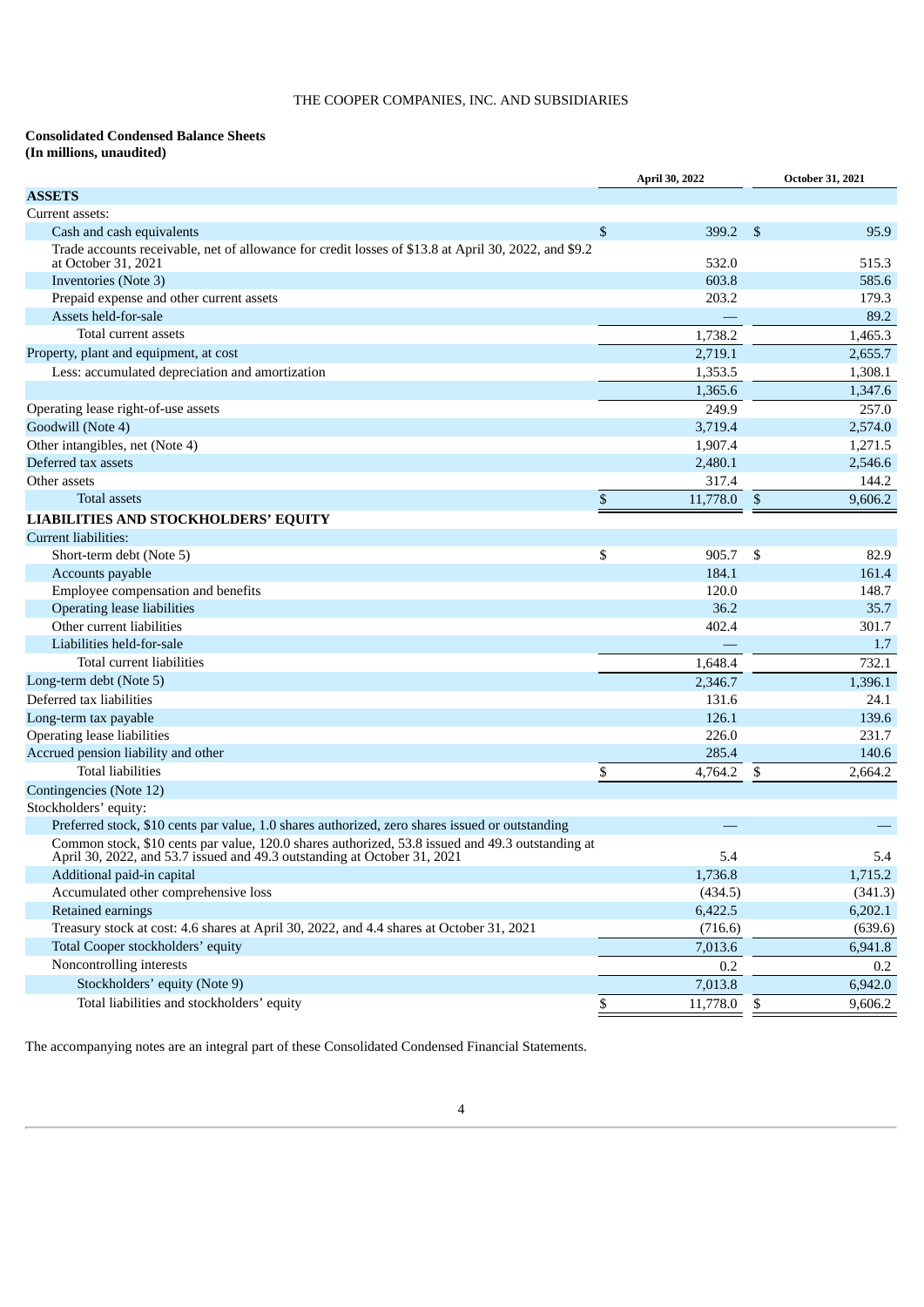THE COOPER COMPANIES, INC. AND SUBSIDIARIES

**Consolidated Condensed Balance Sheets**
**(In millions, unaudited)**

| | April 30, 2022 | October 31, 2021 |
|---|---|---|
| **ASSETS** | | |
| Current assets: | | |
| Cash and cash equivalents | $ 399.2 | $ 95.9 |
| Trade accounts receivable, net of allowance for credit losses of $13.8 at April 30, 2022, and $9.2 at October 31, 2021 | 532.0 | 515.3 |
| Inventories (Note 3) | 603.8 | 585.6 |
| Prepaid expense and other current assets | 203.2 | 179.3 |
| Assets held-for-sale | — | 89.2 |
| Total current assets | 1,738.2 | 1,465.3 |
| Property, plant and equipment, at cost | 2,719.1 | 2,655.7 |
| Less: accumulated depreciation and amortization | 1,353.5 | 1,308.1 |
| | 1,365.6 | 1,347.6 |
| Operating lease right-of-use assets | 249.9 | 257.0 |
| Goodwill (Note 4) | 3,719.4 | 2,574.0 |
| Other intangibles, net (Note 4) | 1,907.4 | 1,271.5 |
| Deferred tax assets | 2,480.1 | 2,546.6 |
| Other assets | 317.4 | 144.2 |
| Total assets | $ 11,778.0 | $ 9,606.2 |
| **LIABILITIES AND STOCKHOLDERS' EQUITY** | | |
| Current liabilities: | | |
| Short-term debt (Note 5) | $ 905.7 | $ 82.9 |
| Accounts payable | 184.1 | 161.4 |
| Employee compensation and benefits | 120.0 | 148.7 |
| Operating lease liabilities | 36.2 | 35.7 |
| Other current liabilities | 402.4 | 301.7 |
| Liabilities held-for-sale | — | 1.7 |
| Total current liabilities | 1,648.4 | 732.1 |
| Long-term debt (Note 5) | 2,346.7 | 1,396.1 |
| Deferred tax liabilities | 131.6 | 24.1 |
| Long-term tax payable | 126.1 | 139.6 |
| Operating lease liabilities | 226.0 | 231.7 |
| Accrued pension liability and other | 285.4 | 140.6 |
| Total liabilities | $ 4,764.2 | $ 2,664.2 |
| Contingencies (Note 12) | | |
| Stockholders' equity: | | |
| Preferred stock, $10 cents par value, 1.0 shares authorized, zero shares issued or outstanding | — | — |
| Common stock, $10 cents par value, 120.0 shares authorized, 53.8 issued and 49.3 outstanding at April 30, 2022, and 53.7 issued and 49.3 outstanding at October 31, 2021 | 5.4 | 5.4 |
| Additional paid-in capital | 1,736.8 | 1,715.2 |
| Accumulated other comprehensive loss | (434.5) | (341.3) |
| Retained earnings | 6,422.5 | 6,202.1 |
| Treasury stock at cost: 4.6 shares at April 30, 2022, and 4.4 shares at October 31, 2021 | (716.6) | (639.6) |
| Total Cooper stockholders' equity | 7,013.6 | 6,941.8 |
| Noncontrolling interests | 0.2 | 0.2 |
| Stockholders' equity (Note 9) | 7,013.8 | 6,942.0 |
| Total liabilities and stockholders' equity | $ 11,778.0 | $ 9,606.2 |

The accompanying notes are an integral part of these Consolidated Condensed Financial Statements.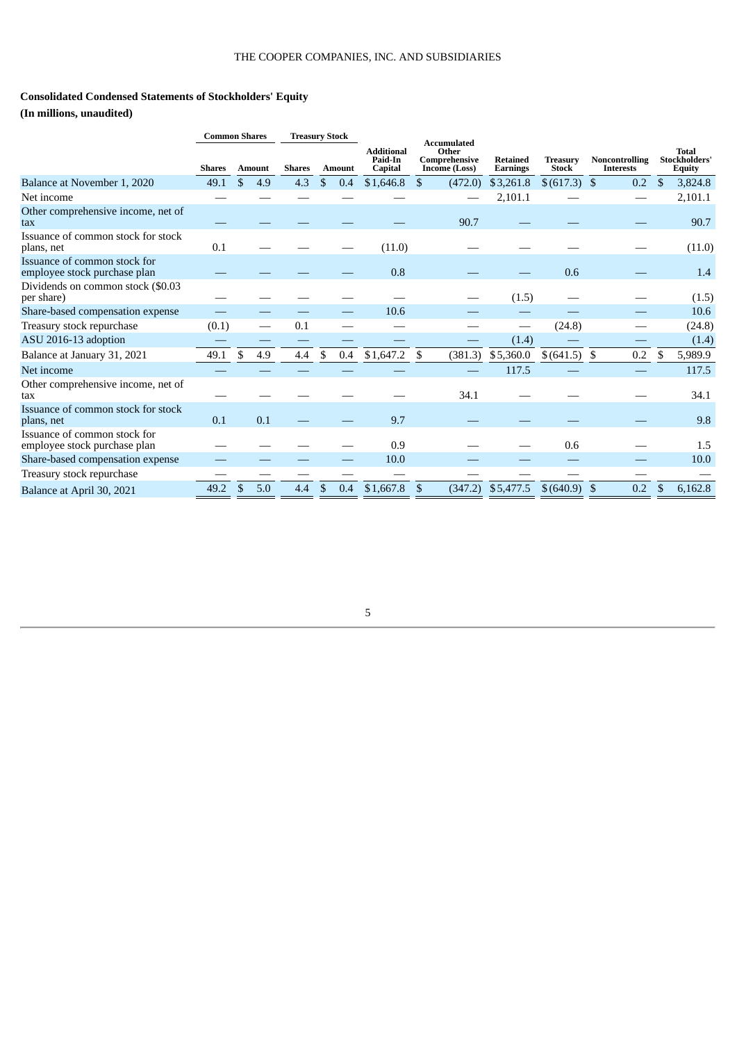THE COOPER COMPANIES, INC. AND SUBSIDIARIES

**Consolidated Condensed Statements of Stockholders' Equity**

**(In millions, unaudited)**

| | Common Shares | | Treasury Stock | | | | | | | |
|---|---|---|---|---|---|---|---|---|---|---|
| | Shares | Amount | Shares | Amount | Additional Paid-In Capital | Accumulated Other Comprehensive Income (Loss) | Retained Earnings | Treasury Stock | Noncontrolling Interests | Total Stockholders' Equity |
| Balance at November 1, 2020 | 49.1 | $ 4.9 | 4.3 | $ 0.4 | $1,646.8 | $ (472.0) | $3,261.8 | $(617.3) | $ 0.2 | $ 3,824.8 |
| Net income | — | — | — | — | — | — | 2,101.1 | — | — | 2,101.1 |
| Other comprehensive income, net of tax | — | — | — | — | — | 90.7 | — | — | — | 90.7 |
| Issuance of common stock for stock plans, net | 0.1 | — | — | — | (11.0) | — | — | — | — | (11.0) |
| Issuance of common stock for employee stock purchase plan | — | — | — | — | 0.8 | — | — | 0.6 | — | 1.4 |
| Dividends on common stock ($0.03 per share) | — | — | — | — | — | — | (1.5) | — | — | (1.5) |
| Share-based compensation expense | — | — | — | — | 10.6 | — | — | — | — | 10.6 |
| Treasury stock repurchase | (0.1) | — | 0.1 | — | — | — | — | (24.8) | — | (24.8) |
| ASU 2016-13 adoption | — | — | — | — | — | — | (1.4) | — | — | (1.4) |
| Balance at January 31, 2021 | 49.1 | $ 4.9 | 4.4 | $ 0.4 | $1,647.2 | $ (381.3) | $5,360.0 | $(641.5) | $ 0.2 | $ 5,989.9 |
| Net income | — | — | — | — | — | — | 117.5 | — | — | 117.5 |
| Other comprehensive income, net of tax | — | — | — | — | — | 34.1 | — | — | — | 34.1 |
| Issuance of common stock for stock plans, net | 0.1 | 0.1 | — | — | 9.7 | — | — | — | — | 9.8 |
| Issuance of common stock for employee stock purchase plan | — | — | — | — | 0.9 | — | — | 0.6 | — | 1.5 |
| Share-based compensation expense | — | — | — | — | 10.0 | — | — | — | — | 10.0 |
| Treasury stock repurchase | — | — | — | — | — | — | — | — | — | — |
| Balance at April 30, 2021 | 49.2 | $ 5.0 | 4.4 | $ 0.4 | $1,667.8 | $ (347.2) | $5,477.5 | $(640.9) | $ 0.2 | $ 6,162.8 |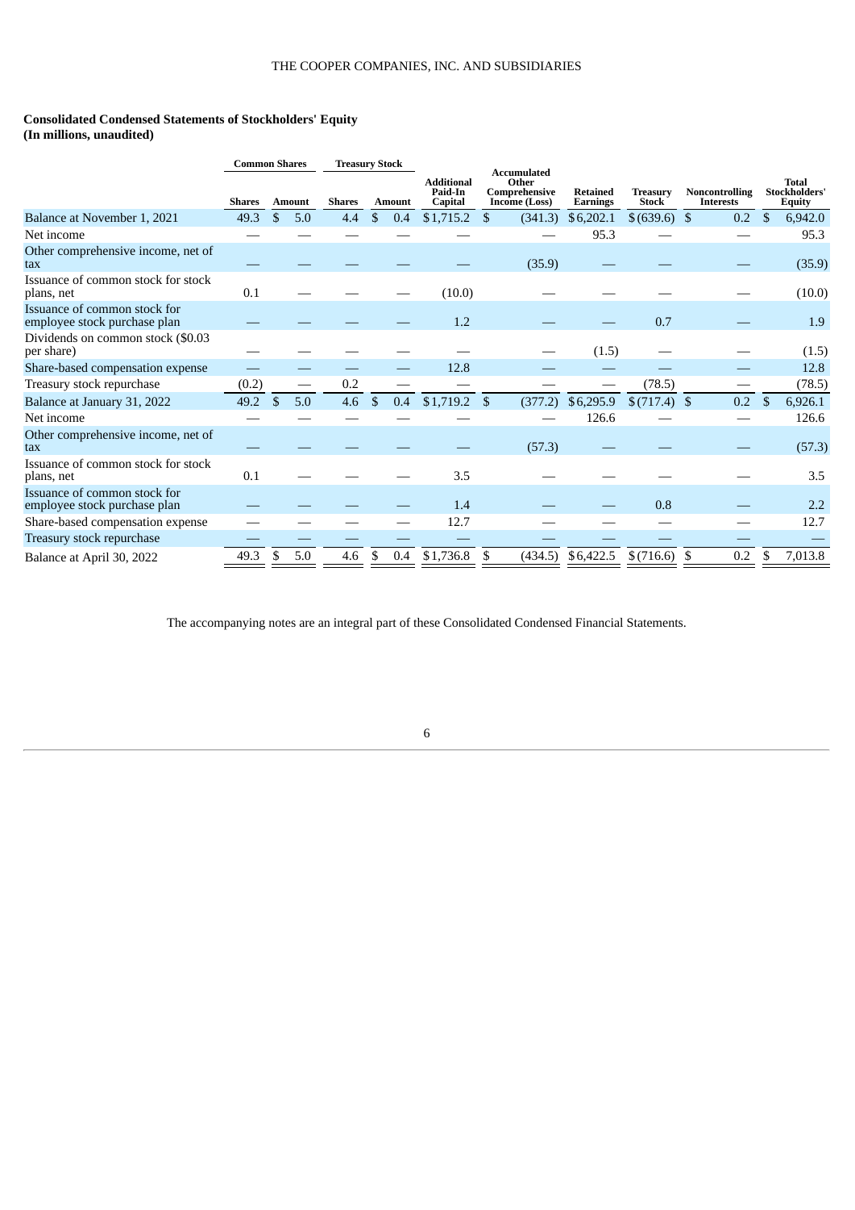THE COOPER COMPANIES, INC. AND SUBSIDIARIES

**Consolidated Condensed Statements of Stockholders' Equity**
**(In millions, unaudited)**

| | Common Shares | | Treasury Stock | | | | | | | |
|---|---|---|---|---|---|---|---|---|---|---|
| | **Shares** | **Amount** | **Shares** | **Amount** | **Additional Paid-In Capital** | **Accumulated Other Comprehensive Income (Loss)** | **Retained Earnings** | **Treasury Stock** | **Noncontrolling Interests** | **Total Stockholders' Equity** |
| Balance at November 1, 2021 | 49.3 | $ 5.0 | 4.4 | $ 0.4 | $1,715.2 | $ (341.3) | $6,202.1 | $(639.6) | $ 0.2 | $ 6,942.0 |
| Net income | — | — | — | — | — | — | 95.3 | — | — | 95.3 |
| Other comprehensive income, net of tax | — | — | — | — | — | (35.9) | — | — | — | (35.9) |
| Issuance of common stock for stock plans, net | 0.1 | — | — | — | (10.0) | — | — | — | — | (10.0) |
| Issuance of common stock for employee stock purchase plan | — | — | — | — | 1.2 | — | — | 0.7 | — | 1.9 |
| Dividends on common stock ($0.03 per share) | — | — | — | — | — | — | (1.5) | — | — | (1.5) |
| Share-based compensation expense | — | — | — | — | 12.8 | — | — | — | — | 12.8 |
| Treasury stock repurchase | (0.2) | — | 0.2 | — | — | — | — | (78.5) | — | (78.5) |
| Balance at January 31, 2022 | 49.2 | $ 5.0 | 4.6 | $ 0.4 | $1,719.2 | $ (377.2) | $6,295.9 | $(717.4) | $ 0.2 | $ 6,926.1 |
| Net income | — | — | — | — | — | — | 126.6 | — | — | 126.6 |
| Other comprehensive income, net of tax | — | — | — | — | — | (57.3) | — | — | — | (57.3) |
| Issuance of common stock for stock plans, net | 0.1 | — | — | — | 3.5 | — | — | — | — | 3.5 |
| Issuance of common stock for employee stock purchase plan | — | — | — | — | 1.4 | — | — | 0.8 | — | 2.2 |
| Share-based compensation expense | — | — | — | — | 12.7 | — | — | — | — | 12.7 |
| Treasury stock repurchase | — | — | — | — | — | — | — | — | — | — |
| Balance at April 30, 2022 | 49.3 | $ 5.0 | 4.6 | $ 0.4 | $1,736.8 | $ (434.5) | $6,422.5 | $(716.6) | $ 0.2 | $ 7,013.8 |

The accompanying notes are an integral part of these Consolidated Condensed Financial Statements.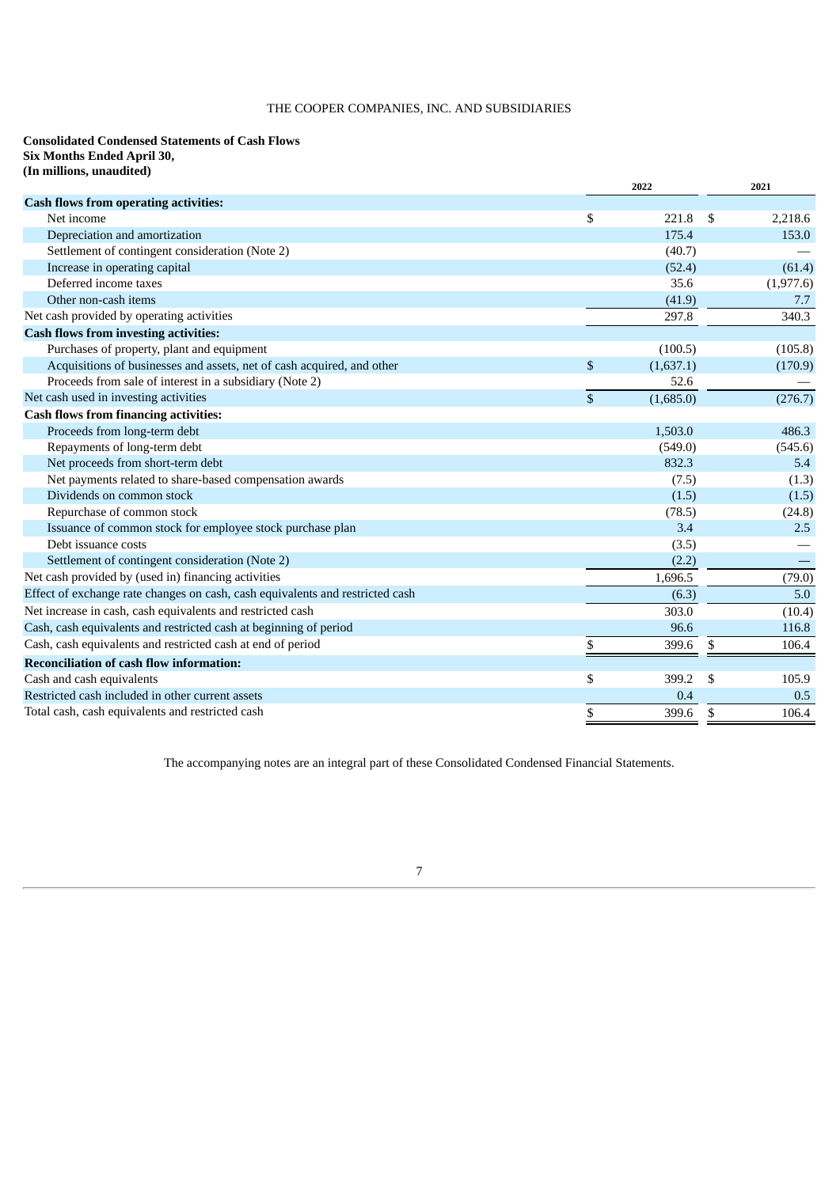THE COOPER COMPANIES, INC. AND SUBSIDIARIES

**Consolidated Condensed Statements of Cash Flows**
**Six Months Ended April 30,**
**(In millions, unaudited)**

| | 2022 | 2021 |
|---|---|---|
| **Cash flows from operating activities:** | | |
| Net income | $ 221.8 | $ 2,218.6 |
| Depreciation and amortization | 175.4 | 153.0 |
| Settlement of contingent consideration (Note 2) | (40.7) | — |
| Increase in operating capital | (52.4) | (61.4) |
| Deferred income taxes | 35.6 | (1,977.6) |
| Other non-cash items | (41.9) | 7.7 |
| Net cash provided by operating activities | 297.8 | 340.3 |
| **Cash flows from investing activities:** | | |
| Purchases of property, plant and equipment | (100.5) | (105.8) |
| Acquisitions of businesses and assets, net of cash acquired, and other | $ (1,637.1) | (170.9) |
| Proceeds from sale of interest in a subsidiary (Note 2) | 52.6 | — |
| Net cash used in investing activities | $ (1,685.0) | (276.7) |
| **Cash flows from financing activities:** | | |
| Proceeds from long-term debt | 1,503.0 | 486.3 |
| Repayments of long-term debt | (549.0) | (545.6) |
| Net proceeds from short-term debt | 832.3 | 5.4 |
| Net payments related to share-based compensation awards | (7.5) | (1.3) |
| Dividends on common stock | (1.5) | (1.5) |
| Repurchase of common stock | (78.5) | (24.8) |
| Issuance of common stock for employee stock purchase plan | 3.4 | 2.5 |
| Debt issuance costs | (3.5) | — |
| Settlement of contingent consideration (Note 2) | (2.2) | — |
| Net cash provided by (used in) financing activities | 1,696.5 | (79.0) |
| Effect of exchange rate changes on cash, cash equivalents and restricted cash | (6.3) | 5.0 |
| Net increase in cash, cash equivalents and restricted cash | 303.0 | (10.4) |
| Cash, cash equivalents and restricted cash at beginning of period | 96.6 | 116.8 |
| Cash, cash equivalents and restricted cash at end of period | $ 399.6 | $ 106.4 |
| **Reconciliation of cash flow information:** | | |
| Cash and cash equivalents | $ 399.2 | $ 105.9 |
| Restricted cash included in other current assets | 0.4 | 0.5 |
| Total cash, cash equivalents and restricted cash | $ 399.6 | $ 106.4 |

The accompanying notes are an integral part of these Consolidated Condensed Financial Statements.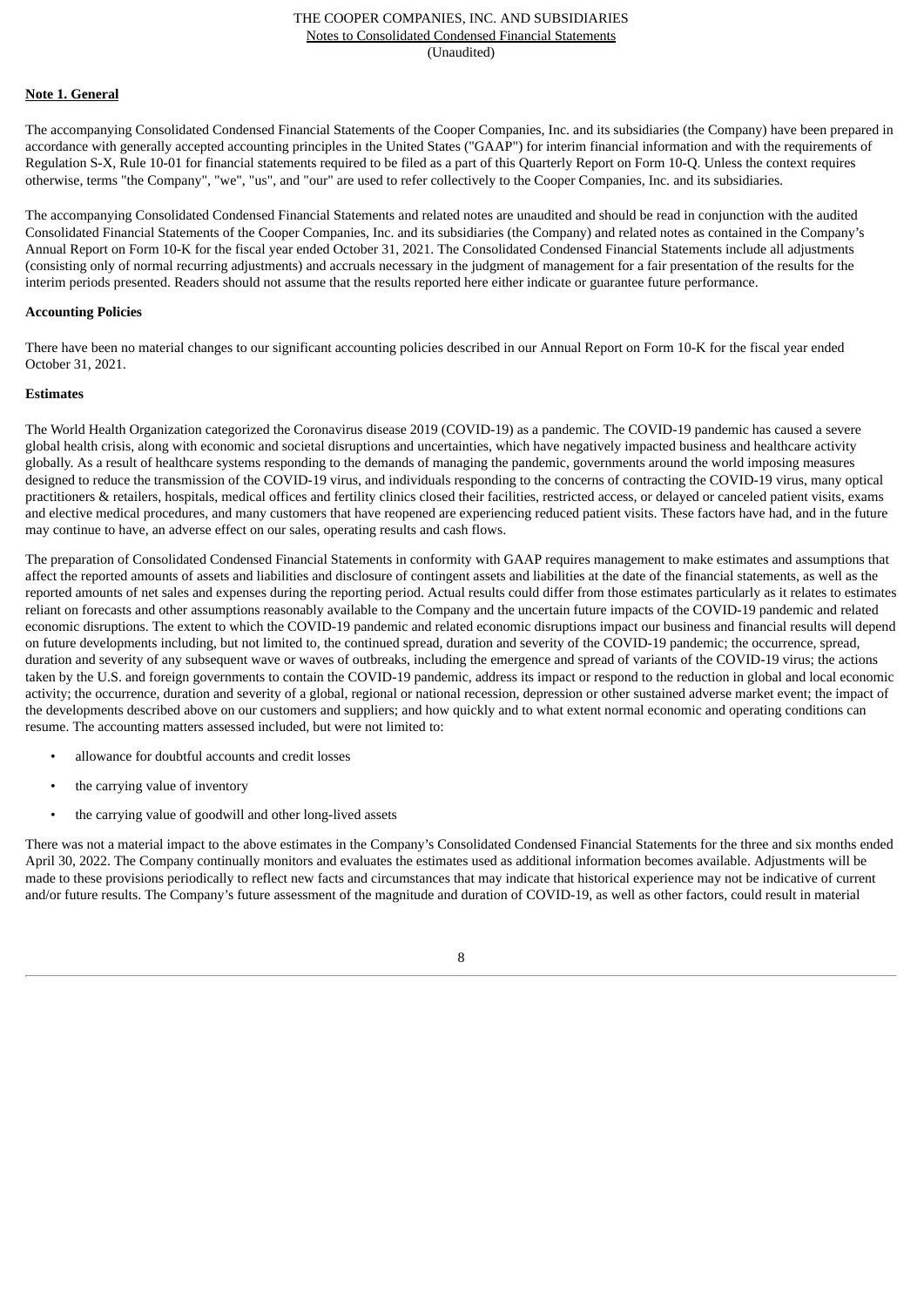**Note 1. General**

The accompanying Consolidated Condensed Financial Statements of the Cooper Companies, Inc. and its subsidiaries (the Company) have been prepared in accordance with generally accepted accounting principles in the United States ("GAAP") for interim financial information and with the requirements of Regulation S-X, Rule 10-01 for financial statements required to be filed as a part of this Quarterly Report on Form 10-Q. Unless the context requires otherwise, terms "the Company", "we", "us", and "our" are used to refer collectively to the Cooper Companies, Inc. and its subsidiaries.

The accompanying Consolidated Condensed Financial Statements and related notes are unaudited and should be read in conjunction with the audited Consolidated Financial Statements of the Cooper Companies, Inc. and its subsidiaries (the Company) and related notes as contained in the Company's Annual Report on Form 10-K for the fiscal year ended October 31, 2021. The Consolidated Condensed Financial Statements include all adjustments (consisting only of normal recurring adjustments) and accruals necessary in the judgment of management for a fair presentation of the results for the interim periods presented. Readers should not assume that the results reported here either indicate or guarantee future performance.

**Accounting Policies**

There have been no material changes to our significant accounting policies described in our Annual Report on Form 10-K for the fiscal year ended October 31, 2021.

**Estimates**

The World Health Organization categorized the Coronavirus disease 2019 (COVID-19) as a pandemic. The COVID-19 pandemic has caused a severe global health crisis, along with economic and societal disruptions and uncertainties, which have negatively impacted business and healthcare activity globally. As a result of healthcare systems responding to the demands of managing the pandemic, governments around the world imposing measures designed to reduce the transmission of the COVID-19 virus, and individuals responding to the concerns of contracting the COVID-19 virus, many optical practitioners & retailers, hospitals, medical offices and fertility clinics closed their facilities, restricted access, or delayed or canceled patient visits, exams and elective medical procedures, and many customers that have reopened are experiencing reduced patient visits. These factors have had, and in the future may continue to have, an adverse effect on our sales, operating results and cash flows.

The preparation of Consolidated Condensed Financial Statements in conformity with GAAP requires management to make estimates and assumptions that affect the reported amounts of assets and liabilities and disclosure of contingent assets and liabilities at the date of the financial statements, as well as the reported amounts of net sales and expenses during the reporting period. Actual results could differ from those estimates particularly as it relates to estimates reliant on forecasts and other assumptions reasonably available to the Company and the uncertain future impacts of the COVID-19 pandemic and related economic disruptions. The extent to which the COVID-19 pandemic and related economic disruptions impact our business and financial results will depend on future developments including, but not limited to, the continued spread, duration and severity of the COVID-19 pandemic; the occurrence, spread, duration and severity of any subsequent wave or waves of outbreaks, including the emergence and spread of variants of the COVID-19 virus; the actions taken by the U.S. and foreign governments to contain the COVID-19 pandemic, address its impact or respond to the reduction in global and local economic activity; the occurrence, duration and severity of a global, regional or national recession, depression or other sustained adverse market event; the impact of the developments described above on our customers and suppliers; and how quickly and to what extent normal economic and operating conditions can resume. The accounting matters assessed included, but were not limited to:

- allowance for doubtful accounts and credit losses
- the carrying value of inventory
- the carrying value of goodwill and other long-lived assets

There was not a material impact to the above estimates in the Company's Consolidated Condensed Financial Statements for the three and six months ended April 30, 2022. The Company continually monitors and evaluates the estimates used as additional information becomes available. Adjustments will be made to these provisions periodically to reflect new facts and circumstances that may indicate that historical experience may not be indicative of current and/or future results. The Company's future assessment of the magnitude and duration of COVID-19, as well as other factors, could result in material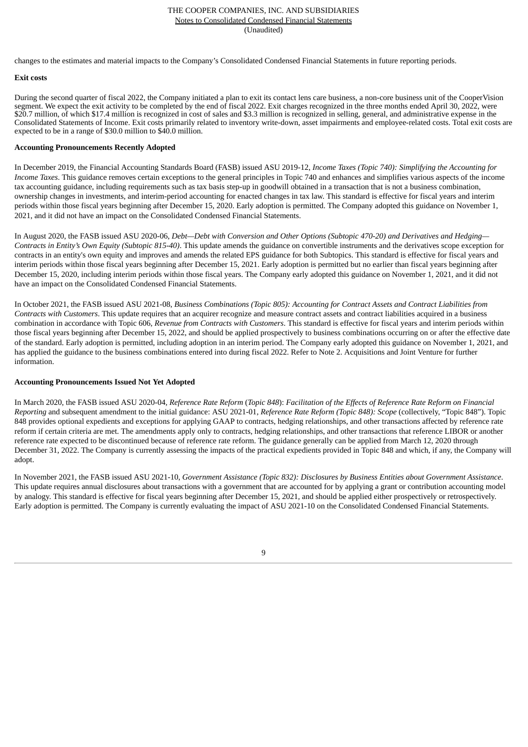changes to the estimates and material impacts to the Company's Consolidated Condensed Financial Statements in future reporting periods.

**Exit costs**

During the second quarter of fiscal 2022, the Company initiated a plan to exit its contact lens care business, a non-core business unit of the CooperVision segment. We expect the exit activity to be completed by the end of fiscal 2022. Exit charges recognized in the three months ended April 30, 2022, were $20.7 million, of which $17.4 million is recognized in cost of sales and $3.3 million is recognized in selling, general, and administrative expense in the Consolidated Statements of Income. Exit costs primarily related to inventory write-down, asset impairments and employee-related costs. Total exit costs are expected to be in a range of $30.0 million to $40.0 million.

**Accounting Pronouncements Recently Adopted**

In December 2019, the Financial Accounting Standards Board (FASB) issued ASU 2019-12, *Income Taxes (Topic 740): Simplifying the Accounting for Income Taxes*. This guidance removes certain exceptions to the general principles in Topic 740 and enhances and simplifies various aspects of the income tax accounting guidance, including requirements such as tax basis step-up in goodwill obtained in a transaction that is not a business combination, ownership changes in investments, and interim-period accounting for enacted changes in tax law. This standard is effective for fiscal years and interim periods within those fiscal years beginning after December 15, 2020. Early adoption is permitted. The Company adopted this guidance on November 1, 2021, and it did not have an impact on the Consolidated Condensed Financial Statements.

In August 2020, the FASB issued ASU 2020-06, *Debt—Debt with Conversion and Other Options (Subtopic 470-20) and Derivatives and Hedging—Contracts in Entity's Own Equity (Subtopic 815-40)*. This update amends the guidance on convertible instruments and the derivatives scope exception for contracts in an entity's own equity and improves and amends the related EPS guidance for both Subtopics. This standard is effective for fiscal years and interim periods within those fiscal years beginning after December 15, 2021. Early adoption is permitted but no earlier than fiscal years beginning after December 15, 2020, including interim periods within those fiscal years. The Company early adopted this guidance on November 1, 2021, and it did not have an impact on the Consolidated Condensed Financial Statements.

In October 2021, the FASB issued ASU 2021-08, *Business Combinations (Topic 805): Accounting for Contract Assets and Contract Liabilities from Contracts with Customers*. This update requires that an acquirer recognize and measure contract assets and contract liabilities acquired in a business combination in accordance with Topic 606, *Revenue from Contracts with Customers*. This standard is effective for fiscal years and interim periods within those fiscal years beginning after December 15, 2022, and should be applied prospectively to business combinations occurring on or after the effective date of the standard. Early adoption is permitted, including adoption in an interim period. The Company early adopted this guidance on November 1, 2021, and has applied the guidance to the business combinations entered into during fiscal 2022. Refer to Note 2. Acquisitions and Joint Venture for further information.

**Accounting Pronouncements Issued Not Yet Adopted**

In March 2020, the FASB issued ASU 2020-04, *Reference Rate Reform* (*Topic 848*): *Facilitation of the Effects of Reference Rate Reform on Financial Reporting* and subsequent amendment to the initial guidance: ASU 2021-01, *Reference Rate Reform (Topic 848): Scope* (collectively, "Topic 848"). Topic 848 provides optional expedients and exceptions for applying GAAP to contracts, hedging relationships, and other transactions affected by reference rate reform if certain criteria are met. The amendments apply only to contracts, hedging relationships, and other transactions that reference LIBOR or another reference rate expected to be discontinued because of reference rate reform. The guidance generally can be applied from March 12, 2020 through December 31, 2022. The Company is currently assessing the impacts of the practical expedients provided in Topic 848 and which, if any, the Company will adopt.

In November 2021, the FASB issued ASU 2021-10, *Government Assistance (Topic 832): Disclosures by Business Entities about Government Assistance*. This update requires annual disclosures about transactions with a government that are accounted for by applying a grant or contribution accounting model by analogy. This standard is effective for fiscal years beginning after December 15, 2021, and should be applied either prospectively or retrospectively. Early adoption is permitted. The Company is currently evaluating the impact of ASU 2021-10 on the Consolidated Condensed Financial Statements.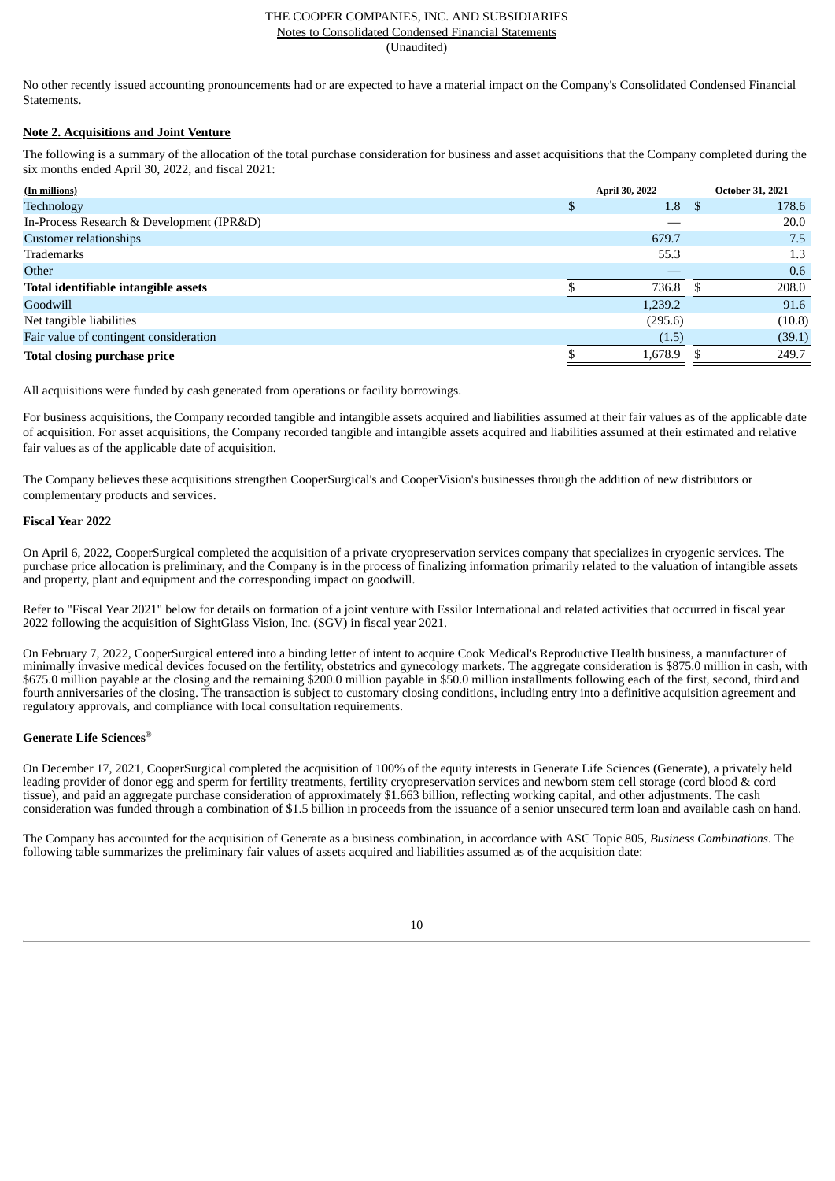No other recently issued accounting pronouncements had or are expected to have a material impact on the Company's Consolidated Condensed Financial Statements.

**Note 2. Acquisitions and Joint Venture**

The following is a summary of the allocation of the total purchase consideration for business and asset acquisitions that the Company completed during the six months ended April 30, 2022, and fiscal 2021:

| (In millions) | April 30, 2022 | October 31, 2021 |
|---|---|---|
| Technology | $ 1.8 | $ 178.6 |
| In-Process Research & Development (IPR&D) | — | 20.0 |
| Customer relationships | 679.7 | 7.5 |
| Trademarks | 55.3 | 1.3 |
| Other | — | 0.6 |
| **Total identifiable intangible assets** | $ 736.8 | $ 208.0 |
| Goodwill | 1,239.2 | 91.6 |
| Net tangible liabilities | (295.6) | (10.8) |
| Fair value of contingent consideration | (1.5) | (39.1) |
| **Total closing purchase price** | $ 1,678.9 | $ 249.7 |

All acquisitions were funded by cash generated from operations or facility borrowings.

For business acquisitions, the Company recorded tangible and intangible assets acquired and liabilities assumed at their fair values as of the applicable date of acquisition. For asset acquisitions, the Company recorded tangible and intangible assets acquired and liabilities assumed at their estimated and relative fair values as of the applicable date of acquisition.

The Company believes these acquisitions strengthen CooperSurgical's and CooperVision's businesses through the addition of new distributors or complementary products and services.

**Fiscal Year 2022**

On April 6, 2022, CooperSurgical completed the acquisition of a private cryopreservation services company that specializes in cryogenic services. The purchase price allocation is preliminary, and the Company is in the process of finalizing information primarily related to the valuation of intangible assets and property, plant and equipment and the corresponding impact on goodwill.

Refer to "Fiscal Year 2021" below for details on formation of a joint venture with Essilor International and related activities that occurred in fiscal year 2022 following the acquisition of SightGlass Vision, Inc. (SGV) in fiscal year 2021.

On February 7, 2022, CooperSurgical entered into a binding letter of intent to acquire Cook Medical's Reproductive Health business, a manufacturer of minimally invasive medical devices focused on the fertility, obstetrics and gynecology markets. The aggregate consideration is $875.0 million in cash, with $675.0 million payable at the closing and the remaining $200.0 million payable in $50.0 million installments following each of the first, second, third and fourth anniversaries of the closing. The transaction is subject to customary closing conditions, including entry into a definitive acquisition agreement and regulatory approvals, and compliance with local consultation requirements.

**Generate Life Sciences®**

On December 17, 2021, CooperSurgical completed the acquisition of 100% of the equity interests in Generate Life Sciences (Generate), a privately held leading provider of donor egg and sperm for fertility treatments, fertility cryopreservation services and newborn stem cell storage (cord blood & cord tissue), and paid an aggregate purchase consideration of approximately $1.663 billion, reflecting working capital, and other adjustments. The cash consideration was funded through a combination of $1.5 billion in proceeds from the issuance of a senior unsecured term loan and available cash on hand.

The Company has accounted for the acquisition of Generate as a business combination, in accordance with ASC Topic 805, *Business Combinations*. The following table summarizes the preliminary fair values of assets acquired and liabilities assumed as of the acquisition date: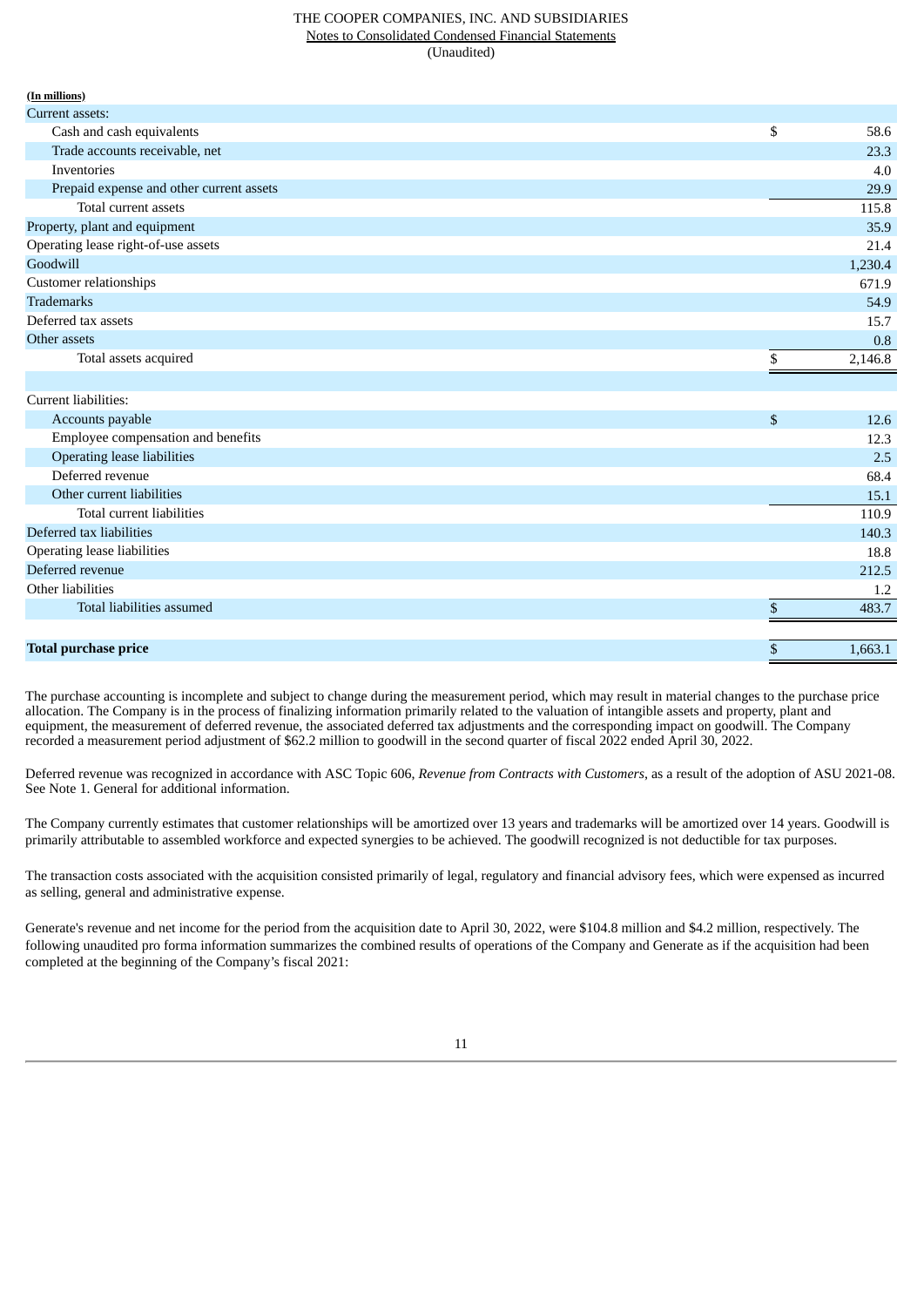THE COOPER COMPANIES, INC. AND SUBSIDIARIES
Notes to Consolidated Condensed Financial Statements
(Unaudited)

| (In millions) | | |
|---|---|---|
| Current assets: | | |
| Cash and cash equivalents | $ | 58.6 |
| Trade accounts receivable, net | | 23.3 |
| Inventories | | 4.0 |
| Prepaid expense and other current assets | | 29.9 |
| Total current assets | | 115.8 |
| Property, plant and equipment | | 35.9 |
| Operating lease right-of-use assets | | 21.4 |
| Goodwill | | 1,230.4 |
| Customer relationships | | 671.9 |
| Trademarks | | 54.9 |
| Deferred tax assets | | 15.7 |
| Other assets | | 0.8 |
| Total assets acquired | $ | 2,146.8 |
| | | |
| Current liabilities: | | |
| Accounts payable | $ | 12.6 |
| Employee compensation and benefits | | 12.3 |
| Operating lease liabilities | | 2.5 |
| Deferred revenue | | 68.4 |
| Other current liabilities | | 15.1 |
| Total current liabilities | | 110.9 |
| Deferred tax liabilities | | 140.3 |
| Operating lease liabilities | | 18.8 |
| Deferred revenue | | 212.5 |
| Other liabilities | | 1.2 |
| Total liabilities assumed | $ | 483.7 |
| | | |
| **Total purchase price** | $ | 1,663.1 |

The purchase accounting is incomplete and subject to change during the measurement period, which may result in material changes to the purchase price allocation. The Company is in the process of finalizing information primarily related to the valuation of intangible assets and property, plant and equipment, the measurement of deferred revenue, the associated deferred tax adjustments and the corresponding impact on goodwill. The Company recorded a measurement period adjustment of $62.2 million to goodwill in the second quarter of fiscal 2022 ended April 30, 2022.

Deferred revenue was recognized in accordance with ASC Topic 606, *Revenue from Contracts with Customers*, as a result of the adoption of ASU 2021-08. See Note 1. General for additional information.

The Company currently estimates that customer relationships will be amortized over 13 years and trademarks will be amortized over 14 years. Goodwill is primarily attributable to assembled workforce and expected synergies to be achieved. The goodwill recognized is not deductible for tax purposes.

The transaction costs associated with the acquisition consisted primarily of legal, regulatory and financial advisory fees, which were expensed as incurred as selling, general and administrative expense.

Generate's revenue and net income for the period from the acquisition date to April 30, 2022, were $104.8 million and $4.2 million, respectively. The following unaudited pro forma information summarizes the combined results of operations of the Company and Generate as if the acquisition had been completed at the beginning of the Company's fiscal 2021: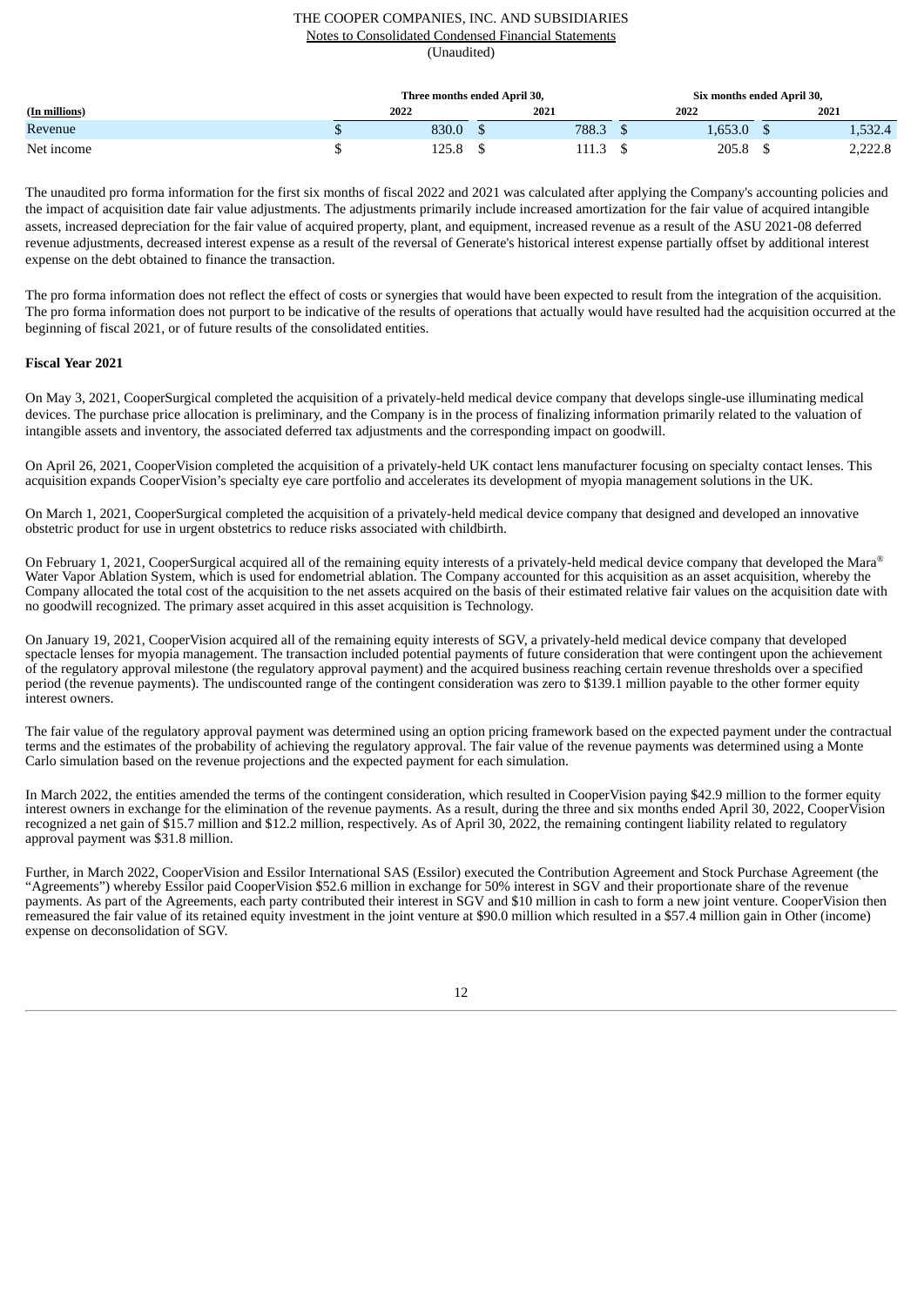| (In millions) | Three months ended April 30, | | Six months ended April 30, | |
|---|---|---|---|---|
| | 2022 | 2021 | 2022 | 2021 |
| Revenue | $ 830.0 | $ 788.3 | $ 1,653.0 | $ 1,532.4 |
| Net income | $ 125.8 | $ 111.3 | $ 205.8 | $ 2,222.8 |

The unaudited pro forma information for the first six months of fiscal 2022 and 2021 was calculated after applying the Company's accounting policies and the impact of acquisition date fair value adjustments. The adjustments primarily include increased amortization for the fair value of acquired intangible assets, increased depreciation for the fair value of acquired property, plant, and equipment, increased revenue as a result of the ASU 2021-08 deferred revenue adjustments, decreased interest expense as a result of the reversal of Generate's historical interest expense partially offset by additional interest expense on the debt obtained to finance the transaction.

The pro forma information does not reflect the effect of costs or synergies that would have been expected to result from the integration of the acquisition. The pro forma information does not purport to be indicative of the results of operations that actually would have resulted had the acquisition occurred at the beginning of fiscal 2021, or of future results of the consolidated entities.

**Fiscal Year 2021**

On May 3, 2021, CooperSurgical completed the acquisition of a privately-held medical device company that develops single-use illuminating medical devices. The purchase price allocation is preliminary, and the Company is in the process of finalizing information primarily related to the valuation of intangible assets and inventory, the associated deferred tax adjustments and the corresponding impact on goodwill.

On April 26, 2021, CooperVision completed the acquisition of a privately-held UK contact lens manufacturer focusing on specialty contact lenses. This acquisition expands CooperVision's specialty eye care portfolio and accelerates its development of myopia management solutions in the UK.

On March 1, 2021, CooperSurgical completed the acquisition of a privately-held medical device company that designed and developed an innovative obstetric product for use in urgent obstetrics to reduce risks associated with childbirth.

On February 1, 2021, CooperSurgical acquired all of the remaining equity interests of a privately-held medical device company that developed the Mara® Water Vapor Ablation System, which is used for endometrial ablation. The Company accounted for this acquisition as an asset acquisition, whereby the Company allocated the total cost of the acquisition to the net assets acquired on the basis of their estimated relative fair values on the acquisition date with no goodwill recognized. The primary asset acquired in this asset acquisition is Technology.

On January 19, 2021, CooperVision acquired all of the remaining equity interests of SGV, a privately-held medical device company that developed spectacle lenses for myopia management. The transaction included potential payments of future consideration that were contingent upon the achievement of the regulatory approval milestone (the regulatory approval payment) and the acquired business reaching certain revenue thresholds over a specified period (the revenue payments). The undiscounted range of the contingent consideration was zero to $139.1 million payable to the other former equity interest owners.

The fair value of the regulatory approval payment was determined using an option pricing framework based on the expected payment under the contractual terms and the estimates of the probability of achieving the regulatory approval. The fair value of the revenue payments was determined using a Monte Carlo simulation based on the revenue projections and the expected payment for each simulation.

In March 2022, the entities amended the terms of the contingent consideration, which resulted in CooperVision paying $42.9 million to the former equity interest owners in exchange for the elimination of the revenue payments. As a result, during the three and six months ended April 30, 2022, CooperVision recognized a net gain of $15.7 million and $12.2 million, respectively. As of April 30, 2022, the remaining contingent liability related to regulatory approval payment was $31.8 million.

Further, in March 2022, CooperVision and Essilor International SAS (Essilor) executed the Contribution Agreement and Stock Purchase Agreement (the "Agreements") whereby Essilor paid CooperVision $52.6 million in exchange for 50% interest in SGV and their proportionate share of the revenue payments. As part of the Agreements, each party contributed their interest in SGV and $10 million in cash to form a new joint venture. CooperVision then remeasured the fair value of its retained equity investment in the joint venture at $90.0 million which resulted in a $57.4 million gain in Other (income) expense on deconsolidation of SGV.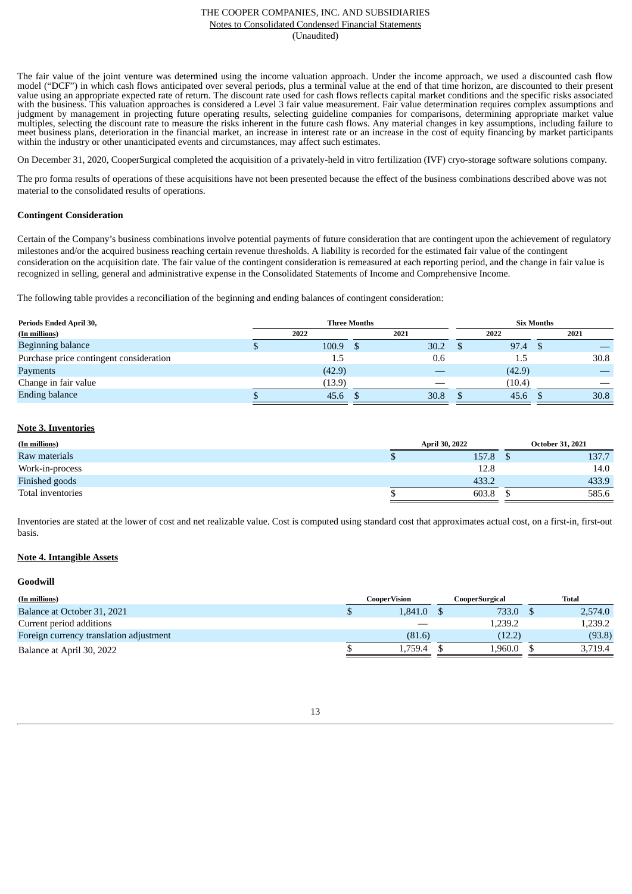The fair value of the joint venture was determined using the income valuation approach. Under the income approach, we used a discounted cash flow model ("DCF") in which cash flows anticipated over several periods, plus a terminal value at the end of that time horizon, are discounted to their present value using an appropriate expected rate of return. The discount rate used for cash flows reflects capital market conditions and the specific risks associated with the business. This valuation approaches is considered a Level 3 fair value measurement. Fair value determination requires complex assumptions and judgment by management in projecting future operating results, selecting guideline companies for comparisons, determining appropriate market value multiples, selecting the discount rate to measure the risks inherent in the future cash flows. Any material changes in key assumptions, including failure to meet business plans, deterioration in the financial market, an increase in interest rate or an increase in the cost of equity financing by market participants within the industry or other unanticipated events and circumstances, may affect such estimates.

On December 31, 2020, CooperSurgical completed the acquisition of a privately-held in vitro fertilization (IVF) cryo-storage software solutions company.

The pro forma results of operations of these acquisitions have not been presented because the effect of the business combinations described above was not material to the consolidated results of operations.

**Contingent Consideration**

Certain of the Company's business combinations involve potential payments of future consideration that are contingent upon the achievement of regulatory milestones and/or the acquired business reaching certain revenue thresholds. A liability is recorded for the estimated fair value of the contingent consideration on the acquisition date. The fair value of the contingent consideration is remeasured at each reporting period, and the change in fair value is recognized in selling, general and administrative expense in the Consolidated Statements of Income and Comprehensive Income.

The following table provides a reconciliation of the beginning and ending balances of contingent consideration:

| Periods Ended April 30, | Three Months | | Six Months | |
|---|---|---|---|---|
| (In millions) | 2022 | 2021 | 2022 | 2021 |
| Beginning balance | $ 100.9 | $ 30.2 | $ 97.4 | $ — |
| Purchase price contingent consideration | 1.5 | 0.6 | 1.5 | 30.8 |
| Payments | (42.9) | — | (42.9) | — |
| Change in fair value | (13.9) | — | (10.4) | — |
| Ending balance | $ 45.6 | $ 30.8 | $ 45.6 | $ 30.8 |

## Note 3. Inventories

| (In millions) | April 30, 2022 | October 31, 2021 |
|---|---|---|
| Raw materials | $ 157.8 | $ 137.7 |
| Work-in-process | 12.8 | 14.0 |
| Finished goods | 433.2 | 433.9 |
| Total inventories | $ 603.8 | $ 585.6 |

Inventories are stated at the lower of cost and net realizable value. Cost is computed using standard cost that approximates actual cost, on a first-in, first-out basis.

## Note 4. Intangible Assets

**Goodwill**

| (In millions) | CooperVision | CooperSurgical | Total |
|---|---|---|---|
| Balance at October 31, 2021 | $ 1,841.0 | $ 733.0 | $ 2,574.0 |
| Current period additions | — | 1,239.2 | 1,239.2 |
| Foreign currency translation adjustment | (81.6) | (12.2) | (93.8) |
| Balance at April 30, 2022 | $ 1,759.4 | $ 1,960.0 | $ 3,719.4 |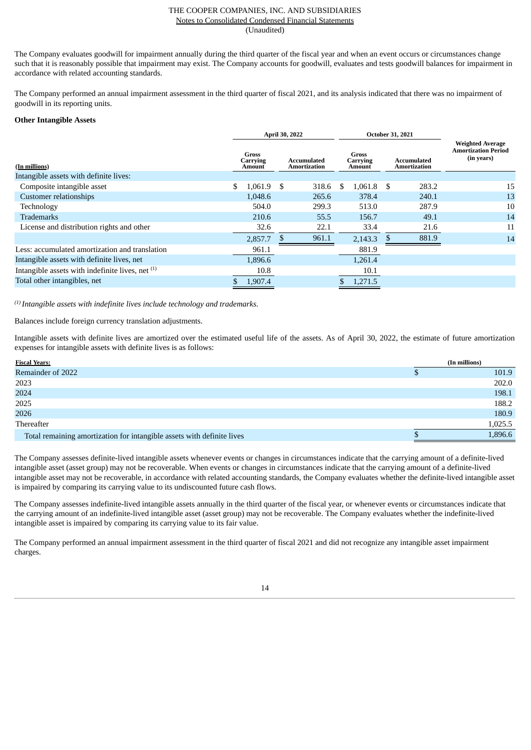The Company evaluates goodwill for impairment annually during the third quarter of the fiscal year and when an event occurs or circumstances change such that it is reasonably possible that impairment may exist. The Company accounts for goodwill, evaluates and tests goodwill balances for impairment in accordance with related accounting standards.

The Company performed an annual impairment assessment in the third quarter of fiscal 2021, and its analysis indicated that there was no impairment of goodwill in its reporting units.

**Other Intangible Assets**

| (In millions) | April 30, 2022 | | October 31, 2021 | | Weighted Average Amortization Period (in years) |
|---|---|---|---|---|---|
| | Gross Carrying Amount | Accumulated Amortization | Gross Carrying Amount | Accumulated Amortization | |
| Intangible assets with definite lives: | | | | | |
| Composite intangible asset | $ 1,061.9 | $ 318.6 | $ 1,061.8 | $ 283.2 | 15 |
| Customer relationships | 1,048.6 | 265.6 | 378.4 | 240.1 | 13 |
| Technology | 504.0 | 299.3 | 513.0 | 287.9 | 10 |
| Trademarks | 210.6 | 55.5 | 156.7 | 49.1 | 14 |
| License and distribution rights and other | 32.6 | 22.1 | 33.4 | 21.6 | 11 |
| | 2,857.7 | $ 961.1 | 2,143.3 | $ 881.9 | 14 |
| Less: accumulated amortization and translation | 961.1 | | 881.9 | | |
| Intangible assets with definite lives, net | 1,896.6 | | 1,261.4 | | |
| Intangible assets with indefinite lives, net [(1)] | 10.8 | | 10.1 | | |
| Total other intangibles, net | $ 1,907.4 | | $ 1,271.5 | | |

[(1)] *Intangible assets with indefinite lives include technology and trademarks.*

Balances include foreign currency translation adjustments.

Intangible assets with definite lives are amortized over the estimated useful life of the assets. As of April 30, 2022, the estimate of future amortization expenses for intangible assets with definite lives is as follows:

| Fiscal Years: | (In millions) |
|---|---|
| Remainder of 2022 | $ 101.9 |
| 2023 | 202.0 |
| 2024 | 198.1 |
| 2025 | 188.2 |
| 2026 | 180.9 |
| Thereafter | 1,025.5 |
| Total remaining amortization for intangible assets with definite lives | $ 1,896.6 |

The Company assesses definite-lived intangible assets whenever events or changes in circumstances indicate that the carrying amount of a definite-lived intangible asset (asset group) may not be recoverable. When events or changes in circumstances indicate that the carrying amount of a definite-lived intangible asset may not be recoverable, in accordance with related accounting standards, the Company evaluates whether the definite-lived intangible asset is impaired by comparing its carrying value to its undiscounted future cash flows.

The Company assesses indefinite-lived intangible assets annually in the third quarter of the fiscal year, or whenever events or circumstances indicate that the carrying amount of an indefinite-lived intangible asset (asset group) may not be recoverable. The Company evaluates whether the indefinite-lived intangible asset is impaired by comparing its carrying value to its fair value.

The Company performed an annual impairment assessment in the third quarter of fiscal 2021 and did not recognize any intangible asset impairment charges.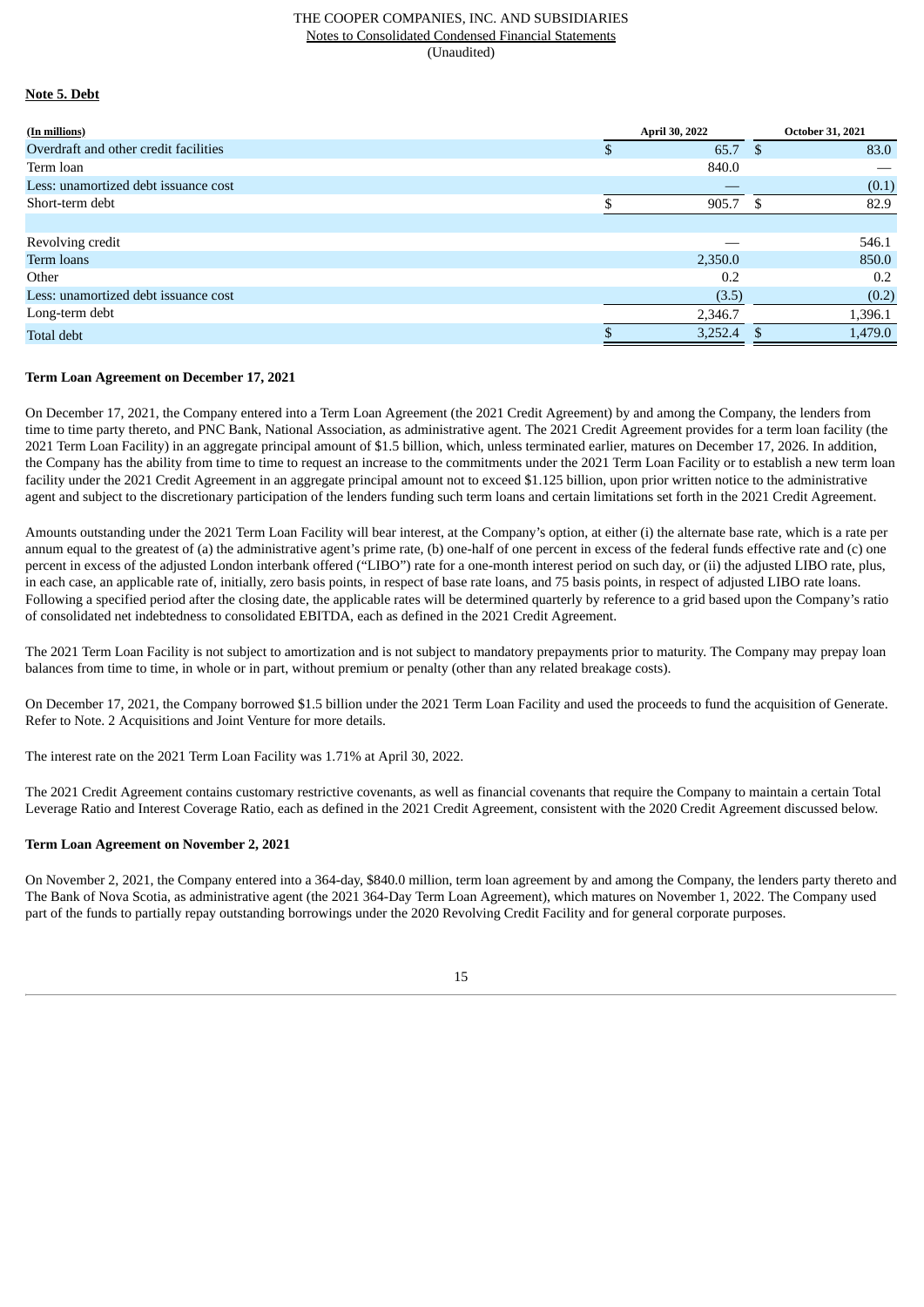**Note 5. Debt**

| (In millions) | April 30, 2022 | October 31, 2021 |
|---|---|---|
| Overdraft and other credit facilities | $ 65.7 | $ 83.0 |
| Term loan | 840.0 | — |
| Less: unamortized debt issuance cost | — | (0.1) |
| Short-term debt | $ 905.7 | $ 82.9 |
| | | |
| Revolving credit | — | 546.1 |
| Term loans | 2,350.0 | 850.0 |
| Other | 0.2 | 0.2 |
| Less: unamortized debt issuance cost | (3.5) | (0.2) |
| Long-term debt | 2,346.7 | 1,396.1 |
| Total debt | $ 3,252.4 | $ 1,479.0 |

**Term Loan Agreement on December 17, 2021**

On December 17, 2021, the Company entered into a Term Loan Agreement (the 2021 Credit Agreement) by and among the Company, the lenders from time to time party thereto, and PNC Bank, National Association, as administrative agent. The 2021 Credit Agreement provides for a term loan facility (the 2021 Term Loan Facility) in an aggregate principal amount of $1.5 billion, which, unless terminated earlier, matures on December 17, 2026. In addition, the Company has the ability from time to time to request an increase to the commitments under the 2021 Term Loan Facility or to establish a new term loan facility under the 2021 Credit Agreement in an aggregate principal amount not to exceed $1.125 billion, upon prior written notice to the administrative agent and subject to the discretionary participation of the lenders funding such term loans and certain limitations set forth in the 2021 Credit Agreement.

Amounts outstanding under the 2021 Term Loan Facility will bear interest, at the Company's option, at either (i) the alternate base rate, which is a rate per annum equal to the greatest of (a) the administrative agent's prime rate, (b) one-half of one percent in excess of the federal funds effective rate and (c) one percent in excess of the adjusted London interbank offered ("LIBO") rate for a one-month interest period on such day, or (ii) the adjusted LIBO rate, plus, in each case, an applicable rate of, initially, zero basis points, in respect of base rate loans, and 75 basis points, in respect of adjusted LIBO rate loans. Following a specified period after the closing date, the applicable rates will be determined quarterly by reference to a grid based upon the Company's ratio of consolidated net indebtedness to consolidated EBITDA, each as defined in the 2021 Credit Agreement.

The 2021 Term Loan Facility is not subject to amortization and is not subject to mandatory prepayments prior to maturity. The Company may prepay loan balances from time to time, in whole or in part, without premium or penalty (other than any related breakage costs).

On December 17, 2021, the Company borrowed $1.5 billion under the 2021 Term Loan Facility and used the proceeds to fund the acquisition of Generate. Refer to Note. 2 Acquisitions and Joint Venture for more details.

The interest rate on the 2021 Term Loan Facility was 1.71% at April 30, 2022.

The 2021 Credit Agreement contains customary restrictive covenants, as well as financial covenants that require the Company to maintain a certain Total Leverage Ratio and Interest Coverage Ratio, each as defined in the 2021 Credit Agreement, consistent with the 2020 Credit Agreement discussed below.

**Term Loan Agreement on November 2, 2021**

On November 2, 2021, the Company entered into a 364-day, $840.0 million, term loan agreement by and among the Company, the lenders party thereto and The Bank of Nova Scotia, as administrative agent (the 2021 364-Day Term Loan Agreement), which matures on November 1, 2022. The Company used part of the funds to partially repay outstanding borrowings under the 2020 Revolving Credit Facility and for general corporate purposes.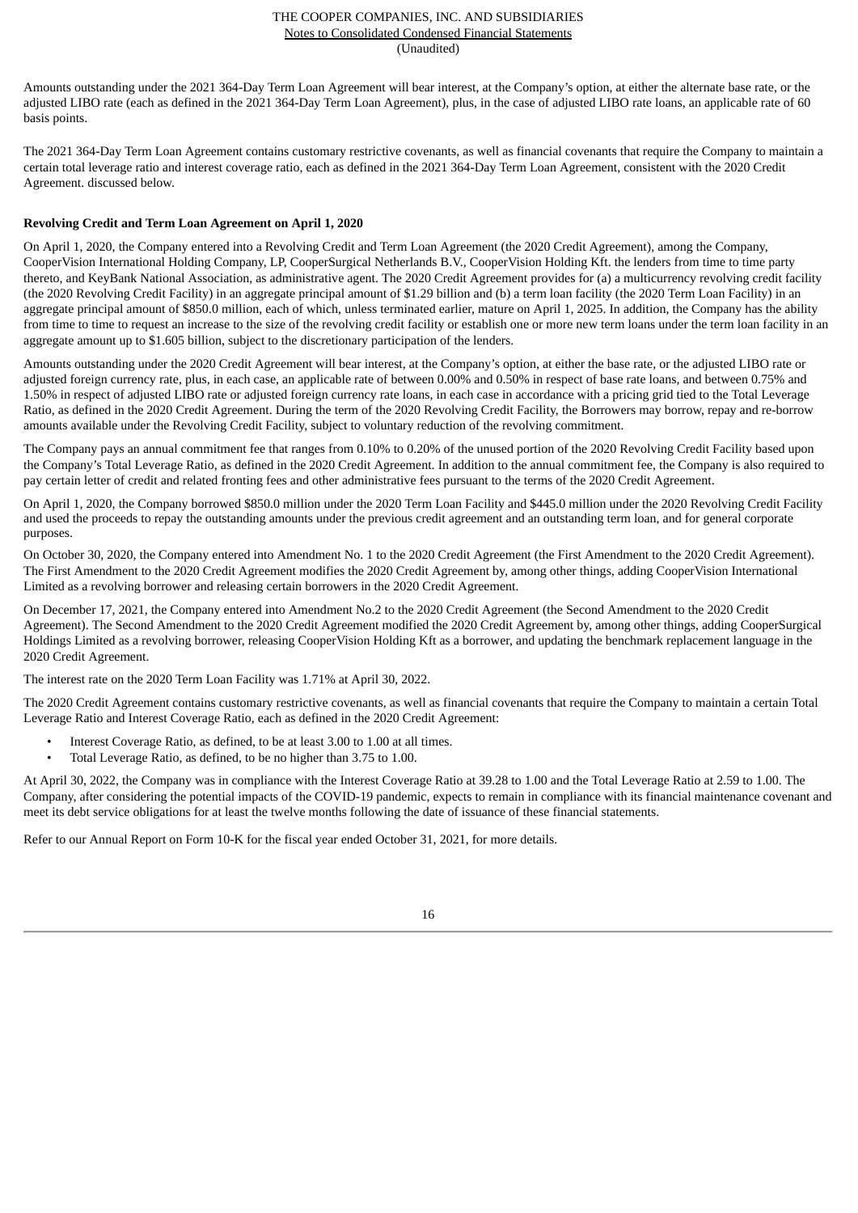Amounts outstanding under the 2021 364-Day Term Loan Agreement will bear interest, at the Company's option, at either the alternate base rate, or the adjusted LIBO rate (each as defined in the 2021 364-Day Term Loan Agreement), plus, in the case of adjusted LIBO rate loans, an applicable rate of 60 basis points.

The 2021 364-Day Term Loan Agreement contains customary restrictive covenants, as well as financial covenants that require the Company to maintain a certain total leverage ratio and interest coverage ratio, each as defined in the 2021 364-Day Term Loan Agreement, consistent with the 2020 Credit Agreement. discussed below.

**Revolving Credit and Term Loan Agreement on April 1, 2020**

On April 1, 2020, the Company entered into a Revolving Credit and Term Loan Agreement (the 2020 Credit Agreement), among the Company, CooperVision International Holding Company, LP, CooperSurgical Netherlands B.V., CooperVision Holding Kft. the lenders from time to time party thereto, and KeyBank National Association, as administrative agent. The 2020 Credit Agreement provides for (a) a multicurrency revolving credit facility (the 2020 Revolving Credit Facility) in an aggregate principal amount of $1.29 billion and (b) a term loan facility (the 2020 Term Loan Facility) in an aggregate principal amount of $850.0 million, each of which, unless terminated earlier, mature on April 1, 2025. In addition, the Company has the ability from time to time to request an increase to the size of the revolving credit facility or establish one or more new term loans under the term loan facility in an aggregate amount up to $1.605 billion, subject to the discretionary participation of the lenders.

Amounts outstanding under the 2020 Credit Agreement will bear interest, at the Company's option, at either the base rate, or the adjusted LIBO rate or adjusted foreign currency rate, plus, in each case, an applicable rate of between 0.00% and 0.50% in respect of base rate loans, and between 0.75% and 1.50% in respect of adjusted LIBO rate or adjusted foreign currency rate loans, in each case in accordance with a pricing grid tied to the Total Leverage Ratio, as defined in the 2020 Credit Agreement. During the term of the 2020 Revolving Credit Facility, the Borrowers may borrow, repay and re-borrow amounts available under the Revolving Credit Facility, subject to voluntary reduction of the revolving commitment.

The Company pays an annual commitment fee that ranges from 0.10% to 0.20% of the unused portion of the 2020 Revolving Credit Facility based upon the Company's Total Leverage Ratio, as defined in the 2020 Credit Agreement. In addition to the annual commitment fee, the Company is also required to pay certain letter of credit and related fronting fees and other administrative fees pursuant to the terms of the 2020 Credit Agreement.

On April 1, 2020, the Company borrowed $850.0 million under the 2020 Term Loan Facility and $445.0 million under the 2020 Revolving Credit Facility and used the proceeds to repay the outstanding amounts under the previous credit agreement and an outstanding term loan, and for general corporate purposes.

On October 30, 2020, the Company entered into Amendment No. 1 to the 2020 Credit Agreement (the First Amendment to the 2020 Credit Agreement). The First Amendment to the 2020 Credit Agreement modifies the 2020 Credit Agreement by, among other things, adding CooperVision International Limited as a revolving borrower and releasing certain borrowers in the 2020 Credit Agreement.

On December 17, 2021, the Company entered into Amendment No.2 to the 2020 Credit Agreement (the Second Amendment to the 2020 Credit Agreement). The Second Amendment to the 2020 Credit Agreement modified the 2020 Credit Agreement by, among other things, adding CooperSurgical Holdings Limited as a revolving borrower, releasing CooperVision Holding Kft as a borrower, and updating the benchmark replacement language in the 2020 Credit Agreement.

The interest rate on the 2020 Term Loan Facility was 1.71% at April 30, 2022.

The 2020 Credit Agreement contains customary restrictive covenants, as well as financial covenants that require the Company to maintain a certain Total Leverage Ratio and Interest Coverage Ratio, each as defined in the 2020 Credit Agreement:

- Interest Coverage Ratio, as defined, to be at least 3.00 to 1.00 at all times.
- Total Leverage Ratio, as defined, to be no higher than 3.75 to 1.00.

At April 30, 2022, the Company was in compliance with the Interest Coverage Ratio at 39.28 to 1.00 and the Total Leverage Ratio at 2.59 to 1.00. The Company, after considering the potential impacts of the COVID-19 pandemic, expects to remain in compliance with its financial maintenance covenant and meet its debt service obligations for at least the twelve months following the date of issuance of these financial statements.

Refer to our Annual Report on Form 10-K for the fiscal year ended October 31, 2021, for more details.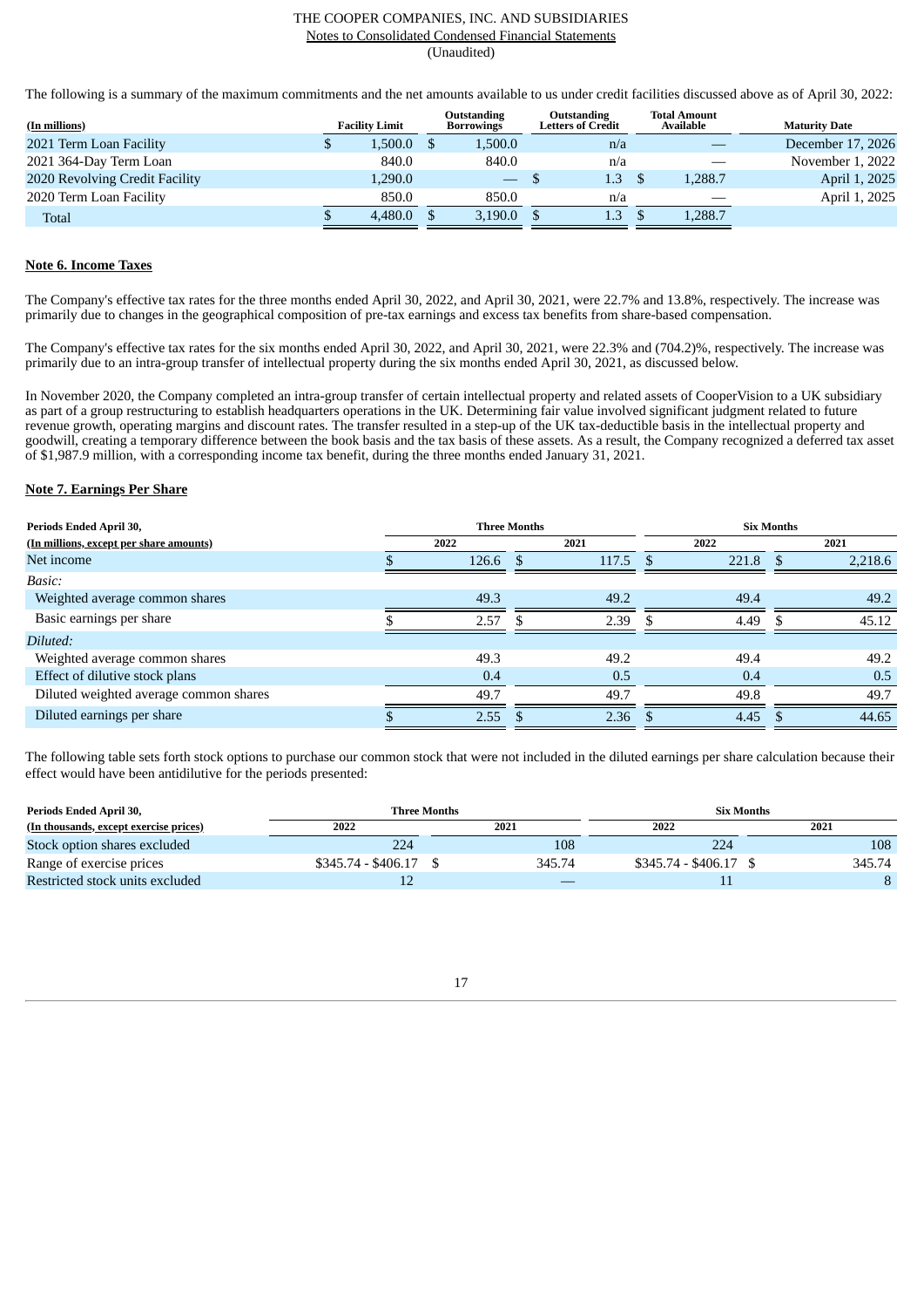The following is a summary of the maximum commitments and the net amounts available to us under credit facilities discussed above as of April 30, 2022:

| (In millions) | Facility Limit | Outstanding Borrowings | Outstanding Letters of Credit | Total Amount Available | Maturity Date |
|---|---|---|---|---|---|
| 2021 Term Loan Facility | $ 1,500.0 | $ 1,500.0 | n/a | — | December 17, 2026 |
| 2021 364-Day Term Loan | 840.0 | 840.0 | n/a | — | November 1, 2022 |
| 2020 Revolving Credit Facility | 1,290.0 | — | $ 1.3 | $ 1,288.7 | April 1, 2025 |
| 2020 Term Loan Facility | 850.0 | 850.0 | n/a | — | April 1, 2025 |
| Total | $ 4,480.0 | $ 3,190.0 | $ 1.3 | $ 1,288.7 | |

## Note 6. Income Taxes

The Company's effective tax rates for the three months ended April 30, 2022, and April 30, 2021, were 22.7% and 13.8%, respectively. The increase was primarily due to changes in the geographical composition of pre-tax earnings and excess tax benefits from share-based compensation.

The Company's effective tax rates for the six months ended April 30, 2022, and April 30, 2021, were 22.3% and (704.2)%, respectively. The increase was primarily due to an intra-group transfer of intellectual property during the six months ended April 30, 2021, as discussed below.

In November 2020, the Company completed an intra-group transfer of certain intellectual property and related assets of CooperVision to a UK subsidiary as part of a group restructuring to establish headquarters operations in the UK. Determining fair value involved significant judgment related to future revenue growth, operating margins and discount rates. The transfer resulted in a step-up of the UK tax-deductible basis in the intellectual property and goodwill, creating a temporary difference between the book basis and the tax basis of these assets. As a result, the Company recognized a deferred tax asset of $1,987.9 million, with a corresponding income tax benefit, during the three months ended January 31, 2021.

## Note 7. Earnings Per Share

| Periods Ended April 30, | Three Months | | Six Months | |
|---|---|---|---|---|
| (In millions, except per share amounts) | 2022 | 2021 | 2022 | 2021 |
| Net income | $ 126.6 | $ 117.5 | $ 221.8 | $ 2,218.6 |
| *Basic:* | | | | |
| Weighted average common shares | 49.3 | 49.2 | 49.4 | 49.2 |
| Basic earnings per share | $ 2.57 | $ 2.39 | $ 4.49 | $ 45.12 |
| *Diluted:* | | | | |
| Weighted average common shares | 49.3 | 49.2 | 49.4 | 49.2 |
| Effect of dilutive stock plans | 0.4 | 0.5 | 0.4 | 0.5 |
| Diluted weighted average common shares | 49.7 | 49.7 | 49.8 | 49.7 |
| Diluted earnings per share | $ 2.55 | $ 2.36 | $ 4.45 | $ 44.65 |

The following table sets forth stock options to purchase our common stock that were not included in the diluted earnings per share calculation because their effect would have been antidilutive for the periods presented:

| Periods Ended April 30, | Three Months | | Six Months | |
|---|---|---|---|---|
| (In thousands, except exercise prices) | 2022 | 2021 | 2022 | 2021 |
| Stock option shares excluded | 224 | 108 | 224 | 108 |
| Range of exercise prices | $345.74 - $406.17 | $ 345.74 | $345.74 - $406.17 | $ 345.74 |
| Restricted stock units excluded | 12 | — | 11 | 8 |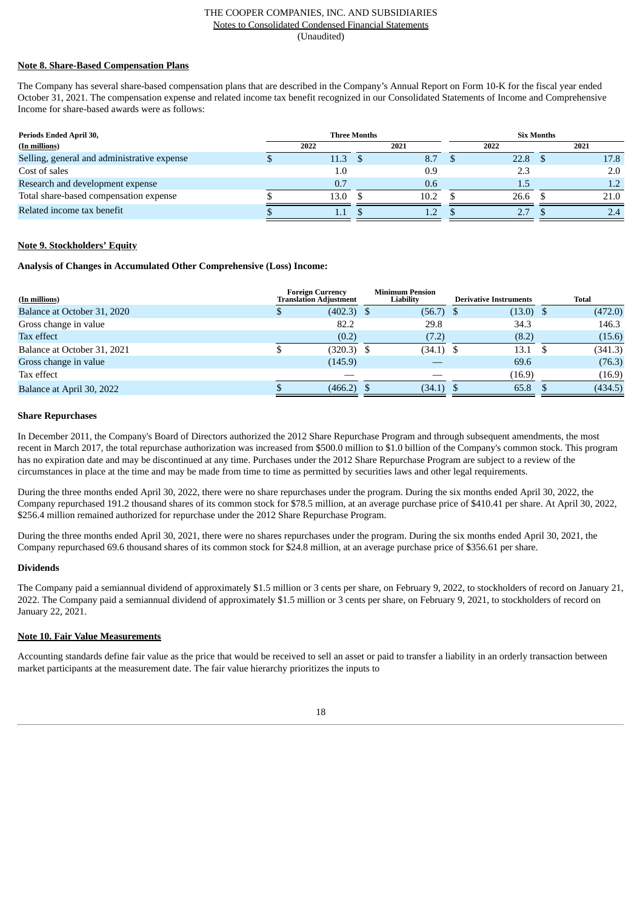THE COOPER COMPANIES, INC. AND SUBSIDIARIES
Notes to Consolidated Condensed Financial Statements
(Unaudited)

**Note 8. Share-Based Compensation Plans**

The Company has several share-based compensation plans that are described in the Company's Annual Report on Form 10-K for the fiscal year ended October 31, 2021. The compensation expense and related income tax benefit recognized in our Consolidated Statements of Income and Comprehensive Income for share-based awards were as follows:

| Periods Ended April 30, | Three Months | | Six Months | |
|---|---|---|---|---|
| (In millions) | 2022 | 2021 | 2022 | 2021 |
| Selling, general and administrative expense | $ 11.3 | $ 8.7 | $ 22.8 | $ 17.8 |
| Cost of sales | 1.0 | 0.9 | 2.3 | 2.0 |
| Research and development expense | 0.7 | 0.6 | 1.5 | 1.2 |
| Total share-based compensation expense | $ 13.0 | $ 10.2 | $ 26.6 | $ 21.0 |
| Related income tax benefit | $ 1.1 | $ 1.2 | $ 2.7 | $ 2.4 |

**Note 9. Stockholders' Equity**

**Analysis of Changes in Accumulated Other Comprehensive (Loss) Income:**

| (In millions) | Foreign Currency Translation Adjustment | Minimum Pension Liability | Derivative Instruments | Total |
|---|---|---|---|---|
| Balance at October 31, 2020 | $ (402.3) | $ (56.7) | $ (13.0) | $ (472.0) |
| Gross change in value | 82.2 | 29.8 | 34.3 | 146.3 |
| Tax effect | (0.2) | (7.2) | (8.2) | (15.6) |
| Balance at October 31, 2021 | $ (320.3) | $ (34.1) | $ 13.1 | $ (341.3) |
| Gross change in value | (145.9) | — | 69.6 | (76.3) |
| Tax effect | — | — | (16.9) | (16.9) |
| Balance at April 30, 2022 | $ (466.2) | $ (34.1) | $ 65.8 | $ (434.5) |

**Share Repurchases**

In December 2011, the Company's Board of Directors authorized the 2012 Share Repurchase Program and through subsequent amendments, the most recent in March 2017, the total repurchase authorization was increased from $500.0 million to $1.0 billion of the Company's common stock. This program has no expiration date and may be discontinued at any time. Purchases under the 2012 Share Repurchase Program are subject to a review of the circumstances in place at the time and may be made from time to time as permitted by securities laws and other legal requirements.

During the three months ended April 30, 2022, there were no share repurchases under the program. During the six months ended April 30, 2022, the Company repurchased 191.2 thousand shares of its common stock for $78.5 million, at an average purchase price of $410.41 per share. At April 30, 2022, $256.4 million remained authorized for repurchase under the 2012 Share Repurchase Program.

During the three months ended April 30, 2021, there were no shares repurchases under the program. During the six months ended April 30, 2021, the Company repurchased 69.6 thousand shares of its common stock for $24.8 million, at an average purchase price of $356.61 per share.

**Dividends**

The Company paid a semiannual dividend of approximately $1.5 million or 3 cents per share, on February 9, 2022, to stockholders of record on January 21, 2022. The Company paid a semiannual dividend of approximately $1.5 million or 3 cents per share, on February 9, 2021, to stockholders of record on January 22, 2021.

**Note 10. Fair Value Measurements**

Accounting standards define fair value as the price that would be received to sell an asset or paid to transfer a liability in an orderly transaction between market participants at the measurement date. The fair value hierarchy prioritizes the inputs to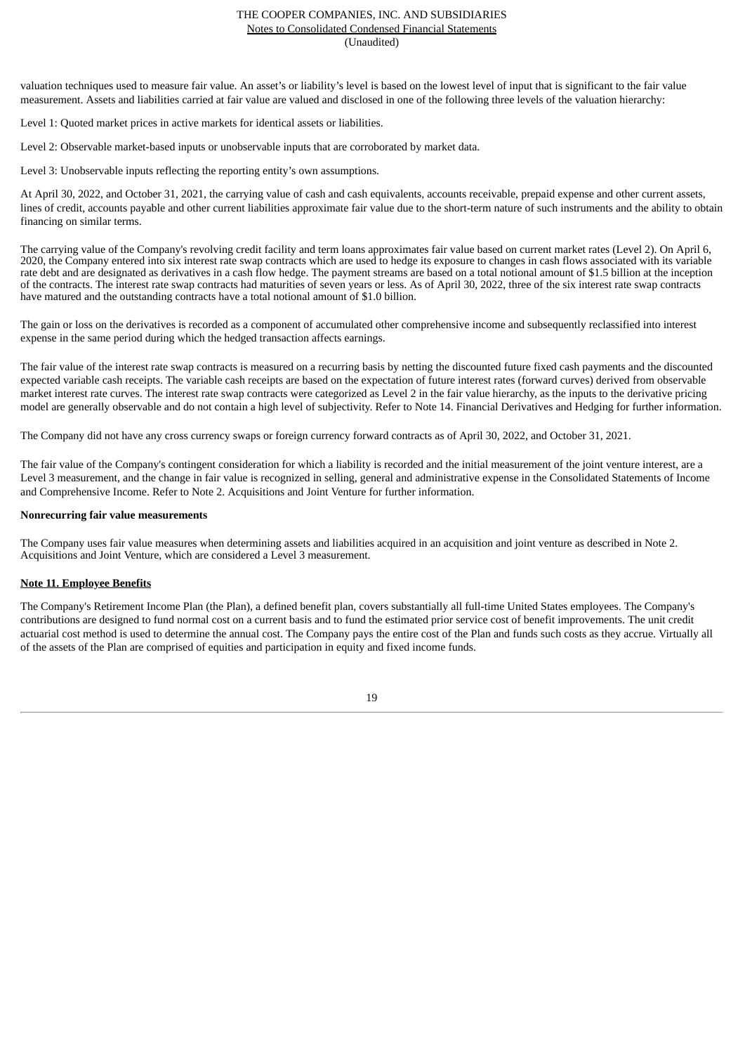valuation techniques used to measure fair value. An asset's or liability's level is based on the lowest level of input that is significant to the fair value measurement. Assets and liabilities carried at fair value are valued and disclosed in one of the following three levels of the valuation hierarchy:

Level 1: Quoted market prices in active markets for identical assets or liabilities.

Level 2: Observable market-based inputs or unobservable inputs that are corroborated by market data.

Level 3: Unobservable inputs reflecting the reporting entity's own assumptions.

At April 30, 2022, and October 31, 2021, the carrying value of cash and cash equivalents, accounts receivable, prepaid expense and other current assets, lines of credit, accounts payable and other current liabilities approximate fair value due to the short-term nature of such instruments and the ability to obtain financing on similar terms.

The carrying value of the Company's revolving credit facility and term loans approximates fair value based on current market rates (Level 2). On April 6, 2020, the Company entered into six interest rate swap contracts which are used to hedge its exposure to changes in cash flows associated with its variable rate debt and are designated as derivatives in a cash flow hedge. The payment streams are based on a total notional amount of $1.5 billion at the inception of the contracts. The interest rate swap contracts had maturities of seven years or less. As of April 30, 2022, three of the six interest rate swap contracts have matured and the outstanding contracts have a total notional amount of $1.0 billion.

The gain or loss on the derivatives is recorded as a component of accumulated other comprehensive income and subsequently reclassified into interest expense in the same period during which the hedged transaction affects earnings.

The fair value of the interest rate swap contracts is measured on a recurring basis by netting the discounted future fixed cash payments and the discounted expected variable cash receipts. The variable cash receipts are based on the expectation of future interest rates (forward curves) derived from observable market interest rate curves. The interest rate swap contracts were categorized as Level 2 in the fair value hierarchy, as the inputs to the derivative pricing model are generally observable and do not contain a high level of subjectivity. Refer to Note 14. Financial Derivatives and Hedging for further information.

The Company did not have any cross currency swaps or foreign currency forward contracts as of April 30, 2022, and October 31, 2021.

The fair value of the Company's contingent consideration for which a liability is recorded and the initial measurement of the joint venture interest, are a Level 3 measurement, and the change in fair value is recognized in selling, general and administrative expense in the Consolidated Statements of Income and Comprehensive Income. Refer to Note 2. Acquisitions and Joint Venture for further information.

**Nonrecurring fair value measurements**

The Company uses fair value measures when determining assets and liabilities acquired in an acquisition and joint venture as described in Note 2. Acquisitions and Joint Venture, which are considered a Level 3 measurement.

**Note 11. Employee Benefits**

The Company's Retirement Income Plan (the Plan), a defined benefit plan, covers substantially all full-time United States employees. The Company's contributions are designed to fund normal cost on a current basis and to fund the estimated prior service cost of benefit improvements. The unit credit actuarial cost method is used to determine the annual cost. The Company pays the entire cost of the Plan and funds such costs as they accrue. Virtually all of the assets of the Plan are comprised of equities and participation in equity and fixed income funds.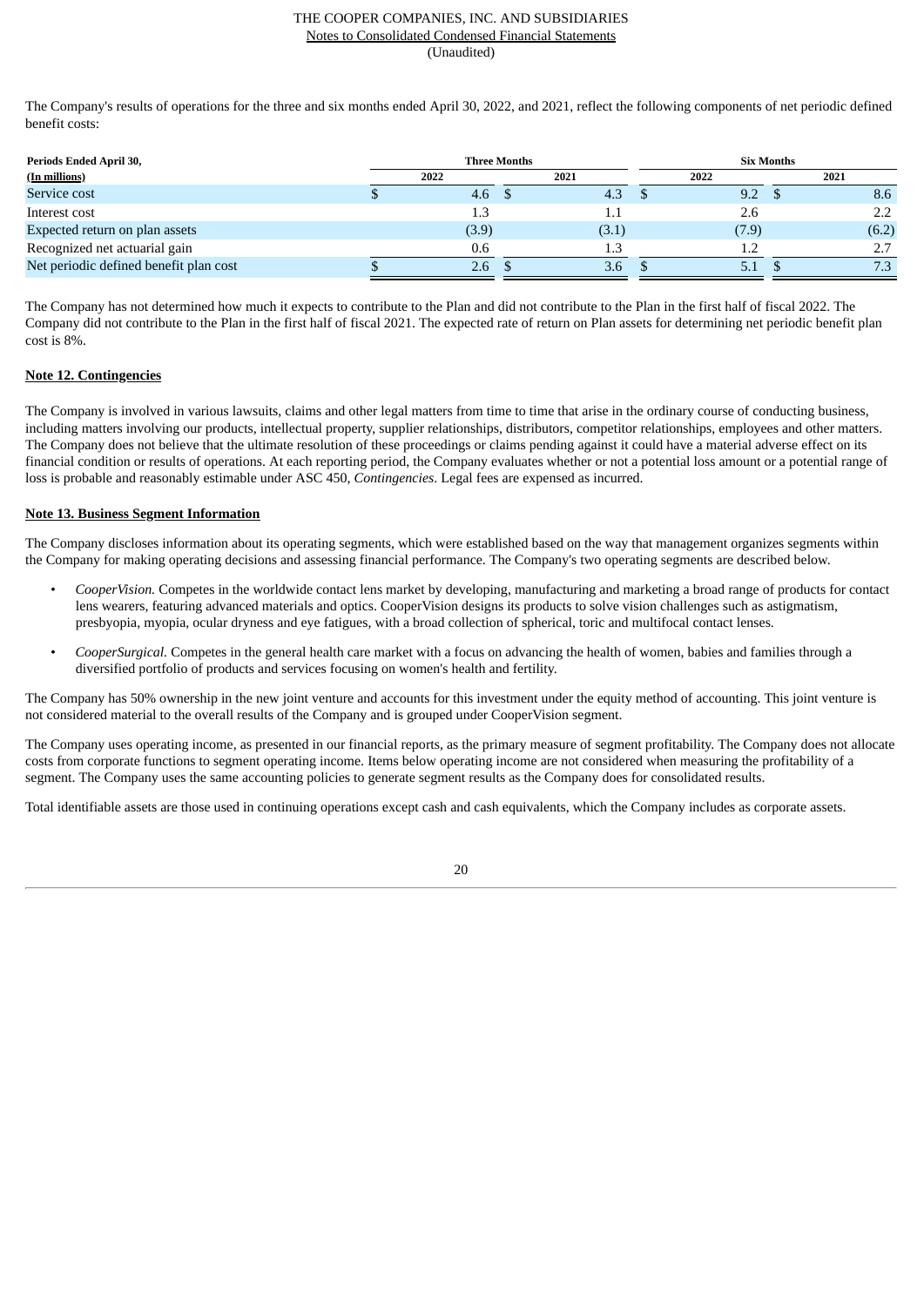The Company's results of operations for the three and six months ended April 30, 2022, and 2021, reflect the following components of net periodic defined benefit costs:

| Periods Ended April 30, | Three Months | | Six Months | |
|---|---|---|---|---|
| (In millions) | 2022 | 2021 | 2022 | 2021 |
| Service cost | $ 4.6 | $ 4.3 | $ 9.2 | $ 8.6 |
| Interest cost | 1.3 | 1.1 | 2.6 | 2.2 |
| Expected return on plan assets | (3.9) | (3.1) | (7.9) | (6.2) |
| Recognized net actuarial gain | 0.6 | 1.3 | 1.2 | 2.7 |
| Net periodic defined benefit plan cost | $ 2.6 | $ 3.6 | $ 5.1 | $ 7.3 |

The Company has not determined how much it expects to contribute to the Plan and did not contribute to the Plan in the first half of fiscal 2022. The Company did not contribute to the Plan in the first half of fiscal 2021. The expected rate of return on Plan assets for determining net periodic benefit plan cost is 8%.

## Note 12. Contingencies

The Company is involved in various lawsuits, claims and other legal matters from time to time that arise in the ordinary course of conducting business, including matters involving our products, intellectual property, supplier relationships, distributors, competitor relationships, employees and other matters. The Company does not believe that the ultimate resolution of these proceedings or claims pending against it could have a material adverse effect on its financial condition or results of operations. At each reporting period, the Company evaluates whether or not a potential loss amount or a potential range of loss is probable and reasonably estimable under ASC 450, *Contingencies*. Legal fees are expensed as incurred.

## Note 13. Business Segment Information

The Company discloses information about its operating segments, which were established based on the way that management organizes segments within the Company for making operating decisions and assessing financial performance. The Company's two operating segments are described below.

- *CooperVision.* Competes in the worldwide contact lens market by developing, manufacturing and marketing a broad range of products for contact lens wearers, featuring advanced materials and optics. CooperVision designs its products to solve vision challenges such as astigmatism, presbyopia, myopia, ocular dryness and eye fatigues, with a broad collection of spherical, toric and multifocal contact lenses.
- *CooperSurgical.* Competes in the general health care market with a focus on advancing the health of women, babies and families through a diversified portfolio of products and services focusing on women's health and fertility.

The Company has 50% ownership in the new joint venture and accounts for this investment under the equity method of accounting. This joint venture is not considered material to the overall results of the Company and is grouped under CooperVision segment.

The Company uses operating income, as presented in our financial reports, as the primary measure of segment profitability. The Company does not allocate costs from corporate functions to segment operating income. Items below operating income are not considered when measuring the profitability of a segment. The Company uses the same accounting policies to generate segment results as the Company does for consolidated results.

Total identifiable assets are those used in continuing operations except cash and cash equivalents, which the Company includes as corporate assets.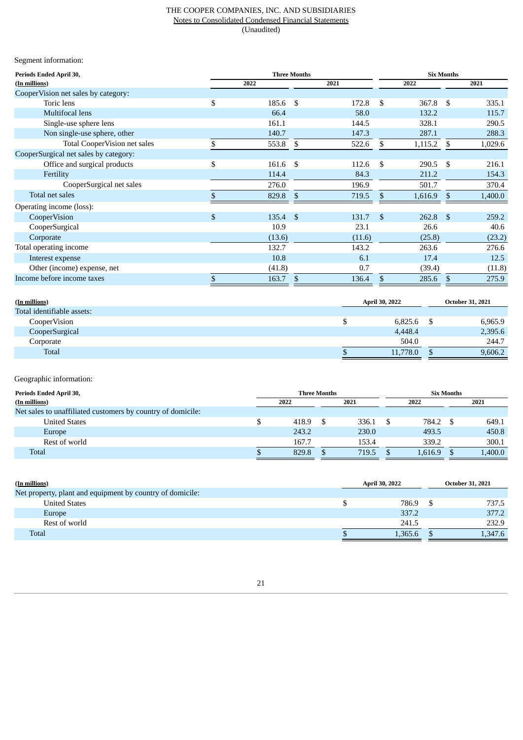Segment information:

| Periods Ended April 30, | Three Months | | Six Months | |
|---|---|---|---|---|
| (In millions) | 2022 | 2021 | 2022 | 2021 |
| CooperVision net sales by category: | | | | |
| Toric lens | $ 185.6 | $ 172.8 | $ 367.8 | $ 335.1 |
| Multifocal lens | 66.4 | 58.0 | 132.2 | 115.7 |
| Single-use sphere lens | 161.1 | 144.5 | 328.1 | 290.5 |
| Non single-use sphere, other | 140.7 | 147.3 | 287.1 | 288.3 |
| Total CooperVision net sales | $ 553.8 | $ 522.6 | $ 1,115.2 | $ 1,029.6 |
| CooperSurgical net sales by category: | | | | |
| Office and surgical products | $ 161.6 | $ 112.6 | $ 290.5 | $ 216.1 |
| Fertility | 114.4 | 84.3 | 211.2 | 154.3 |
| CooperSurgical net sales | 276.0 | 196.9 | 501.7 | 370.4 |
| Total net sales | $ 829.8 | $ 719.5 | $ 1,616.9 | $ 1,400.0 |
| Operating income (loss): | | | | |
| CooperVision | $ 135.4 | $ 131.7 | $ 262.8 | $ 259.2 |
| CooperSurgical | 10.9 | 23.1 | 26.6 | 40.6 |
| Corporate | (13.6) | (11.6) | (25.8) | (23.2) |
| Total operating income | 132.7 | 143.2 | 263.6 | 276.6 |
| Interest expense | 10.8 | 6.1 | 17.4 | 12.5 |
| Other (income) expense, net | (41.8) | 0.7 | (39.4) | (11.8) |
| Income before income taxes | $ 163.7 | $ 136.4 | $ 285.6 | $ 275.9 |

| (In millions) | April 30, 2022 | October 31, 2021 |
|---|---|---|
| Total identifiable assets: | | |
| CooperVision | $ 6,825.6 | $ 6,965.9 |
| CooperSurgical | 4,448.4 | 2,395.6 |
| Corporate | 504.0 | 244.7 |
| Total | $ 11,778.0 | $ 9,606.2 |

Geographic information:

| Periods Ended April 30, | Three Months | | Six Months | |
|---|---|---|---|---|
| (In millions) | 2022 | 2021 | 2022 | 2021 |
| Net sales to unaffiliated customers by country of domicile: | | | | |
| United States | $ 418.9 | $ 336.1 | $ 784.2 | $ 649.1 |
| Europe | 243.2 | 230.0 | 493.5 | 450.8 |
| Rest of world | 167.7 | 153.4 | 339.2 | 300.1 |
| Total | $ 829.8 | $ 719.5 | $ 1,616.9 | $ 1,400.0 |

| (In millions) | April 30, 2022 | October 31, 2021 |
|---|---|---|
| Net property, plant and equipment by country of domicile: | | |
| United States | $ 786.9 | $ 737.5 |
| Europe | 337.2 | 377.2 |
| Rest of world | 241.5 | 232.9 |
| Total | $ 1,365.6 | $ 1,347.6 |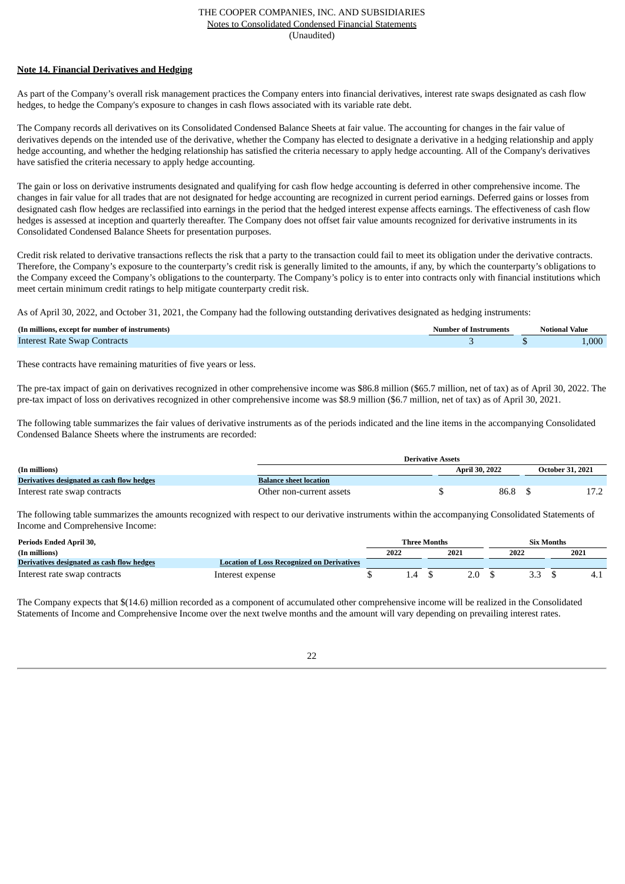## Note 14. Financial Derivatives and Hedging

As part of the Company's overall risk management practices the Company enters into financial derivatives, interest rate swaps designated as cash flow hedges, to hedge the Company's exposure to changes in cash flows associated with its variable rate debt.

The Company records all derivatives on its Consolidated Condensed Balance Sheets at fair value. The accounting for changes in the fair value of derivatives depends on the intended use of the derivative, whether the Company has elected to designate a derivative in a hedging relationship and apply hedge accounting, and whether the hedging relationship has satisfied the criteria necessary to apply hedge accounting. All of the Company's derivatives have satisfied the criteria necessary to apply hedge accounting.

The gain or loss on derivative instruments designated and qualifying for cash flow hedge accounting is deferred in other comprehensive income. The changes in fair value for all trades that are not designated for hedge accounting are recognized in current period earnings. Deferred gains or losses from designated cash flow hedges are reclassified into earnings in the period that the hedged interest expense affects earnings. The effectiveness of cash flow hedges is assessed at inception and quarterly thereafter. The Company does not offset fair value amounts recognized for derivative instruments in its Consolidated Condensed Balance Sheets for presentation purposes.

Credit risk related to derivative transactions reflects the risk that a party to the transaction could fail to meet its obligation under the derivative contracts. Therefore, the Company's exposure to the counterparty's credit risk is generally limited to the amounts, if any, by which the counterparty's obligations to the Company exceed the Company's obligations to the counterparty. The Company's policy is to enter into contracts only with financial institutions which meet certain minimum credit ratings to help mitigate counterparty credit risk.

As of April 30, 2022, and October 31, 2021, the Company had the following outstanding derivatives designated as hedging instruments:

| (In millions, except for number of instruments) | Number of Instruments | Notional Value |
|---|---|---|
| Interest Rate Swap Contracts | 3 | $ 1,000 |

These contracts have remaining maturities of five years or less.

The pre-tax impact of gain on derivatives recognized in other comprehensive income was $86.8 million ($65.7 million, net of tax) as of April 30, 2022. The pre-tax impact of loss on derivatives recognized in other comprehensive income was $8.9 million ($6.7 million, net of tax) as of April 30, 2021.

The following table summarizes the fair values of derivative instruments as of the periods indicated and the line items in the accompanying Consolidated Condensed Balance Sheets where the instruments are recorded:

| | | Derivative Assets | |
|---|---|---|---|
| (In millions) | | April 30, 2022 | October 31, 2021 |
| Derivatives designated as cash flow hedges | Balance sheet location | | |
| Interest rate swap contracts | Other non-current assets | $ 86.8 | $ 17.2 |

The following table summarizes the amounts recognized with respect to our derivative instruments within the accompanying Consolidated Statements of Income and Comprehensive Income:

| Periods Ended April 30, | | Three Months | | Six Months | |
|---|---|---|---|---|---|
| (In millions) | | 2022 | 2021 | 2022 | 2021 |
| Derivatives designated as cash flow hedges | Location of Loss Recognized on Derivatives | | | | |
| Interest rate swap contracts | Interest expense | $ 1.4 | $ 2.0 | $ 3.3 | $ 4.1 |

The Company expects that $(14.6) million recorded as a component of accumulated other comprehensive income will be realized in the Consolidated Statements of Income and Comprehensive Income over the next twelve months and the amount will vary depending on prevailing interest rates.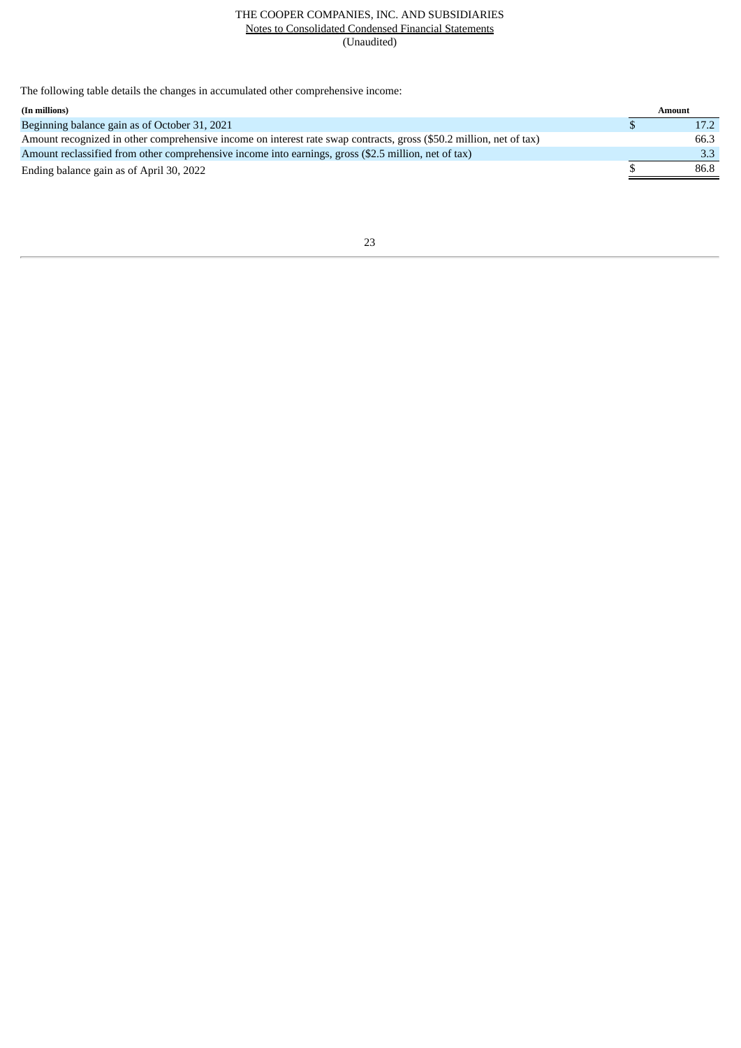The following table details the changes in accumulated other comprehensive income:

| (In millions) | Amount |
|---|---|
| Beginning balance gain as of October 31, 2021 | $ 17.2 |
| Amount recognized in other comprehensive income on interest rate swap contracts, gross ($50.2 million, net of tax) | 66.3 |
| Amount reclassified from other comprehensive income into earnings, gross ($2.5 million, net of tax) | 3.3 |
| Ending balance gain as of April 30, 2022 | $ 86.8 |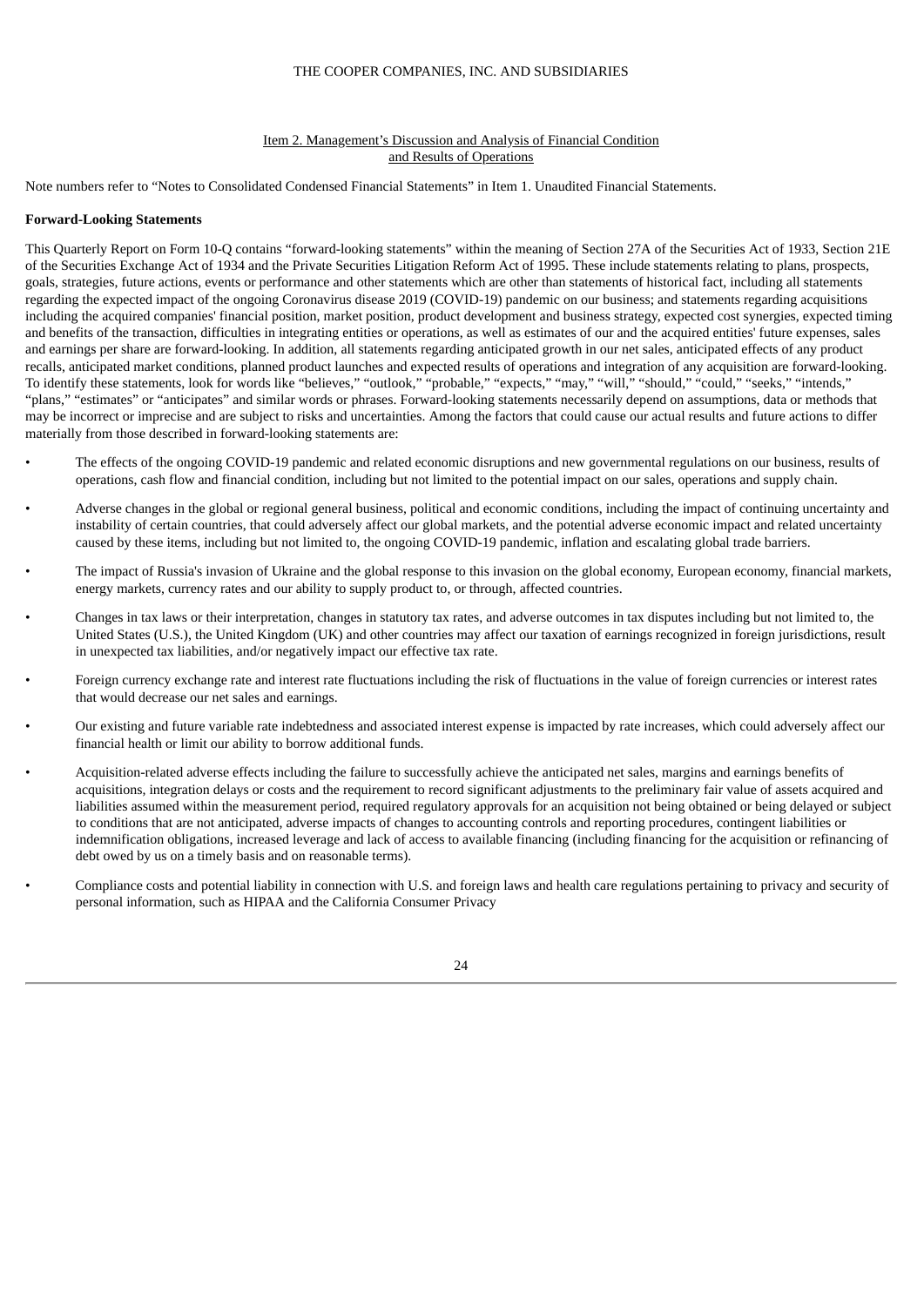# Item 2. Management's Discussion and Analysis of Financial Condition and Results of Operations

Note numbers refer to "Notes to Consolidated Condensed Financial Statements" in Item 1. Unaudited Financial Statements.

**Forward-Looking Statements**

This Quarterly Report on Form 10-Q contains "forward-looking statements" within the meaning of Section 27A of the Securities Act of 1933, Section 21E of the Securities Exchange Act of 1934 and the Private Securities Litigation Reform Act of 1995. These include statements relating to plans, prospects, goals, strategies, future actions, events or performance and other statements which are other than statements of historical fact, including all statements regarding the expected impact of the ongoing Coronavirus disease 2019 (COVID-19) pandemic on our business; and statements regarding acquisitions including the acquired companies' financial position, market position, product development and business strategy, expected cost synergies, expected timing and benefits of the transaction, difficulties in integrating entities or operations, as well as estimates of our and the acquired entities' future expenses, sales and earnings per share are forward-looking. In addition, all statements regarding anticipated growth in our net sales, anticipated effects of any product recalls, anticipated market conditions, planned product launches and expected results of operations and integration of any acquisition are forward-looking. To identify these statements, look for words like "believes," "outlook," "probable," "expects," "may," "will," "should," "could," "seeks," "intends," "plans," "estimates" or "anticipates" and similar words or phrases. Forward-looking statements necessarily depend on assumptions, data or methods that may be incorrect or imprecise and are subject to risks and uncertainties. Among the factors that could cause our actual results and future actions to differ materially from those described in forward-looking statements are:

- The effects of the ongoing COVID-19 pandemic and related economic disruptions and new governmental regulations on our business, results of operations, cash flow and financial condition, including but not limited to the potential impact on our sales, operations and supply chain.
- Adverse changes in the global or regional general business, political and economic conditions, including the impact of continuing uncertainty and instability of certain countries, that could adversely affect our global markets, and the potential adverse economic impact and related uncertainty caused by these items, including but not limited to, the ongoing COVID-19 pandemic, inflation and escalating global trade barriers.
- The impact of Russia's invasion of Ukraine and the global response to this invasion on the global economy, European economy, financial markets, energy markets, currency rates and our ability to supply product to, or through, affected countries.
- Changes in tax laws or their interpretation, changes in statutory tax rates, and adverse outcomes in tax disputes including but not limited to, the United States (U.S.), the United Kingdom (UK) and other countries may affect our taxation of earnings recognized in foreign jurisdictions, result in unexpected tax liabilities, and/or negatively impact our effective tax rate.
- Foreign currency exchange rate and interest rate fluctuations including the risk of fluctuations in the value of foreign currencies or interest rates that would decrease our net sales and earnings.
- Our existing and future variable rate indebtedness and associated interest expense is impacted by rate increases, which could adversely affect our financial health or limit our ability to borrow additional funds.
- Acquisition-related adverse effects including the failure to successfully achieve the anticipated net sales, margins and earnings benefits of acquisitions, integration delays or costs and the requirement to record significant adjustments to the preliminary fair value of assets acquired and liabilities assumed within the measurement period, required regulatory approvals for an acquisition not being obtained or being delayed or subject to conditions that are not anticipated, adverse impacts of changes to accounting controls and reporting procedures, contingent liabilities or indemnification obligations, increased leverage and lack of access to available financing (including financing for the acquisition or refinancing of debt owed by us on a timely basis and on reasonable terms).
- Compliance costs and potential liability in connection with U.S. and foreign laws and health care regulations pertaining to privacy and security of personal information, such as HIPAA and the California Consumer Privacy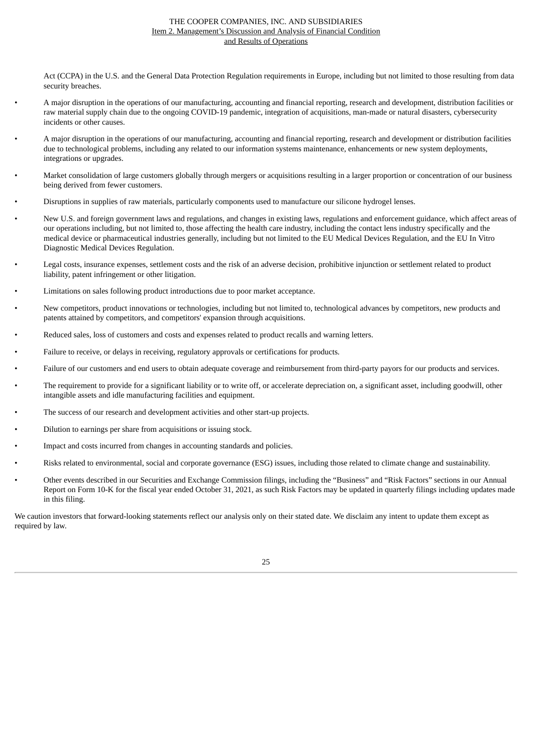Act (CCPA) in the U.S. and the General Data Protection Regulation requirements in Europe, including but not limited to those resulting from data security breaches.

- A major disruption in the operations of our manufacturing, accounting and financial reporting, research and development, distribution facilities or raw material supply chain due to the ongoing COVID-19 pandemic, integration of acquisitions, man-made or natural disasters, cybersecurity incidents or other causes.
- A major disruption in the operations of our manufacturing, accounting and financial reporting, research and development or distribution facilities due to technological problems, including any related to our information systems maintenance, enhancements or new system deployments, integrations or upgrades.
- Market consolidation of large customers globally through mergers or acquisitions resulting in a larger proportion or concentration of our business being derived from fewer customers.
- Disruptions in supplies of raw materials, particularly components used to manufacture our silicone hydrogel lenses.
- New U.S. and foreign government laws and regulations, and changes in existing laws, regulations and enforcement guidance, which affect areas of our operations including, but not limited to, those affecting the health care industry, including the contact lens industry specifically and the medical device or pharmaceutical industries generally, including but not limited to the EU Medical Devices Regulation, and the EU In Vitro Diagnostic Medical Devices Regulation.
- Legal costs, insurance expenses, settlement costs and the risk of an adverse decision, prohibitive injunction or settlement related to product liability, patent infringement or other litigation.
- Limitations on sales following product introductions due to poor market acceptance.
- New competitors, product innovations or technologies, including but not limited to, technological advances by competitors, new products and patents attained by competitors, and competitors' expansion through acquisitions.
- Reduced sales, loss of customers and costs and expenses related to product recalls and warning letters.
- Failure to receive, or delays in receiving, regulatory approvals or certifications for products.
- Failure of our customers and end users to obtain adequate coverage and reimbursement from third-party payors for our products and services.
- The requirement to provide for a significant liability or to write off, or accelerate depreciation on, a significant asset, including goodwill, other intangible assets and idle manufacturing facilities and equipment.
- The success of our research and development activities and other start-up projects.
- Dilution to earnings per share from acquisitions or issuing stock.
- Impact and costs incurred from changes in accounting standards and policies.
- Risks related to environmental, social and corporate governance (ESG) issues, including those related to climate change and sustainability.
- Other events described in our Securities and Exchange Commission filings, including the "Business" and "Risk Factors" sections in our Annual Report on Form 10-K for the fiscal year ended October 31, 2021, as such Risk Factors may be updated in quarterly filings including updates made in this filing.

We caution investors that forward-looking statements reflect our analysis only on their stated date. We disclaim any intent to update them except as required by law.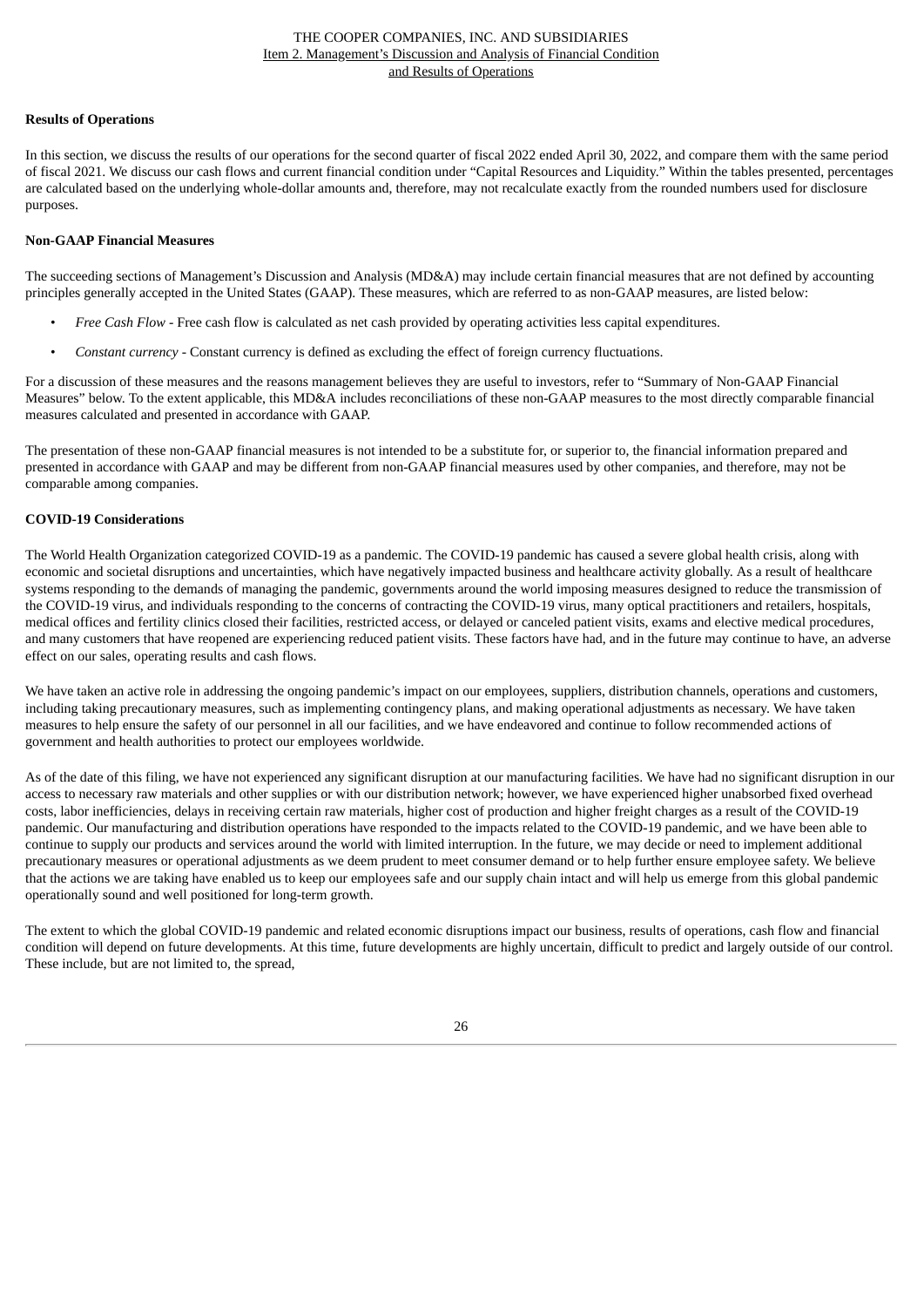### Results of Operations

In this section, we discuss the results of our operations for the second quarter of fiscal 2022 ended April 30, 2022, and compare them with the same period of fiscal 2021. We discuss our cash flows and current financial condition under "Capital Resources and Liquidity." Within the tables presented, percentages are calculated based on the underlying whole-dollar amounts and, therefore, may not recalculate exactly from the rounded numbers used for disclosure purposes.

### Non-GAAP Financial Measures

The succeeding sections of Management's Discussion and Analysis (MD&A) may include certain financial measures that are not defined by accounting principles generally accepted in the United States (GAAP). These measures, which are referred to as non-GAAP measures, are listed below:

- *Free Cash Flow* - Free cash flow is calculated as net cash provided by operating activities less capital expenditures.
- *Constant currency* - Constant currency is defined as excluding the effect of foreign currency fluctuations.

For a discussion of these measures and the reasons management believes they are useful to investors, refer to "Summary of Non-GAAP Financial Measures" below. To the extent applicable, this MD&A includes reconciliations of these non-GAAP measures to the most directly comparable financial measures calculated and presented in accordance with GAAP.

The presentation of these non-GAAP financial measures is not intended to be a substitute for, or superior to, the financial information prepared and presented in accordance with GAAP and may be different from non-GAAP financial measures used by other companies, and therefore, may not be comparable among companies.

### COVID-19 Considerations

The World Health Organization categorized COVID-19 as a pandemic. The COVID-19 pandemic has caused a severe global health crisis, along with economic and societal disruptions and uncertainties, which have negatively impacted business and healthcare activity globally. As a result of healthcare systems responding to the demands of managing the pandemic, governments around the world imposing measures designed to reduce the transmission of the COVID-19 virus, and individuals responding to the concerns of contracting the COVID-19 virus, many optical practitioners and retailers, hospitals, medical offices and fertility clinics closed their facilities, restricted access, or delayed or canceled patient visits, exams and elective medical procedures, and many customers that have reopened are experiencing reduced patient visits. These factors have had, and in the future may continue to have, an adverse effect on our sales, operating results and cash flows.

We have taken an active role in addressing the ongoing pandemic's impact on our employees, suppliers, distribution channels, operations and customers, including taking precautionary measures, such as implementing contingency plans, and making operational adjustments as necessary. We have taken measures to help ensure the safety of our personnel in all our facilities, and we have endeavored and continue to follow recommended actions of government and health authorities to protect our employees worldwide.

As of the date of this filing, we have not experienced any significant disruption at our manufacturing facilities. We have had no significant disruption in our access to necessary raw materials and other supplies or with our distribution network; however, we have experienced higher unabsorbed fixed overhead costs, labor inefficiencies, delays in receiving certain raw materials, higher cost of production and higher freight charges as a result of the COVID-19 pandemic. Our manufacturing and distribution operations have responded to the impacts related to the COVID-19 pandemic, and we have been able to continue to supply our products and services around the world with limited interruption. In the future, we may decide or need to implement additional precautionary measures or operational adjustments as we deem prudent to meet consumer demand or to help further ensure employee safety. We believe that the actions we are taking have enabled us to keep our employees safe and our supply chain intact and will help us emerge from this global pandemic operationally sound and well positioned for long-term growth.

The extent to which the global COVID-19 pandemic and related economic disruptions impact our business, results of operations, cash flow and financial condition will depend on future developments. At this time, future developments are highly uncertain, difficult to predict and largely outside of our control. These include, but are not limited to, the spread,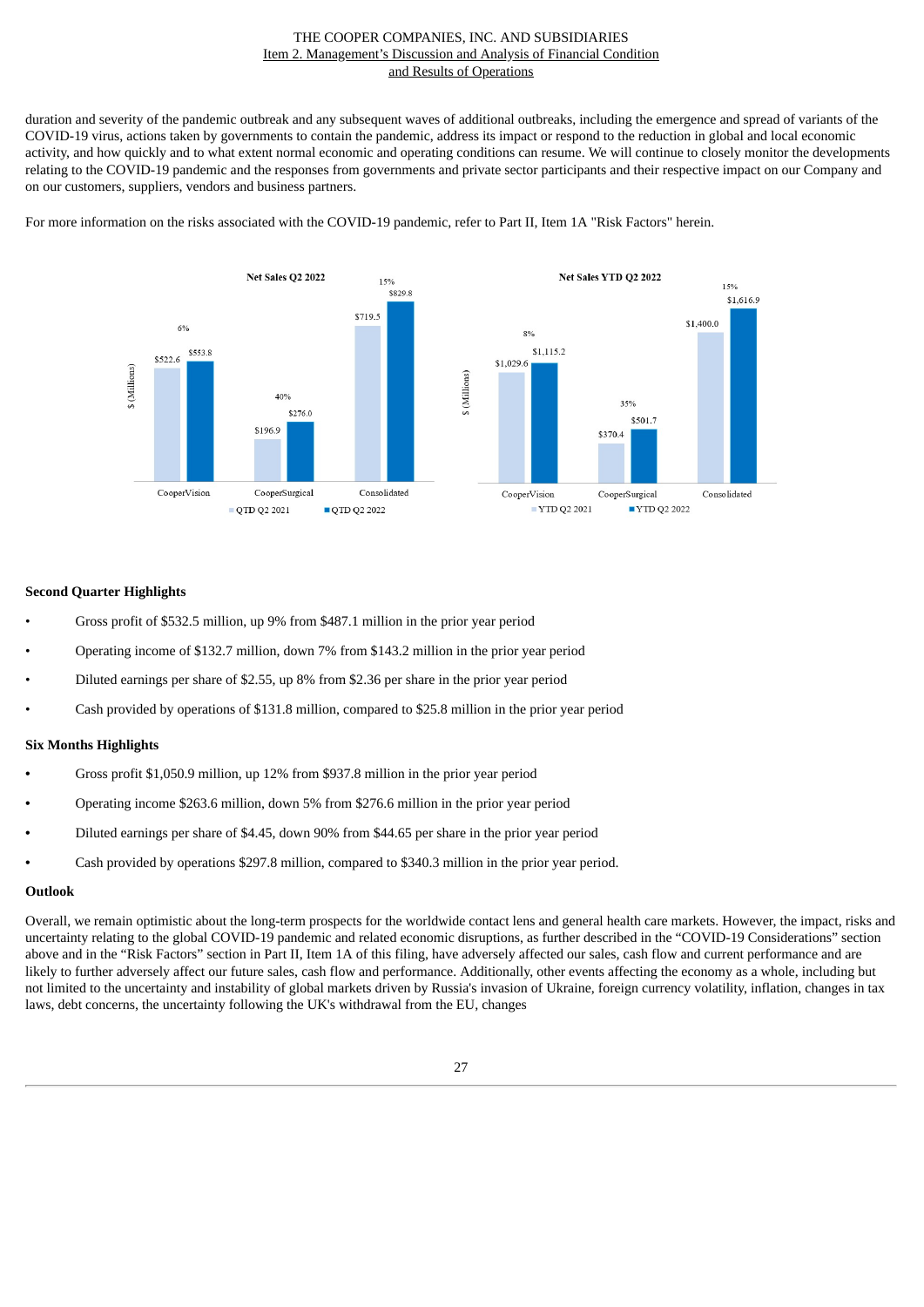duration and severity of the pandemic outbreak and any subsequent waves of additional outbreaks, including the emergence and spread of variants of the COVID-19 virus, actions taken by governments to contain the pandemic, address its impact or respond to the reduction in global and local economic activity, and how quickly and to what extent normal economic and operating conditions can resume. We will continue to closely monitor the developments relating to the COVID-19 pandemic and the responses from governments and private sector participants and their respective impact on our Company and on our customers, suppliers, vendors and business partners.

For more information on the risks associated with the COVID-19 pandemic, refer to Part II, Item 1A "Risk Factors" herein.

**Net Sales Q2 2022** ($ (Millions))

| | QTD Q2 2021 | QTD Q2 2022 | Change |
|---|---|---|---|
| CooperVision | $522.6 | $553.8 | 6% |
| CooperSurgical | $196.9 | $276.0 | 40% |
| Consolidated | $719.5 | $829.8 | 15% |

**Net Sales YTD Q2 2022** ($ (Millions))

| | YTD Q2 2021 | YTD Q2 2022 | Change |
|---|---|---|---|
| CooperVision | $1,029.6 | $1,115.2 | 8% |
| CooperSurgical | $370.4 | $501.7 | 35% |
| Consolidated | $1,400.0 | $1,616.9 | 15% |

**Second Quarter Highlights**

- Gross profit of $532.5 million, up 9% from $487.1 million in the prior year period
- Operating income of $132.7 million, down 7% from $143.2 million in the prior year period
- Diluted earnings per share of $2.55, up 8% from $2.36 per share in the prior year period
- Cash provided by operations of $131.8 million, compared to $25.8 million in the prior year period

**Six Months Highlights**

- Gross profit $1,050.9 million, up 12% from $937.8 million in the prior year period
- Operating income $263.6 million, down 5% from $276.6 million in the prior year period
- Diluted earnings per share of $4.45, down 90% from $44.65 per share in the prior year period
- Cash provided by operations $297.8 million, compared to $340.3 million in the prior year period.

**Outlook**

Overall, we remain optimistic about the long-term prospects for the worldwide contact lens and general health care markets. However, the impact, risks and uncertainty relating to the global COVID-19 pandemic and related economic disruptions, as further described in the "COVID-19 Considerations" section above and in the "Risk Factors" section in Part II, Item 1A of this filing, have adversely affected our sales, cash flow and current performance and are likely to further adversely affect our future sales, cash flow and performance. Additionally, other events affecting the economy as a whole, including but not limited to the uncertainty and instability of global markets driven by Russia's invasion of Ukraine, foreign currency volatility, inflation, changes in tax laws, debt concerns, the uncertainty following the UK's withdrawal from the EU, changes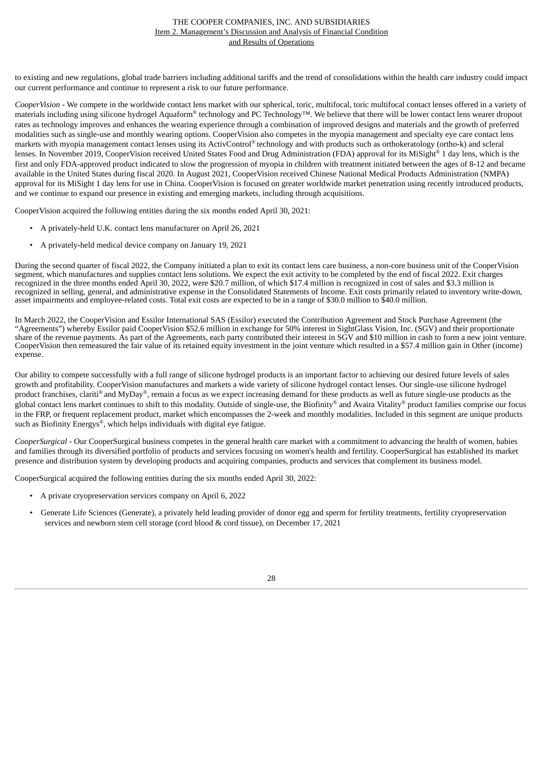to existing and new regulations, global trade barriers including additional tariffs and the trend of consolidations within the health care industry could impact our current performance and continue to represent a risk to our future performance.

*CooperVision* - We compete in the worldwide contact lens market with our spherical, toric, multifocal, toric multifocal contact lenses offered in a variety of materials including using silicone hydrogel Aquaform® technology and PC Technology™. We believe that there will be lower contact lens wearer dropout rates as technology improves and enhances the wearing experience through a combination of improved designs and materials and the growth of preferred modalities such as single-use and monthly wearing options. CooperVision also competes in the myopia management and specialty eye care contact lens markets with myopia management contact lenses using its ActivControl® technology and with products such as orthokeratology (ortho-k) and scleral lenses. In November 2019, CooperVision received United States Food and Drug Administration (FDA) approval for its MiSight® 1 day lens, which is the first and only FDA-approved product indicated to slow the progression of myopia in children with treatment initiated between the ages of 8-12 and became available in the United States during fiscal 2020. In August 2021, CooperVision received Chinese National Medical Products Administration (NMPA) approval for its MiSight 1 day lens for use in China. CooperVision is focused on greater worldwide market penetration using recently introduced products, and we continue to expand our presence in existing and emerging markets, including through acquisitions.

CooperVision acquired the following entities during the six months ended April 30, 2021:

- A privately-held U.K. contact lens manufacturer on April 26, 2021
- A privately-held medical device company on January 19, 2021

During the second quarter of fiscal 2022, the Company initiated a plan to exit its contact lens care business, a non-core business unit of the CooperVision segment, which manufactures and supplies contact lens solutions. We expect the exit activity to be completed by the end of fiscal 2022. Exit charges recognized in the three months ended April 30, 2022, were $20.7 million, of which $17.4 million is recognized in cost of sales and $3.3 million is recognized in selling, general, and administrative expense in the Consolidated Statements of Income. Exit costs primarily related to inventory write-down, asset impairments and employee-related costs. Total exit costs are expected to be in a range of $30.0 million to $40.0 million.

In March 2022, the CooperVision and Essilor International SAS (Essilor) executed the Contribution Agreement and Stock Purchase Agreement (the "Agreements") whereby Essilor paid CooperVision $52.6 million in exchange for 50% interest in SightGlass Vision, Inc. (SGV) and their proportionate share of the revenue payments. As part of the Agreements, each party contributed their interest in SGV and $10 million in cash to form a new joint venture. CooperVision then remeasured the fair value of its retained equity investment in the joint venture which resulted in a $57.4 million gain in Other (income) expense.

Our ability to compete successfully with a full range of silicone hydrogel products is an important factor to achieving our desired future levels of sales growth and profitability. CooperVision manufactures and markets a wide variety of silicone hydrogel contact lenses. Our single-use silicone hydrogel product franchises, clariti® and MyDay®, remain a focus as we expect increasing demand for these products as well as future single-use products as the global contact lens market continues to shift to this modality. Outside of single-use, the Biofinity® and Avaira Vitality® product families comprise our focus in the FRP, or frequent replacement product, market which encompasses the 2-week and monthly modalities. Included in this segment are unique products such as Biofinity Energys®, which helps individuals with digital eye fatigue.

*CooperSurgical* - Our CooperSurgical business competes in the general health care market with a commitment to advancing the health of women, babies and families through its diversified portfolio of products and services focusing on women's health and fertility. CooperSurgical has established its market presence and distribution system by developing products and acquiring companies, products and services that complement its business model.

CooperSurgical acquired the following entities during the six months ended April 30, 2022:

- A private cryopreservation services company on April 6, 2022
- Generate Life Sciences (Generate), a privately held leading provider of donor egg and sperm for fertility treatments, fertility cryopreservation services and newborn stem cell storage (cord blood & cord tissue), on December 17, 2021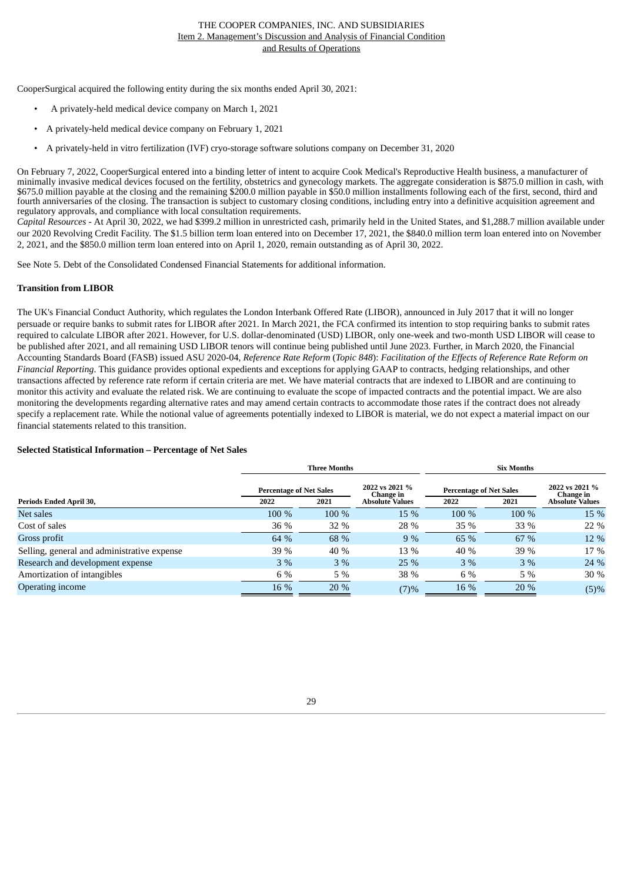CooperSurgical acquired the following entity during the six months ended April 30, 2021:

- A privately-held medical device company on March 1, 2021
- A privately-held medical device company on February 1, 2021
- A privately-held in vitro fertilization (IVF) cryo-storage software solutions company on December 31, 2020

On February 7, 2022, CooperSurgical entered into a binding letter of intent to acquire Cook Medical's Reproductive Health business, a manufacturer of minimally invasive medical devices focused on the fertility, obstetrics and gynecology markets. The aggregate consideration is $875.0 million in cash, with $675.0 million payable at the closing and the remaining $200.0 million payable in $50.0 million installments following each of the first, second, third and fourth anniversaries of the closing. The transaction is subject to customary closing conditions, including entry into a definitive acquisition agreement and regulatory approvals, and compliance with local consultation requirements.

*Capital Resources* - At April 30, 2022, we had $399.2 million in unrestricted cash, primarily held in the United States, and $1,288.7 million available under our 2020 Revolving Credit Facility. The $1.5 billion term loan entered into on December 17, 2021, the $840.0 million term loan entered into on November 2, 2021, and the $850.0 million term loan entered into on April 1, 2020, remain outstanding as of April 30, 2022.

See Note 5. Debt of the Consolidated Condensed Financial Statements for additional information.

**Transition from LIBOR**

The UK's Financial Conduct Authority, which regulates the London Interbank Offered Rate (LIBOR), announced in July 2017 that it will no longer persuade or require banks to submit rates for LIBOR after 2021. In March 2021, the FCA confirmed its intention to stop requiring banks to submit rates required to calculate LIBOR after 2021. However, for U.S. dollar-denominated (USD) LIBOR, only one-week and two-month USD LIBOR will cease to be published after 2021, and all remaining USD LIBOR tenors will continue being published until June 2023. Further, in March 2020, the Financial Accounting Standards Board (FASB) issued ASU 2020-04, *Reference Rate Reform* (*Topic 848*): *Facilitation of the Effects of Reference Rate Reform on Financial Reporting*. This guidance provides optional expedients and exceptions for applying GAAP to contracts, hedging relationships, and other transactions affected by reference rate reform if certain criteria are met. We have material contracts that are indexed to LIBOR and are continuing to monitor this activity and evaluate the related risk. We are continuing to evaluate the scope of impacted contracts and the potential impact. We are also monitoring the developments regarding alternative rates and may amend certain contracts to accommodate those rates if the contract does not already specify a replacement rate. While the notional value of agreements potentially indexed to LIBOR is material, we do not expect a material impact on our financial statements related to this transition.

**Selected Statistical Information – Percentage of Net Sales**

| | Three Months | | | Six Months | | |
|---|---|---|---|---|---|---|
| | Percentage of Net Sales | | 2022 vs 2021 % Change in Absolute Values | Percentage of Net Sales | | 2022 vs 2021 % Change in Absolute Values |
| Periods Ended April 30, | 2022 | 2021 | | 2022 | 2021 | |
| Net sales | 100 % | 100 % | 15 % | 100 % | 100 % | 15 % |
| Cost of sales | 36 % | 32 % | 28 % | 35 % | 33 % | 22 % |
| Gross profit | 64 % | 68 % | 9 % | 65 % | 67 % | 12 % |
| Selling, general and administrative expense | 39 % | 40 % | 13 % | 40 % | 39 % | 17 % |
| Research and development expense | 3 % | 3 % | 25 % | 3 % | 3 % | 24 % |
| Amortization of intangibles | 6 % | 5 % | 38 % | 6 % | 5 % | 30 % |
| Operating income | 16 % | 20 % | (7)% | 16 % | 20 % | (5)% |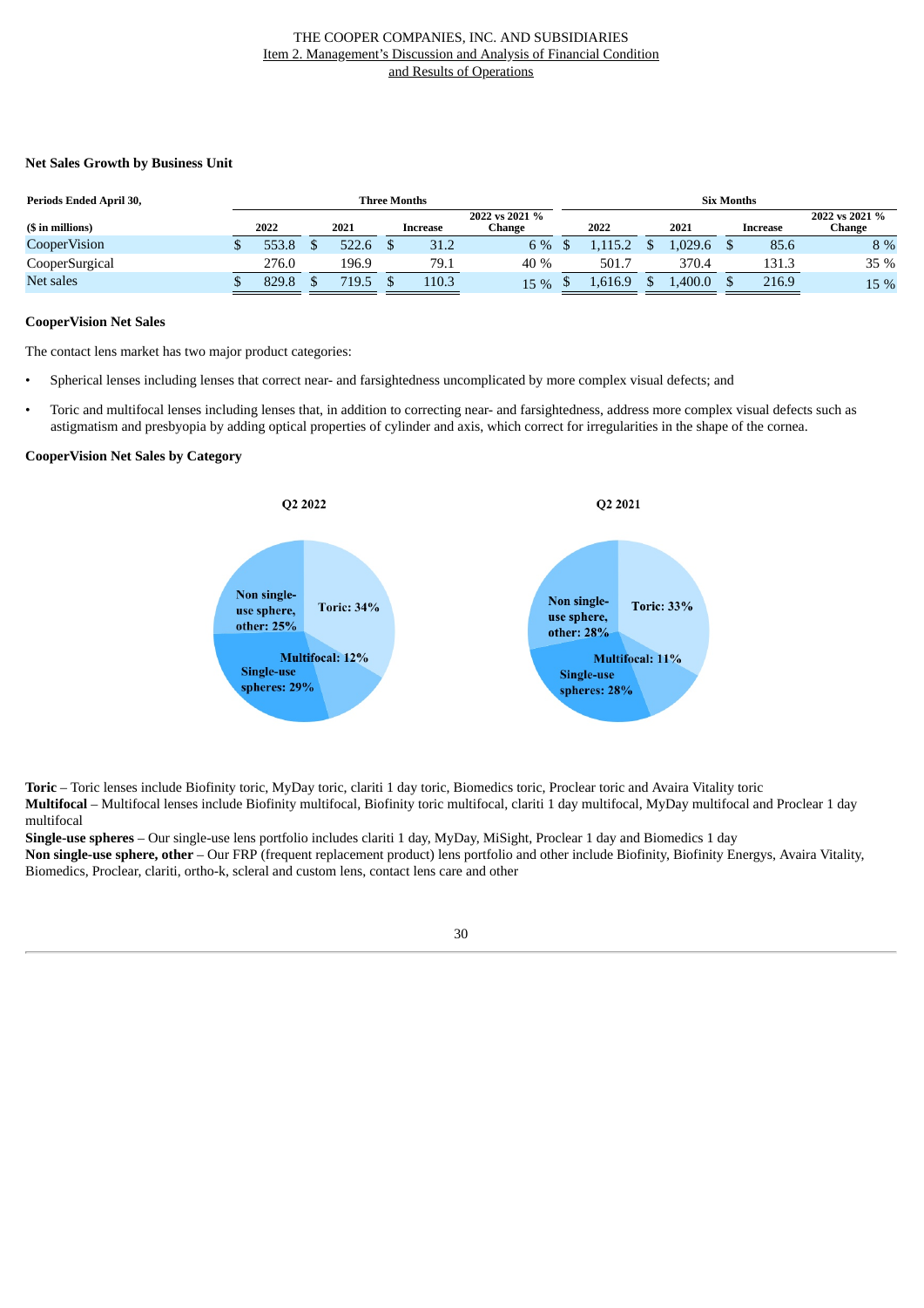**Net Sales Growth by Business Unit**

| Periods Ended April 30, | Three Months | | | | Six Months | | | |
|---|---|---|---|---|---|---|---|---|
| ($ in millions) | 2022 | 2021 | Increase | 2022 vs 2021 % Change | 2022 | 2021 | Increase | 2022 vs 2021 % Change |
| CooperVision | $ 553.8 | $ 522.6 | $ 31.2 | 6 % | $ 1,115.2 | $ 1,029.6 | $ 85.6 | 8 % |
| CooperSurgical | 276.0 | 196.9 | 79.1 | 40 % | 501.7 | 370.4 | 131.3 | 35 % |
| Net sales | $ 829.8 | $ 719.5 | $ 110.3 | 15 % | $ 1,616.9 | $ 1,400.0 | $ 216.9 | 15 % |

**CooperVision Net Sales**

The contact lens market has two major product categories:

- Spherical lenses including lenses that correct near- and farsightedness uncomplicated by more complex visual defects; and
- Toric and multifocal lenses including lenses that, in addition to correcting near- and farsightedness, address more complex visual defects such as astigmatism and presbyopia by adding optical properties of cylinder and axis, which correct for irregularities in the shape of the cornea.

**CooperVision Net Sales by Category**

Q2 2022

- Toric: 34%
- Multifocal: 12%
- Single-use spheres: 29%
- Non single-use sphere, other: 25%

Q2 2021

- Toric: 33%
- Multifocal: 11%
- Single-use spheres: 28%
- Non single-use sphere, other: 28%

**Toric** – Toric lenses include Biofinity toric, MyDay toric, clariti 1 day toric, Biomedics toric, Proclear toric and Avaira Vitality toric
**Multifocal** – Multifocal lenses include Biofinity multifocal, Biofinity toric multifocal, clariti 1 day multifocal, MyDay multifocal and Proclear 1 day multifocal
**Single-use spheres** – Our single-use lens portfolio includes clariti 1 day, MyDay, MiSight, Proclear 1 day and Biomedics 1 day
**Non single-use sphere, other** – Our FRP (frequent replacement product) lens portfolio and other include Biofinity, Biofinity Energys, Avaira Vitality, Biomedics, Proclear, clariti, ortho-k, scleral and custom lens, contact lens care and other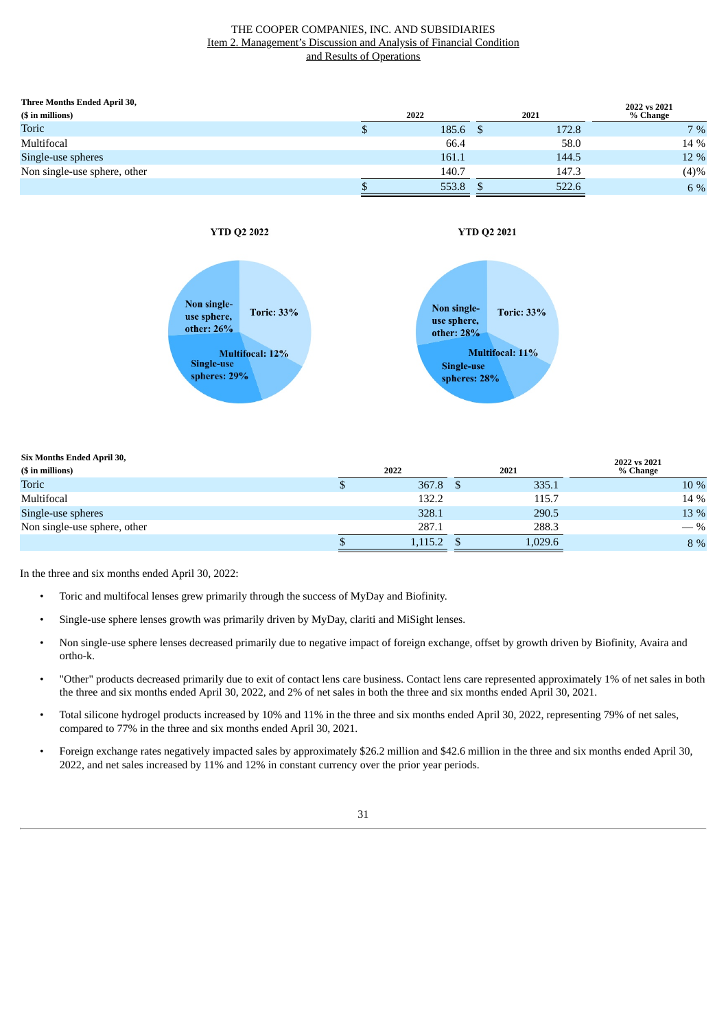| Three Months Ended April 30, ($ in millions) | 2022 | 2021 | 2022 vs 2021 % Change |
|---|---|---|---|
| Toric | $ 185.6 | $ 172.8 | 7 % |
| Multifocal | 66.4 | 58.0 | 14 % |
| Single-use spheres | 161.1 | 144.5 | 12 % |
| Non single-use sphere, other | 140.7 | 147.3 | (4)% |
| | $ 553.8 | $ 522.6 | 6 % |

**YTD Q2 2022**

Non single-use sphere, other: 26%
Toric: 33%
Multifocal: 12%
Single-use spheres: 29%

**YTD Q2 2021**

Non single-use sphere, other: 28%
Toric: 33%
Multifocal: 11%
Single-use spheres: 28%

| Six Months Ended April 30, ($ in millions) | 2022 | 2021 | 2022 vs 2021 % Change |
|---|---|---|---|
| Toric | $ 367.8 | $ 335.1 | 10 % |
| Multifocal | 132.2 | 115.7 | 14 % |
| Single-use spheres | 328.1 | 290.5 | 13 % |
| Non single-use sphere, other | 287.1 | 288.3 | — % |
| | $ 1,115.2 | $ 1,029.6 | 8 % |

In the three and six months ended April 30, 2022:

- Toric and multifocal lenses grew primarily through the success of MyDay and Biofinity.
- Single-use sphere lenses growth was primarily driven by MyDay, clariti and MiSight lenses.
- Non single-use sphere lenses decreased primarily due to negative impact of foreign exchange, offset by growth driven by Biofinity, Avaira and ortho-k.
- "Other" products decreased primarily due to exit of contact lens care business. Contact lens care represented approximately 1% of net sales in both the three and six months ended April 30, 2022, and 2% of net sales in both the three and six months ended April 30, 2021.
- Total silicone hydrogel products increased by 10% and 11% in the three and six months ended April 30, 2022, representing 79% of net sales, compared to 77% in the three and six months ended April 30, 2021.
- Foreign exchange rates negatively impacted sales by approximately $26.2 million and $42.6 million in the three and six months ended April 30, 2022, and net sales increased by 11% and 12% in constant currency over the prior year periods.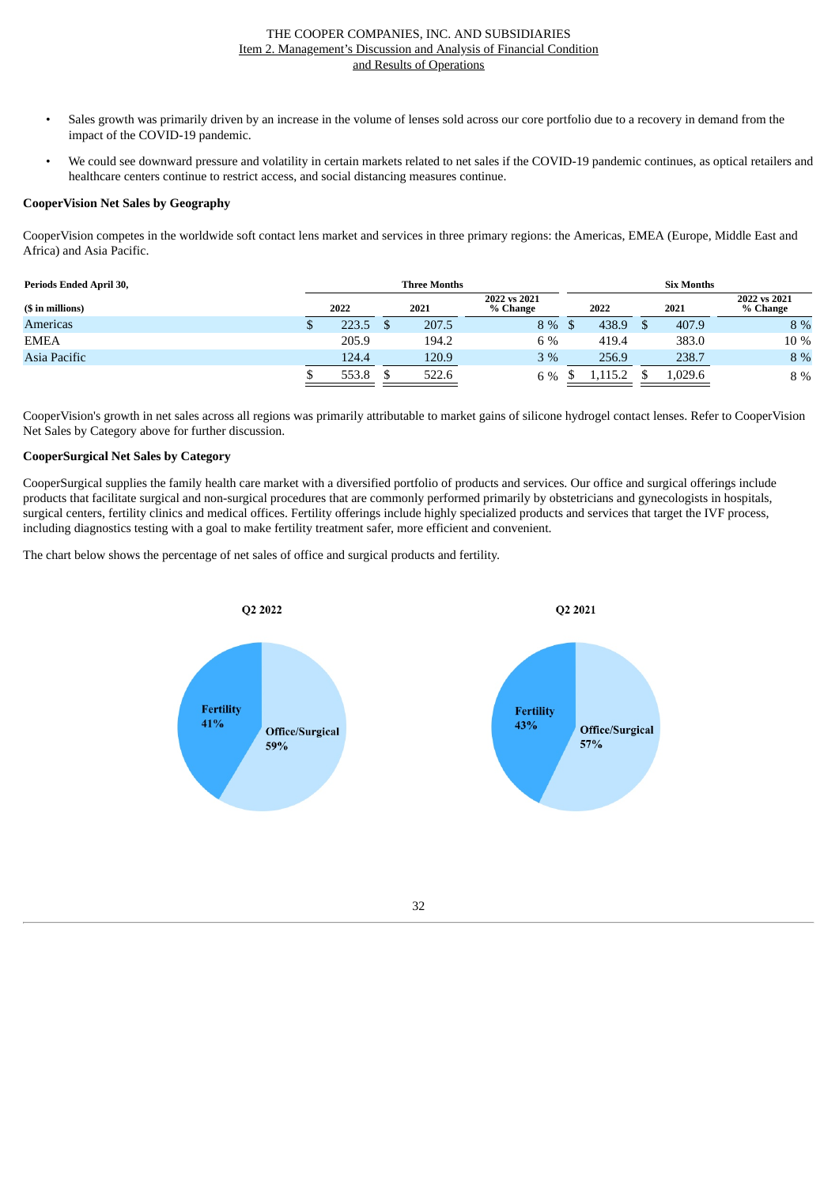- Sales growth was primarily driven by an increase in the volume of lenses sold across our core portfolio due to a recovery in demand from the impact of the COVID-19 pandemic.
- We could see downward pressure and volatility in certain markets related to net sales if the COVID-19 pandemic continues, as optical retailers and healthcare centers continue to restrict access, and social distancing measures continue.

**CooperVision Net Sales by Geography**

CooperVision competes in the worldwide soft contact lens market and services in three primary regions: the Americas, EMEA (Europe, Middle East and Africa) and Asia Pacific.

| Periods Ended April 30, | Three Months | | | Six Months | | |
|---|---|---|---|---|---|---|
| ($ in millions) | 2022 | 2021 | 2022 vs 2021 % Change | 2022 | 2021 | 2022 vs 2021 % Change |
| Americas | $ 223.5 | $ 207.5 | 8 % | $ 438.9 | $ 407.9 | 8 % |
| EMEA | 205.9 | 194.2 | 6 % | 419.4 | 383.0 | 10 % |
| Asia Pacific | 124.4 | 120.9 | 3 % | 256.9 | 238.7 | 8 % |
| | $ 553.8 | $ 522.6 | 6 % | $ 1,115.2 | $ 1,029.6 | 8 % |

CooperVision's growth in net sales across all regions was primarily attributable to market gains of silicone hydrogel contact lenses. Refer to CooperVision Net Sales by Category above for further discussion.

**CooperSurgical Net Sales by Category**

CooperSurgical supplies the family health care market with a diversified portfolio of products and services. Our office and surgical offerings include products that facilitate surgical and non-surgical procedures that are commonly performed primarily by obstetricians and gynecologists in hospitals, surgical centers, fertility clinics and medical offices. Fertility offerings include highly specialized products and services that target the IVF process, including diagnostics testing with a goal to make fertility treatment safer, more efficient and convenient.

The chart below shows the percentage of net sales of office and surgical products and fertility.

**Q2 2022**

Fertility 41%

Office/Surgical 59%

**Q2 2021**

Fertility 43%

Office/Surgical 57%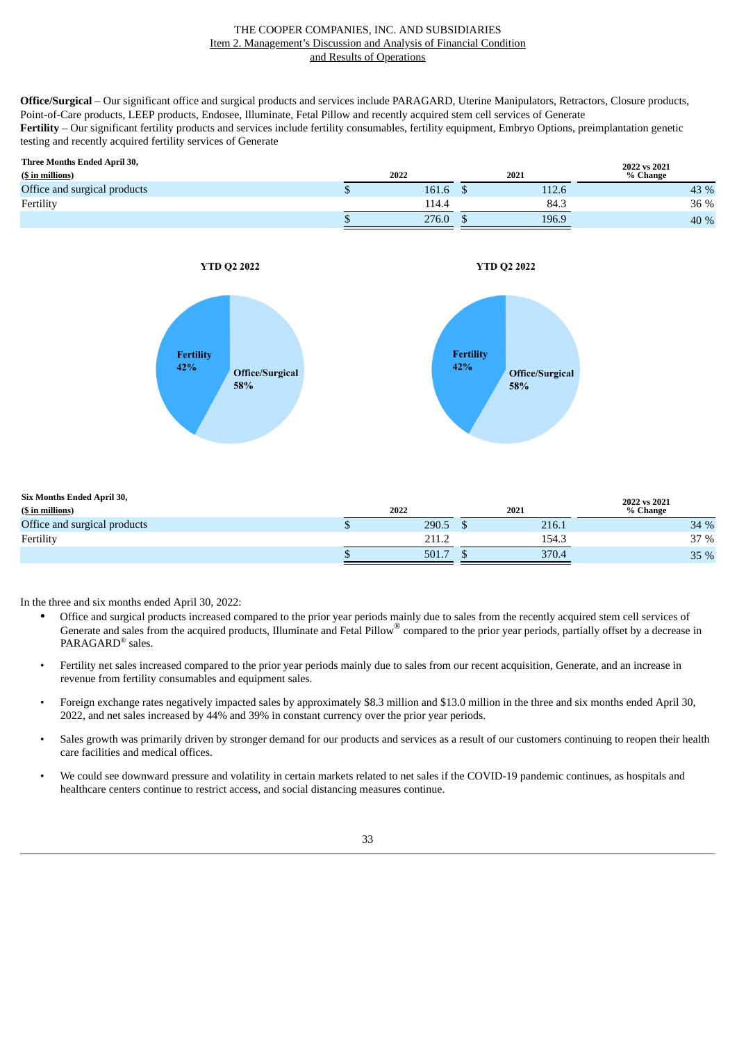**Office/Surgical** – Our significant office and surgical products and services include PARAGARD, Uterine Manipulators, Retractors, Closure products, Point-of-Care products, LEEP products, Endosee, Illuminate, Fetal Pillow and recently acquired stem cell services of Generate
**Fertility** – Our significant fertility products and services include fertility consumables, fertility equipment, Embryo Options, preimplantation genetic testing and recently acquired fertility services of Generate

| Three Months Ended April 30, ($ in millions) | 2022 | 2021 | 2022 vs 2021 % Change |
|---|---|---|---|
| Office and surgical products | $ 161.6 | $ 112.6 | 43 % |
| Fertility | 114.4 | 84.3 | 36 % |
| | $ 276.0 | $ 196.9 | 40 % |

YTD Q2 2022

Fertility 42%
Office/Surgical 58%

YTD Q2 2022

Fertility 42%
Office/Surgical 58%

| Six Months Ended April 30, ($ in millions) | 2022 | 2021 | 2022 vs 2021 % Change |
|---|---|---|---|
| Office and surgical products | $ 290.5 | $ 216.1 | 34 % |
| Fertility | 211.2 | 154.3 | 37 % |
| | $ 501.7 | $ 370.4 | 35 % |

In the three and six months ended April 30, 2022:

- Office and surgical products increased compared to the prior year periods mainly due to sales from the recently acquired stem cell services of Generate and sales from the acquired products, Illuminate and Fetal Pillow® compared to the prior year periods, partially offset by a decrease in PARAGARD® sales.
- Fertility net sales increased compared to the prior year periods mainly due to sales from our recent acquisition, Generate, and an increase in revenue from fertility consumables and equipment sales.
- Foreign exchange rates negatively impacted sales by approximately $8.3 million and $13.0 million in the three and six months ended April 30, 2022, and net sales increased by 44% and 39% in constant currency over the prior year periods.
- Sales growth was primarily driven by stronger demand for our products and services as a result of our customers continuing to reopen their health care facilities and medical offices.
- We could see downward pressure and volatility in certain markets related to net sales if the COVID-19 pandemic continues, as hospitals and healthcare centers continue to restrict access, and social distancing measures continue.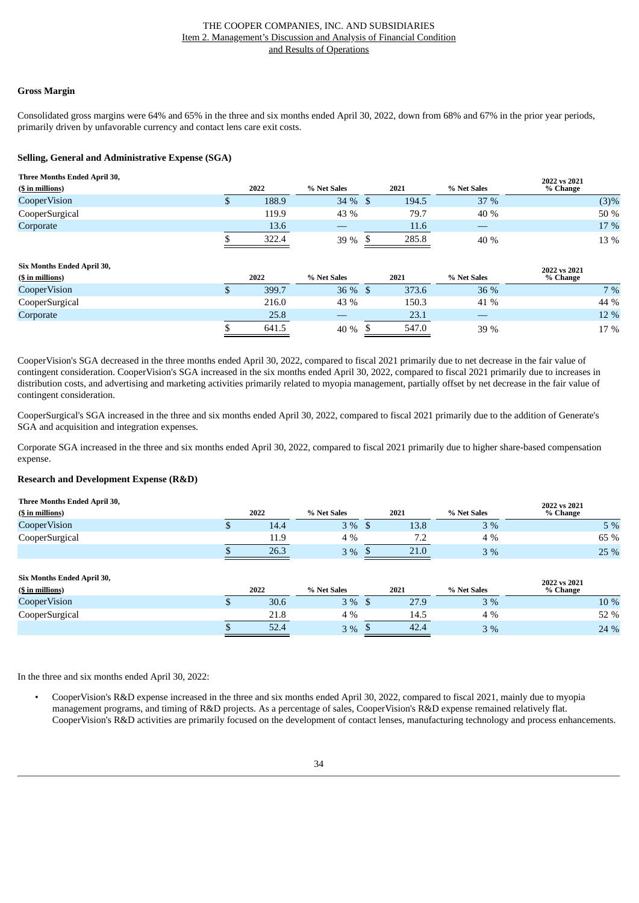### Gross Margin

Consolidated gross margins were 64% and 65% in the three and six months ended April 30, 2022, down from 68% and 67% in the prior year periods, primarily driven by unfavorable currency and contact lens care exit costs.

### Selling, General and Administrative Expense (SGA)

| Three Months Ended April 30, ($ in millions) | 2022 | % Net Sales | 2021 | % Net Sales | 2022 vs 2021 % Change |
|---|---|---|---|---|---|
| CooperVision | $ 188.9 | 34 % | $ 194.5 | 37 % | (3)% |
| CooperSurgical | 119.9 | 43 % | 79.7 | 40 % | 50 % |
| Corporate | 13.6 | — | 11.6 | — | 17 % |
| | $ 322.4 | 39 % | $ 285.8 | 40 % | 13 % |

| Six Months Ended April 30, ($ in millions) | 2022 | % Net Sales | 2021 | % Net Sales | 2022 vs 2021 % Change |
|---|---|---|---|---|---|
| CooperVision | $ 399.7 | 36 % | $ 373.6 | 36 % | 7 % |
| CooperSurgical | 216.0 | 43 % | 150.3 | 41 % | 44 % |
| Corporate | 25.8 | — | 23.1 | — | 12 % |
| | $ 641.5 | 40 % | $ 547.0 | 39 % | 17 % |

CooperVision's SGA decreased in the three months ended April 30, 2022, compared to fiscal 2021 primarily due to net decrease in the fair value of contingent consideration. CooperVision's SGA increased in the six months ended April 30, 2022, compared to fiscal 2021 primarily due to increases in distribution costs, and advertising and marketing activities primarily related to myopia management, partially offset by net decrease in the fair value of contingent consideration.

CooperSurgical's SGA increased in the three and six months ended April 30, 2022, compared to fiscal 2021 primarily due to the addition of Generate's SGA and acquisition and integration expenses.

Corporate SGA increased in the three and six months ended April 30, 2022, compared to fiscal 2021 primarily due to higher share-based compensation expense.

### Research and Development Expense (R&D)

| Three Months Ended April 30, ($ in millions) | 2022 | % Net Sales | 2021 | % Net Sales | 2022 vs 2021 % Change |
|---|---|---|---|---|---|
| CooperVision | $ 14.4 | 3 % | $ 13.8 | 3 % | 5 % |
| CooperSurgical | 11.9 | 4 % | 7.2 | 4 % | 65 % |
| | $ 26.3 | 3 % | $ 21.0 | 3 % | 25 % |

| Six Months Ended April 30, ($ in millions) | 2022 | % Net Sales | 2021 | % Net Sales | 2022 vs 2021 % Change |
|---|---|---|---|---|---|
| CooperVision | $ 30.6 | 3 % | $ 27.9 | 3 % | 10 % |
| CooperSurgical | 21.8 | 4 % | 14.5 | 4 % | 52 % |
| | $ 52.4 | 3 % | $ 42.4 | 3 % | 24 % |

In the three and six months ended April 30, 2022:

- CooperVision's R&D expense increased in the three and six months ended April 30, 2022, compared to fiscal 2021, mainly due to myopia management programs, and timing of R&D projects. As a percentage of sales, CooperVision's R&D expense remained relatively flat. CooperVision's R&D activities are primarily focused on the development of contact lenses, manufacturing technology and process enhancements.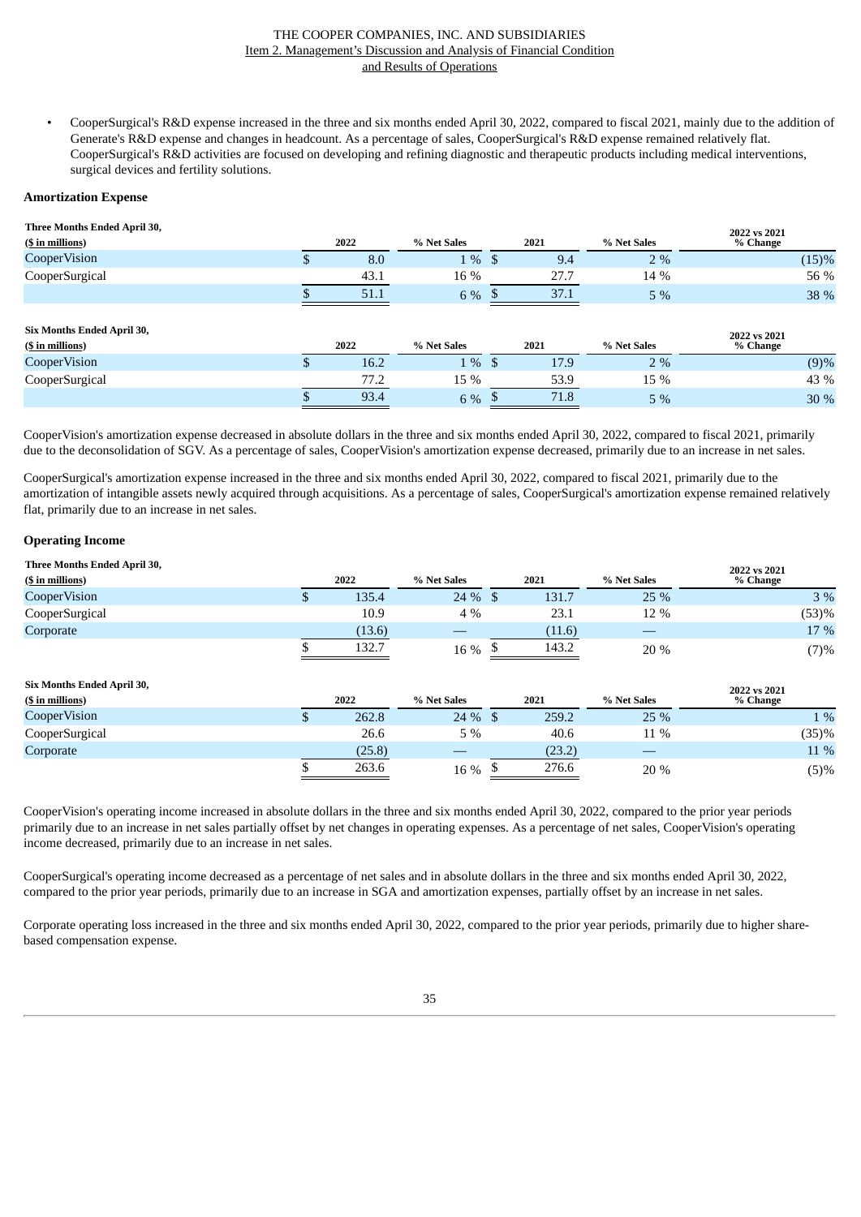- CooperSurgical's R&D expense increased in the three and six months ended April 30, 2022, compared to fiscal 2021, mainly due to the addition of Generate's R&D expense and changes in headcount. As a percentage of sales, CooperSurgical's R&D expense remained relatively flat. CooperSurgical's R&D activities are focused on developing and refining diagnostic and therapeutic products including medical interventions, surgical devices and fertility solutions.

### Amortization Expense

| Three Months Ended April 30, ($ in millions) | 2022 | % Net Sales | 2021 | % Net Sales | 2022 vs 2021 % Change |
|---|---|---|---|---|---|
| CooperVision | $ 8.0 | 1 % | $ 9.4 | 2 % | (15)% |
| CooperSurgical | 43.1 | 16 % | 27.7 | 14 % | 56 % |
| | $ 51.1 | 6 % | $ 37.1 | 5 % | 38 % |

| Six Months Ended April 30, ($ in millions) | 2022 | % Net Sales | 2021 | % Net Sales | 2022 vs 2021 % Change |
|---|---|---|---|---|---|
| CooperVision | $ 16.2 | 1 % | $ 17.9 | 2 % | (9)% |
| CooperSurgical | 77.2 | 15 % | 53.9 | 15 % | 43 % |
| | $ 93.4 | 6 % | $ 71.8 | 5 % | 30 % |

CooperVision's amortization expense decreased in absolute dollars in the three and six months ended April 30, 2022, compared to fiscal 2021, primarily due to the deconsolidation of SGV. As a percentage of sales, CooperVision's amortization expense decreased, primarily due to an increase in net sales.

CooperSurgical's amortization expense increased in the three and six months ended April 30, 2022, compared to fiscal 2021, primarily due to the amortization of intangible assets newly acquired through acquisitions. As a percentage of sales, CooperSurgical's amortization expense remained relatively flat, primarily due to an increase in net sales.

### Operating Income

| Three Months Ended April 30, ($ in millions) | 2022 | % Net Sales | 2021 | % Net Sales | 2022 vs 2021 % Change |
|---|---|---|---|---|---|
| CooperVision | $ 135.4 | 24 % | $ 131.7 | 25 % | 3 % |
| CooperSurgical | 10.9 | 4 % | 23.1 | 12 % | (53)% |
| Corporate | (13.6) | — | (11.6) | — | 17 % |
| | $ 132.7 | 16 % | $ 143.2 | 20 % | (7)% |

| Six Months Ended April 30, ($ in millions) | 2022 | % Net Sales | 2021 | % Net Sales | 2022 vs 2021 % Change |
|---|---|---|---|---|---|
| CooperVision | $ 262.8 | 24 % | $ 259.2 | 25 % | 1 % |
| CooperSurgical | 26.6 | 5 % | 40.6 | 11 % | (35)% |
| Corporate | (25.8) | — | (23.2) | — | 11 % |
| | $ 263.6 | 16 % | $ 276.6 | 20 % | (5)% |

CooperVision's operating income increased in absolute dollars in the three and six months ended April 30, 2022, compared to the prior year periods primarily due to an increase in net sales partially offset by net changes in operating expenses. As a percentage of net sales, CooperVision's operating income decreased, primarily due to an increase in net sales.

CooperSurgical's operating income decreased as a percentage of net sales and in absolute dollars in the three and six months ended April 30, 2022, compared to the prior year periods, primarily due to an increase in SGA and amortization expenses, partially offset by an increase in net sales.

Corporate operating loss increased in the three and six months ended April 30, 2022, compared to the prior year periods, primarily due to higher share-based compensation expense.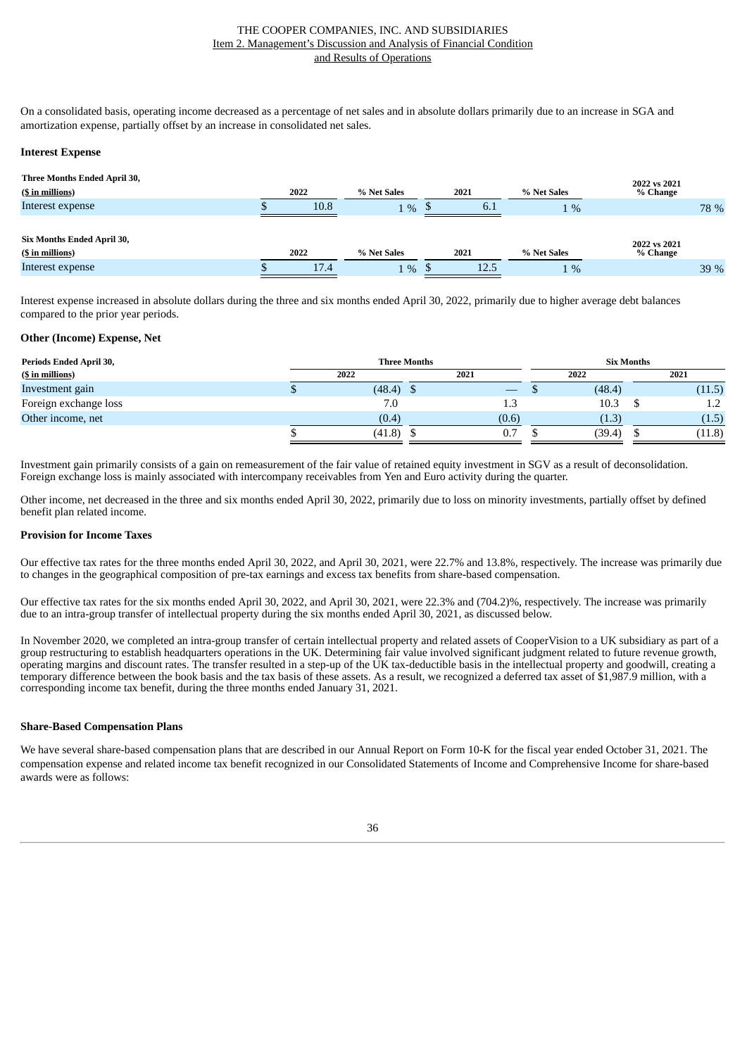On a consolidated basis, operating income decreased as a percentage of net sales and in absolute dollars primarily due to an increase in SGA and amortization expense, partially offset by an increase in consolidated net sales.

**Interest Expense**

| Three Months Ended April 30, ($ in millions) | 2022 | % Net Sales | 2021 | % Net Sales | 2022 vs 2021 % Change |
|---|---|---|---|---|---|
| Interest expense | $ 10.8 | 1 % | $ 6.1 | 1 % | 78 % |

| Six Months Ended April 30, ($ in millions) | 2022 | % Net Sales | 2021 | % Net Sales | 2022 vs 2021 % Change |
|---|---|---|---|---|---|
| Interest expense | $ 17.4 | 1 % | $ 12.5 | 1 % | 39 % |

Interest expense increased in absolute dollars during the three and six months ended April 30, 2022, primarily due to higher average debt balances compared to the prior year periods.

**Other (Income) Expense, Net**

| Periods Ended April 30, | Three Months | | Six Months | |
|---|---|---|---|---|
| ($ in millions) | 2022 | 2021 | 2022 | 2021 |
| Investment gain | $ (48.4) | $ — | $ (48.4) | (11.5) |
| Foreign exchange loss | 7.0 | 1.3 | 10.3 | $ 1.2 |
| Other income, net | (0.4) | (0.6) | (1.3) | (1.5) |
| | $ (41.8) | $ 0.7 | $ (39.4) | $ (11.8) |

Investment gain primarily consists of a gain on remeasurement of the fair value of retained equity investment in SGV as a result of deconsolidation. Foreign exchange loss is mainly associated with intercompany receivables from Yen and Euro activity during the quarter.

Other income, net decreased in the three and six months ended April 30, 2022, primarily due to loss on minority investments, partially offset by defined benefit plan related income.

**Provision for Income Taxes**

Our effective tax rates for the three months ended April 30, 2022, and April 30, 2021, were 22.7% and 13.8%, respectively. The increase was primarily due to changes in the geographical composition of pre-tax earnings and excess tax benefits from share-based compensation.

Our effective tax rates for the six months ended April 30, 2022, and April 30, 2021, were 22.3% and (704.2)%, respectively. The increase was primarily due to an intra-group transfer of intellectual property during the six months ended April 30, 2021, as discussed below.

In November 2020, we completed an intra-group transfer of certain intellectual property and related assets of CooperVision to a UK subsidiary as part of a group restructuring to establish headquarters operations in the UK. Determining fair value involved significant judgment related to future revenue growth, operating margins and discount rates. The transfer resulted in a step-up of the UK tax-deductible basis in the intellectual property and goodwill, creating a temporary difference between the book basis and the tax basis of these assets. As a result, we recognized a deferred tax asset of $1,987.9 million, with a corresponding income tax benefit, during the three months ended January 31, 2021.

**Share-Based Compensation Plans**

We have several share-based compensation plans that are described in our Annual Report on Form 10-K for the fiscal year ended October 31, 2021. The compensation expense and related income tax benefit recognized in our Consolidated Statements of Income and Comprehensive Income for share-based awards were as follows: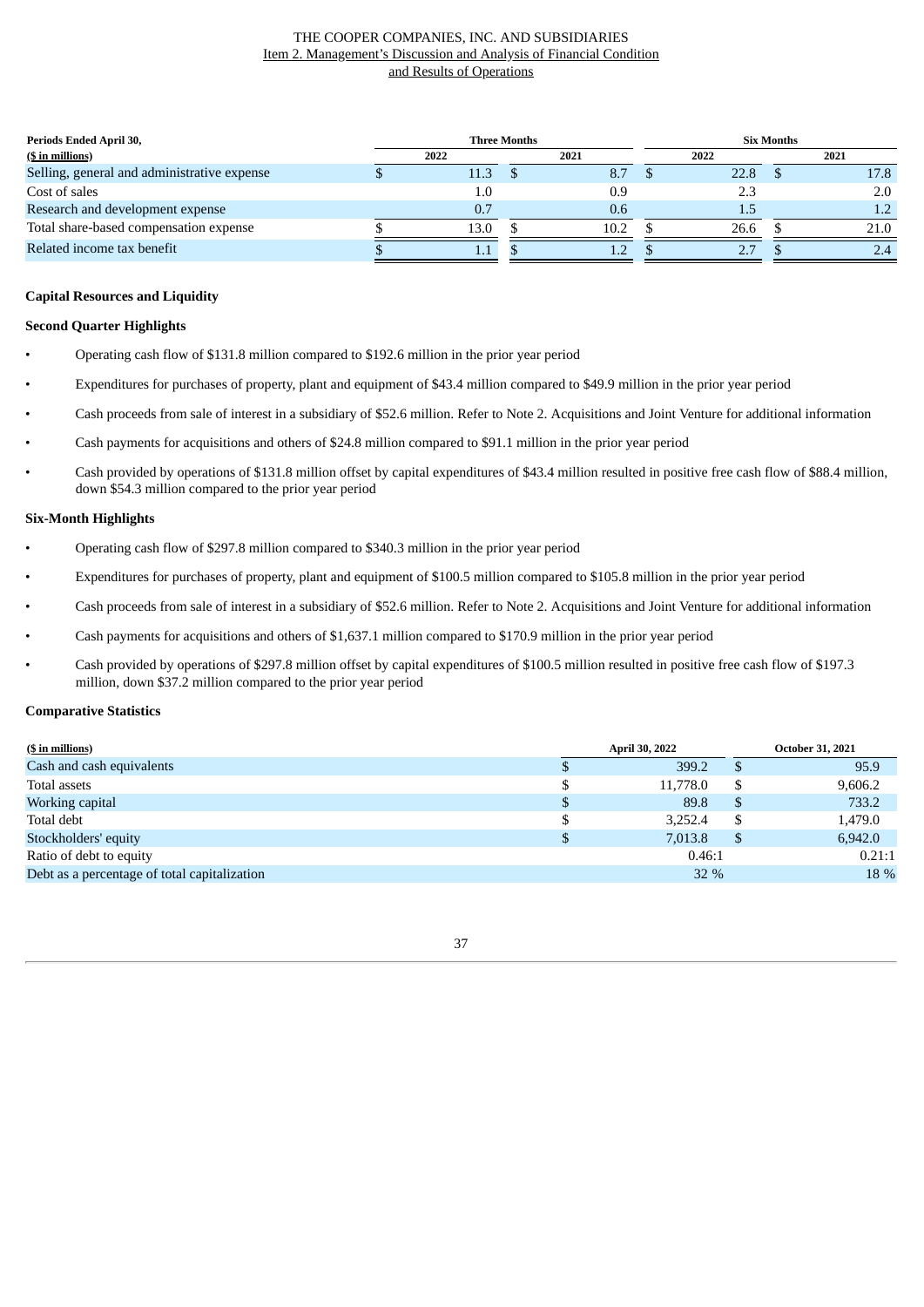| Periods Ended April 30, | Three Months | | Six Months | |
|---|---|---|---|---|
| ($ in millions) | 2022 | 2021 | 2022 | 2021 |
| Selling, general and administrative expense | $ 11.3 | $ 8.7 | $ 22.8 | $ 17.8 |
| Cost of sales | 1.0 | 0.9 | 2.3 | 2.0 |
| Research and development expense | 0.7 | 0.6 | 1.5 | 1.2 |
| Total share-based compensation expense | $ 13.0 | $ 10.2 | $ 26.6 | $ 21.0 |
| Related income tax benefit | $ 1.1 | $ 1.2 | $ 2.7 | $ 2.4 |

**Capital Resources and Liquidity**

**Second Quarter Highlights**

- Operating cash flow of $131.8 million compared to $192.6 million in the prior year period
- Expenditures for purchases of property, plant and equipment of $43.4 million compared to $49.9 million in the prior year period
- Cash proceeds from sale of interest in a subsidiary of $52.6 million. Refer to Note 2. Acquisitions and Joint Venture for additional information
- Cash payments for acquisitions and others of $24.8 million compared to $91.1 million in the prior year period
- Cash provided by operations of $131.8 million offset by capital expenditures of $43.4 million resulted in positive free cash flow of $88.4 million, down $54.3 million compared to the prior year period

**Six-Month Highlights**

- Operating cash flow of $297.8 million compared to $340.3 million in the prior year period
- Expenditures for purchases of property, plant and equipment of $100.5 million compared to $105.8 million in the prior year period
- Cash proceeds from sale of interest in a subsidiary of $52.6 million. Refer to Note 2. Acquisitions and Joint Venture for additional information
- Cash payments for acquisitions and others of $1,637.1 million compared to $170.9 million in the prior year period
- Cash provided by operations of $297.8 million offset by capital expenditures of $100.5 million resulted in positive free cash flow of $197.3 million, down $37.2 million compared to the prior year period

**Comparative Statistics**

| ($ in millions) | April 30, 2022 | October 31, 2021 |
|---|---|---|
| Cash and cash equivalents | $ 399.2 | $ 95.9 |
| Total assets | $ 11,778.0 | $ 9,606.2 |
| Working capital | $ 89.8 | $ 733.2 |
| Total debt | $ 3,252.4 | $ 1,479.0 |
| Stockholders' equity | $ 7,013.8 | $ 6,942.0 |
| Ratio of debt to equity | 0.46:1 | 0.21:1 |
| Debt as a percentage of total capitalization | 32 % | 18 % |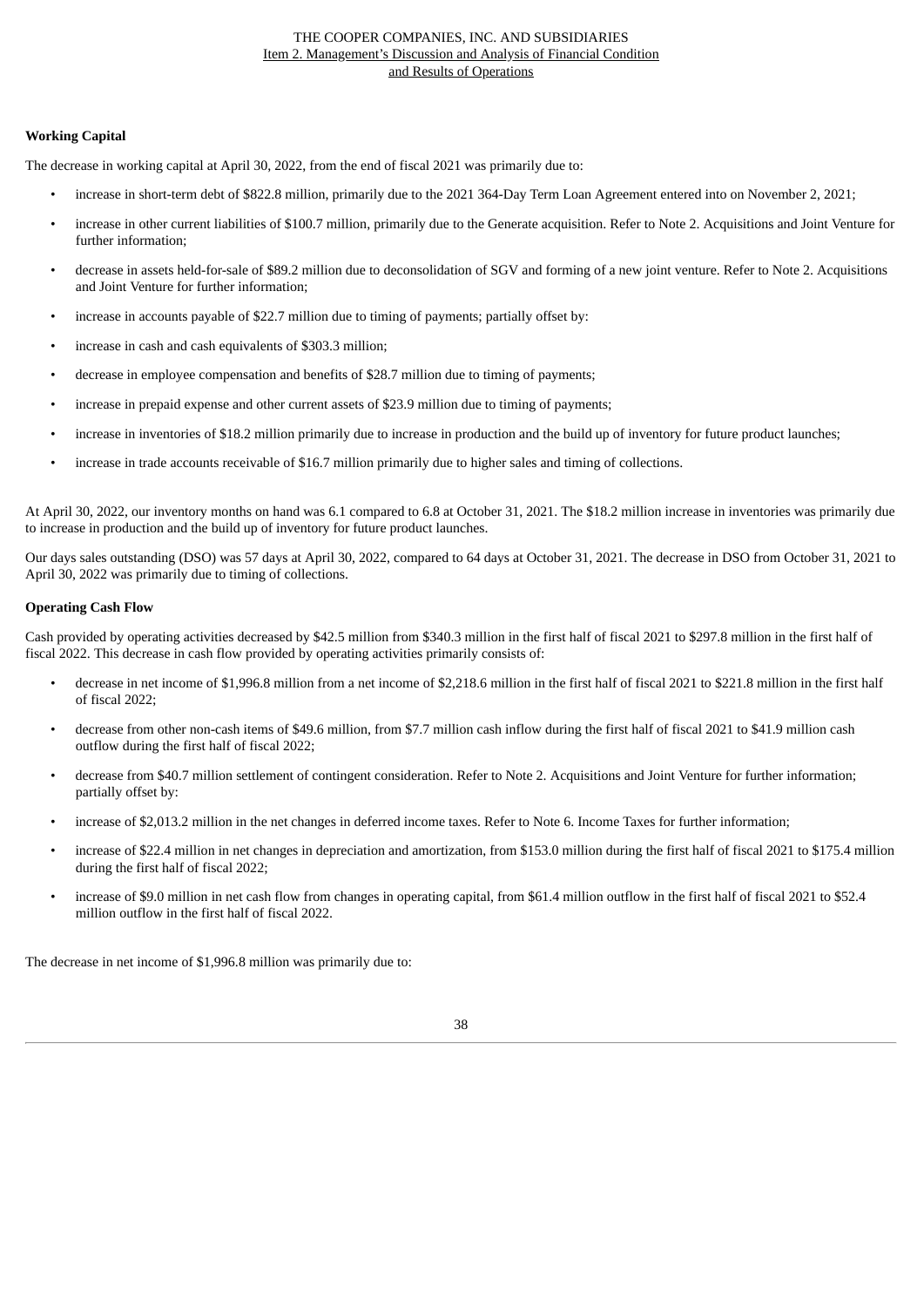**Working Capital**

The decrease in working capital at April 30, 2022, from the end of fiscal 2021 was primarily due to:

- increase in short-term debt of $822.8 million, primarily due to the 2021 364-Day Term Loan Agreement entered into on November 2, 2021;
- increase in other current liabilities of $100.7 million, primarily due to the Generate acquisition. Refer to Note 2. Acquisitions and Joint Venture for further information;
- decrease in assets held-for-sale of $89.2 million due to deconsolidation of SGV and forming of a new joint venture. Refer to Note 2. Acquisitions and Joint Venture for further information;
- increase in accounts payable of $22.7 million due to timing of payments; partially offset by:
- increase in cash and cash equivalents of $303.3 million;
- decrease in employee compensation and benefits of $28.7 million due to timing of payments;
- increase in prepaid expense and other current assets of $23.9 million due to timing of payments;
- increase in inventories of $18.2 million primarily due to increase in production and the build up of inventory for future product launches;
- increase in trade accounts receivable of $16.7 million primarily due to higher sales and timing of collections.

At April 30, 2022, our inventory months on hand was 6.1 compared to 6.8 at October 31, 2021. The $18.2 million increase in inventories was primarily due to increase in production and the build up of inventory for future product launches.

Our days sales outstanding (DSO) was 57 days at April 30, 2022, compared to 64 days at October 31, 2021. The decrease in DSO from October 31, 2021 to April 30, 2022 was primarily due to timing of collections.

**Operating Cash Flow**

Cash provided by operating activities decreased by $42.5 million from $340.3 million in the first half of fiscal 2021 to $297.8 million in the first half of fiscal 2022. This decrease in cash flow provided by operating activities primarily consists of:

- decrease in net income of $1,996.8 million from a net income of $2,218.6 million in the first half of fiscal 2021 to $221.8 million in the first half of fiscal 2022;
- decrease from other non-cash items of $49.6 million, from $7.7 million cash inflow during the first half of fiscal 2021 to $41.9 million cash outflow during the first half of fiscal 2022;
- decrease from $40.7 million settlement of contingent consideration. Refer to Note 2. Acquisitions and Joint Venture for further information; partially offset by:
- increase of $2,013.2 million in the net changes in deferred income taxes. Refer to Note 6. Income Taxes for further information;
- increase of $22.4 million in net changes in depreciation and amortization, from $153.0 million during the first half of fiscal 2021 to $175.4 million during the first half of fiscal 2022;
- increase of $9.0 million in net cash flow from changes in operating capital, from $61.4 million outflow in the first half of fiscal 2021 to $52.4 million outflow in the first half of fiscal 2022.

The decrease in net income of $1,996.8 million was primarily due to: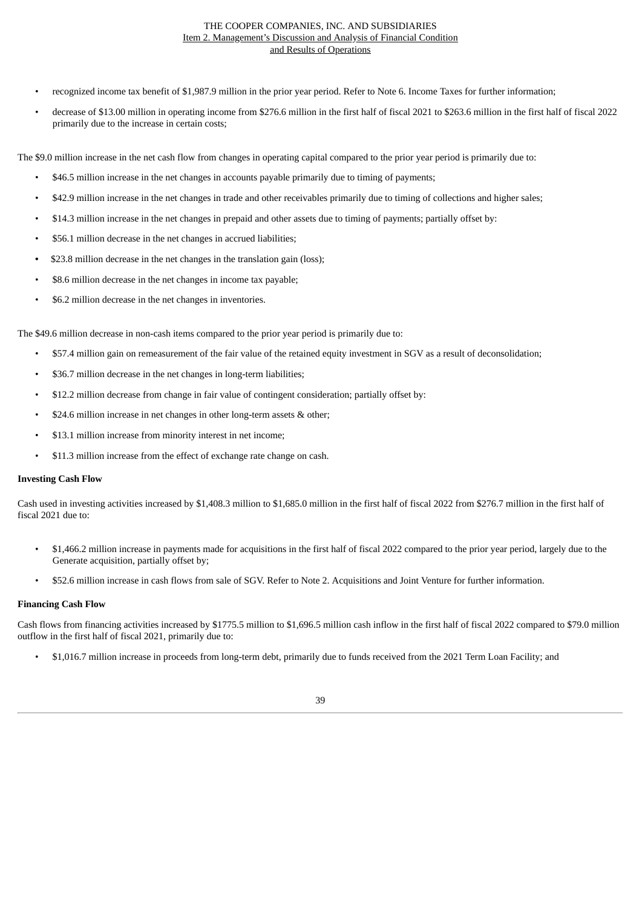- recognized income tax benefit of $1,987.9 million in the prior year period. Refer to Note 6. Income Taxes for further information;
- decrease of $13.00 million in operating income from $276.6 million in the first half of fiscal 2021 to $263.6 million in the first half of fiscal 2022 primarily due to the increase in certain costs;

The $9.0 million increase in the net cash flow from changes in operating capital compared to the prior year period is primarily due to:

- $46.5 million increase in the net changes in accounts payable primarily due to timing of payments;
- $42.9 million increase in the net changes in trade and other receivables primarily due to timing of collections and higher sales;
- $14.3 million increase in the net changes in prepaid and other assets due to timing of payments; partially offset by:
- $56.1 million decrease in the net changes in accrued liabilities;
- $23.8 million decrease in the net changes in the translation gain (loss);
- $8.6 million decrease in the net changes in income tax payable;
- $6.2 million decrease in the net changes in inventories.

The $49.6 million decrease in non-cash items compared to the prior year period is primarily due to:

- $57.4 million gain on remeasurement of the fair value of the retained equity investment in SGV as a result of deconsolidation;
- $36.7 million decrease in the net changes in long-term liabilities;
- $12.2 million decrease from change in fair value of contingent consideration; partially offset by:
- $24.6 million increase in net changes in other long-term assets & other;
- $13.1 million increase from minority interest in net income;
- $11.3 million increase from the effect of exchange rate change on cash.

**Investing Cash Flow**

Cash used in investing activities increased by $1,408.3 million to $1,685.0 million in the first half of fiscal 2022 from $276.7 million in the first half of fiscal 2021 due to:

- $1,466.2 million increase in payments made for acquisitions in the first half of fiscal 2022 compared to the prior year period, largely due to the Generate acquisition, partially offset by;
- $52.6 million increase in cash flows from sale of SGV. Refer to Note 2. Acquisitions and Joint Venture for further information.

**Financing Cash Flow**

Cash flows from financing activities increased by $1775.5 million to $1,696.5 million cash inflow in the first half of fiscal 2022 compared to $79.0 million outflow in the first half of fiscal 2021, primarily due to:

- $1,016.7 million increase in proceeds from long-term debt, primarily due to funds received from the 2021 Term Loan Facility; and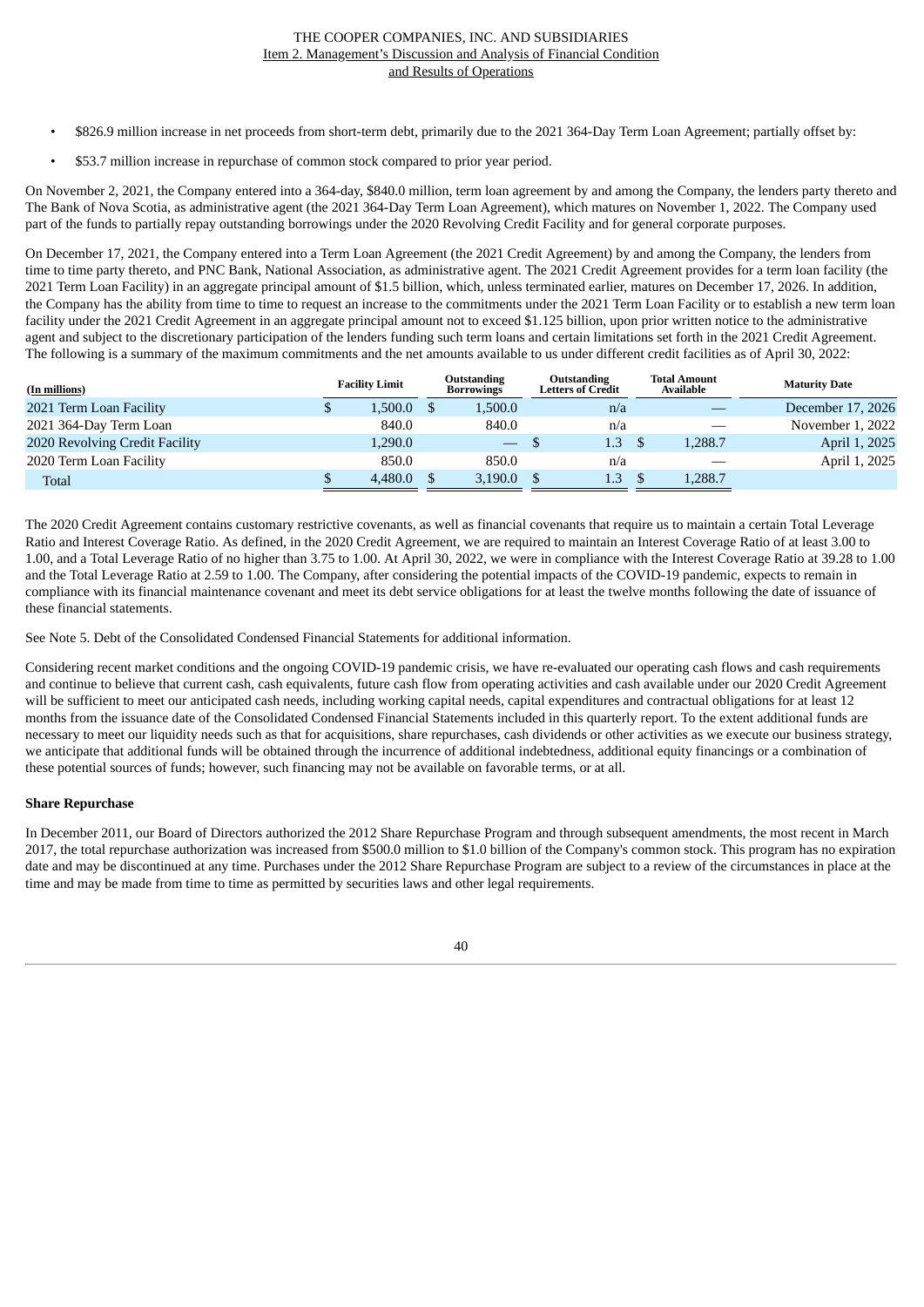- $826.9 million increase in net proceeds from short-term debt, primarily due to the 2021 364-Day Term Loan Agreement; partially offset by:
- $53.7 million increase in repurchase of common stock compared to prior year period.

On November 2, 2021, the Company entered into a 364-day, $840.0 million, term loan agreement by and among the Company, the lenders party thereto and The Bank of Nova Scotia, as administrative agent (the 2021 364-Day Term Loan Agreement), which matures on November 1, 2022. The Company used part of the funds to partially repay outstanding borrowings under the 2020 Revolving Credit Facility and for general corporate purposes.

On December 17, 2021, the Company entered into a Term Loan Agreement (the 2021 Credit Agreement) by and among the Company, the lenders from time to time party thereto, and PNC Bank, National Association, as administrative agent. The 2021 Credit Agreement provides for a term loan facility (the 2021 Term Loan Facility) in an aggregate principal amount of $1.5 billion, which, unless terminated earlier, matures on December 17, 2026. In addition, the Company has the ability from time to time to request an increase to the commitments under the 2021 Term Loan Facility or to establish a new term loan facility under the 2021 Credit Agreement in an aggregate principal amount not to exceed $1.125 billion, upon prior written notice to the administrative agent and subject to the discretionary participation of the lenders funding such term loans and certain limitations set forth in the 2021 Credit Agreement. The following is a summary of the maximum commitments and the net amounts available to us under different credit facilities as of April 30, 2022:

| (In millions) | Facility Limit | Outstanding Borrowings | Outstanding Letters of Credit | Total Amount Available | Maturity Date |
|---|---|---|---|---|---|
| 2021 Term Loan Facility | $ 1,500.0 | $ 1,500.0 | n/a | — | December 17, 2026 |
| 2021 364-Day Term Loan | 840.0 | 840.0 | n/a | — | November 1, 2022 |
| 2020 Revolving Credit Facility | 1,290.0 | — | $ 1.3 | $ 1,288.7 | April 1, 2025 |
| 2020 Term Loan Facility | 850.0 | 850.0 | n/a | — | April 1, 2025 |
| Total | $ 4,480.0 | $ 3,190.0 | $ 1.3 | $ 1,288.7 | |

The 2020 Credit Agreement contains customary restrictive covenants, as well as financial covenants that require us to maintain a certain Total Leverage Ratio and Interest Coverage Ratio. As defined, in the 2020 Credit Agreement, we are required to maintain an Interest Coverage Ratio of at least 3.00 to 1.00, and a Total Leverage Ratio of no higher than 3.75 to 1.00. At April 30, 2022, we were in compliance with the Interest Coverage Ratio at 39.28 to 1.00 and the Total Leverage Ratio at 2.59 to 1.00. The Company, after considering the potential impacts of the COVID-19 pandemic, expects to remain in compliance with its financial maintenance covenant and meet its debt service obligations for at least the twelve months following the date of issuance of these financial statements.

See Note 5. Debt of the Consolidated Condensed Financial Statements for additional information.

Considering recent market conditions and the ongoing COVID-19 pandemic crisis, we have re-evaluated our operating cash flows and cash requirements and continue to believe that current cash, cash equivalents, future cash flow from operating activities and cash available under our 2020 Credit Agreement will be sufficient to meet our anticipated cash needs, including working capital needs, capital expenditures and contractual obligations for at least 12 months from the issuance date of the Consolidated Condensed Financial Statements included in this quarterly report. To the extent additional funds are necessary to meet our liquidity needs such as that for acquisitions, share repurchases, cash dividends or other activities as we execute our business strategy, we anticipate that additional funds will be obtained through the incurrence of additional indebtedness, additional equity financings or a combination of these potential sources of funds; however, such financing may not be available on favorable terms, or at all.

**Share Repurchase**

In December 2011, our Board of Directors authorized the 2012 Share Repurchase Program and through subsequent amendments, the most recent in March 2017, the total repurchase authorization was increased from $500.0 million to $1.0 billion of the Company's common stock. This program has no expiration date and may be discontinued at any time. Purchases under the 2012 Share Repurchase Program are subject to a review of the circumstances in place at the time and may be made from time to time as permitted by securities laws and other legal requirements.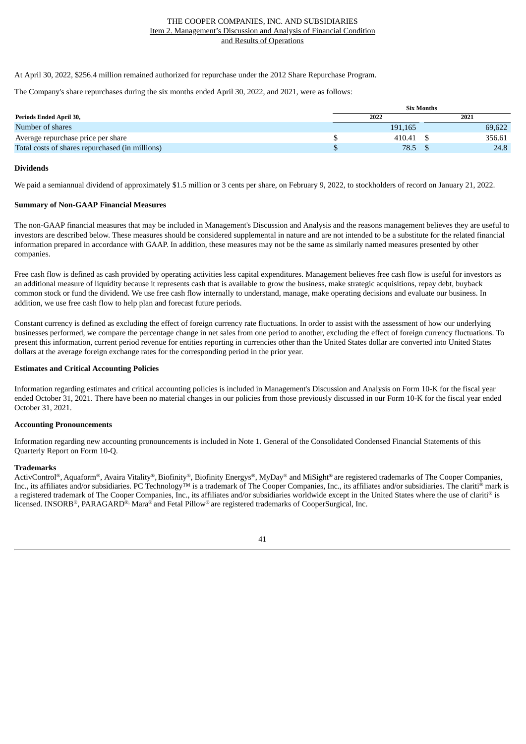At April 30, 2022, $256.4 million remained authorized for repurchase under the 2012 Share Repurchase Program.

The Company's share repurchases during the six months ended April 30, 2022, and 2021, were as follows:

| | Six Months | |
|---|---|---|
| **Periods Ended April 30,** | **2022** | **2021** |
| Number of shares | 191,165 | 69,622 |
| Average repurchase price per share | $ 410.41 | $ 356.61 |
| Total costs of shares repurchased (in millions) | $ 78.5 | $ 24.8 |

**Dividends**

We paid a semiannual dividend of approximately $1.5 million or 3 cents per share, on February 9, 2022, to stockholders of record on January 21, 2022.

**Summary of Non-GAAP Financial Measures**

The non-GAAP financial measures that may be included in Management's Discussion and Analysis and the reasons management believes they are useful to investors are described below. These measures should be considered supplemental in nature and are not intended to be a substitute for the related financial information prepared in accordance with GAAP. In addition, these measures may not be the same as similarly named measures presented by other companies.

Free cash flow is defined as cash provided by operating activities less capital expenditures. Management believes free cash flow is useful for investors as an additional measure of liquidity because it represents cash that is available to grow the business, make strategic acquisitions, repay debt, buyback common stock or fund the dividend. We use free cash flow internally to understand, manage, make operating decisions and evaluate our business. In addition, we use free cash flow to help plan and forecast future periods.

Constant currency is defined as excluding the effect of foreign currency rate fluctuations. In order to assist with the assessment of how our underlying businesses performed, we compare the percentage change in net sales from one period to another, excluding the effect of foreign currency fluctuations. To present this information, current period revenue for entities reporting in currencies other than the United States dollar are converted into United States dollars at the average foreign exchange rates for the corresponding period in the prior year.

**Estimates and Critical Accounting Policies**

Information regarding estimates and critical accounting policies is included in Management's Discussion and Analysis on Form 10-K for the fiscal year ended October 31, 2021. There have been no material changes in our policies from those previously discussed in our Form 10-K for the fiscal year ended October 31, 2021.

**Accounting Pronouncements**

Information regarding new accounting pronouncements is included in Note 1. General of the Consolidated Condensed Financial Statements of this Quarterly Report on Form 10-Q.

**Trademarks**

ActivControl®, Aquaform®, Avaira Vitality®, Biofinity®, Biofinity Energys®, MyDay® and MiSight® are registered trademarks of The Cooper Companies, Inc., its affiliates and/or subsidiaries. PC Technology™ is a trademark of The Cooper Companies, Inc., its affiliates and/or subsidiaries. The clariti® mark is a registered trademark of The Cooper Companies, Inc., its affiliates and/or subsidiaries worldwide except in the United States where the use of clariti® is licensed. INSORB®, PARAGARD®, Mara® and Fetal Pillow® are registered trademarks of CooperSurgical, Inc.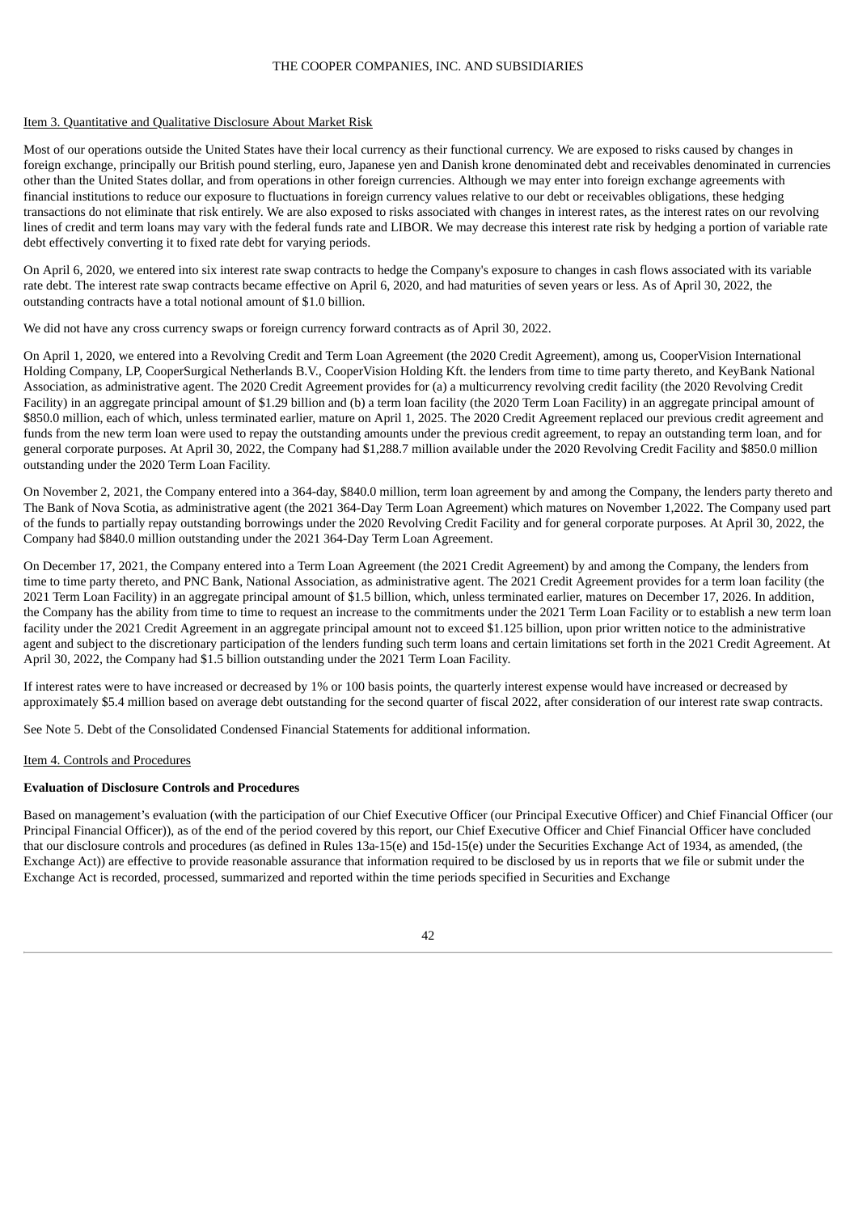Item 3. Quantitative and Qualitative Disclosure About Market Risk

Most of our operations outside the United States have their local currency as their functional currency. We are exposed to risks caused by changes in foreign exchange, principally our British pound sterling, euro, Japanese yen and Danish krone denominated debt and receivables denominated in currencies other than the United States dollar, and from operations in other foreign currencies. Although we may enter into foreign exchange agreements with financial institutions to reduce our exposure to fluctuations in foreign currency values relative to our debt or receivables obligations, these hedging transactions do not eliminate that risk entirely. We are also exposed to risks associated with changes in interest rates, as the interest rates on our revolving lines of credit and term loans may vary with the federal funds rate and LIBOR. We may decrease this interest rate risk by hedging a portion of variable rate debt effectively converting it to fixed rate debt for varying periods.

On April 6, 2020, we entered into six interest rate swap contracts to hedge the Company's exposure to changes in cash flows associated with its variable rate debt. The interest rate swap contracts became effective on April 6, 2020, and had maturities of seven years or less. As of April 30, 2022, the outstanding contracts have a total notional amount of $1.0 billion.

We did not have any cross currency swaps or foreign currency forward contracts as of April 30, 2022.

On April 1, 2020, we entered into a Revolving Credit and Term Loan Agreement (the 2020 Credit Agreement), among us, CooperVision International Holding Company, LP, CooperSurgical Netherlands B.V., CooperVision Holding Kft. the lenders from time to time party thereto, and KeyBank National Association, as administrative agent. The 2020 Credit Agreement provides for (a) a multicurrency revolving credit facility (the 2020 Revolving Credit Facility) in an aggregate principal amount of $1.29 billion and (b) a term loan facility (the 2020 Term Loan Facility) in an aggregate principal amount of $850.0 million, each of which, unless terminated earlier, mature on April 1, 2025. The 2020 Credit Agreement replaced our previous credit agreement and funds from the new term loan were used to repay the outstanding amounts under the previous credit agreement, to repay an outstanding term loan, and for general corporate purposes. At April 30, 2022, the Company had $1,288.7 million available under the 2020 Revolving Credit Facility and $850.0 million outstanding under the 2020 Term Loan Facility.

On November 2, 2021, the Company entered into a 364-day, $840.0 million, term loan agreement by and among the Company, the lenders party thereto and The Bank of Nova Scotia, as administrative agent (the 2021 364-Day Term Loan Agreement) which matures on November 1,2022. The Company used part of the funds to partially repay outstanding borrowings under the 2020 Revolving Credit Facility and for general corporate purposes. At April 30, 2022, the Company had $840.0 million outstanding under the 2021 364-Day Term Loan Agreement.

On December 17, 2021, the Company entered into a Term Loan Agreement (the 2021 Credit Agreement) by and among the Company, the lenders from time to time party thereto, and PNC Bank, National Association, as administrative agent. The 2021 Credit Agreement provides for a term loan facility (the 2021 Term Loan Facility) in an aggregate principal amount of $1.5 billion, which, unless terminated earlier, matures on December 17, 2026. In addition, the Company has the ability from time to time to request an increase to the commitments under the 2021 Term Loan Facility or to establish a new term loan facility under the 2021 Credit Agreement in an aggregate principal amount not to exceed $1.125 billion, upon prior written notice to the administrative agent and subject to the discretionary participation of the lenders funding such term loans and certain limitations set forth in the 2021 Credit Agreement. At April 30, 2022, the Company had $1.5 billion outstanding under the 2021 Term Loan Facility.

If interest rates were to have increased or decreased by 1% or 100 basis points, the quarterly interest expense would have increased or decreased by approximately $5.4 million based on average debt outstanding for the second quarter of fiscal 2022, after consideration of our interest rate swap contracts.

See Note 5. Debt of the Consolidated Condensed Financial Statements for additional information.

Item 4. Controls and Procedures

**Evaluation of Disclosure Controls and Procedures**

Based on management's evaluation (with the participation of our Chief Executive Officer (our Principal Executive Officer) and Chief Financial Officer (our Principal Financial Officer)), as of the end of the period covered by this report, our Chief Executive Officer and Chief Financial Officer have concluded that our disclosure controls and procedures (as defined in Rules 13a-15(e) and 15d-15(e) under the Securities Exchange Act of 1934, as amended, (the Exchange Act)) are effective to provide reasonable assurance that information required to be disclosed by us in reports that we file or submit under the Exchange Act is recorded, processed, summarized and reported within the time periods specified in Securities and Exchange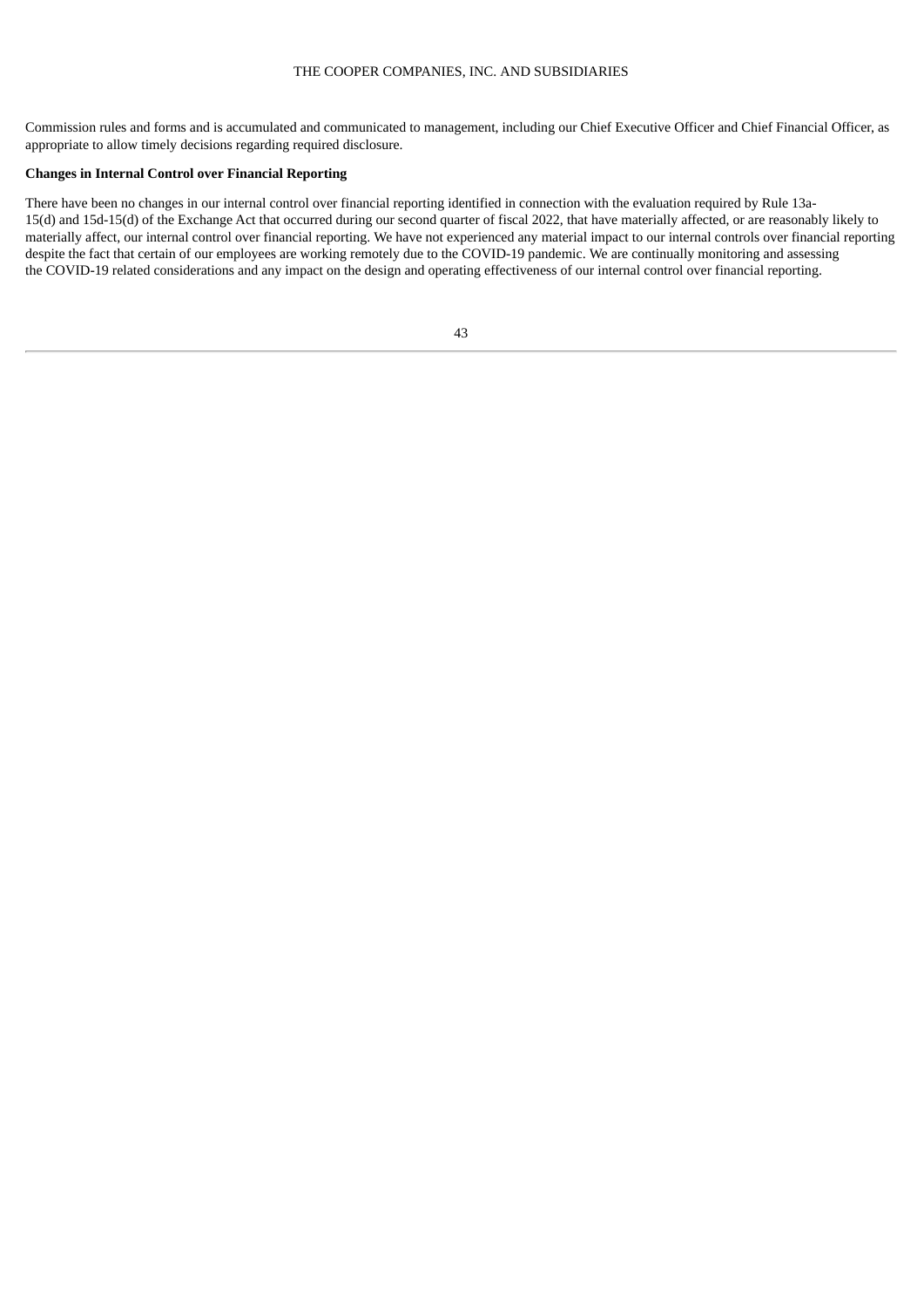Commission rules and forms and is accumulated and communicated to management, including our Chief Executive Officer and Chief Financial Officer, as appropriate to allow timely decisions regarding required disclosure.

**Changes in Internal Control over Financial Reporting**

There have been no changes in our internal control over financial reporting identified in connection with the evaluation required by Rule 13a-15(d) and 15d-15(d) of the Exchange Act that occurred during our second quarter of fiscal 2022, that have materially affected, or are reasonably likely to materially affect, our internal control over financial reporting. We have not experienced any material impact to our internal controls over financial reporting despite the fact that certain of our employees are working remotely due to the COVID-19 pandemic. We are continually monitoring and assessing the COVID-19 related considerations and any impact on the design and operating effectiveness of our internal control over financial reporting.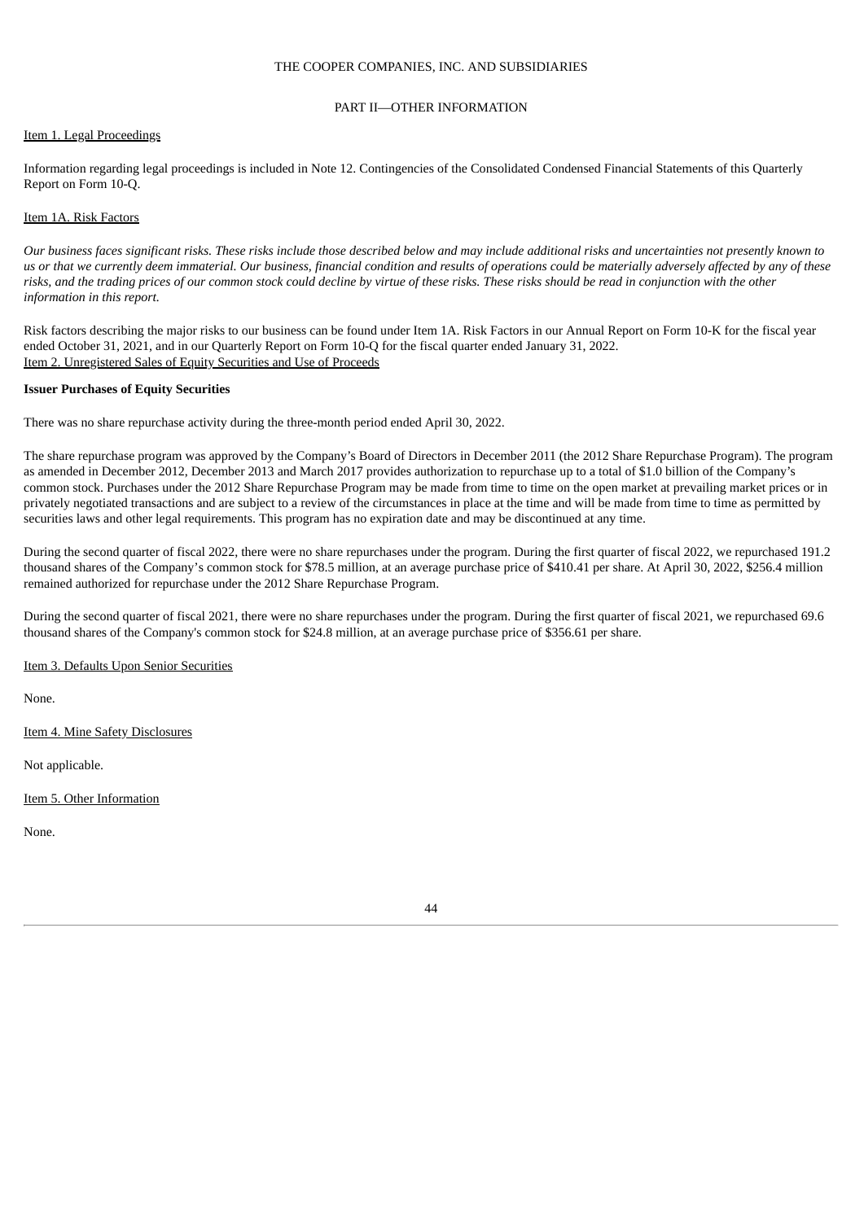THE COOPER COMPANIES, INC. AND SUBSIDIARIES

## PART II—OTHER INFORMATION

### Item 1. Legal Proceedings

Information regarding legal proceedings is included in Note 12. Contingencies of the Consolidated Condensed Financial Statements of this Quarterly Report on Form 10-Q.

### Item 1A. Risk Factors

*Our business faces significant risks. These risks include those described below and may include additional risks and uncertainties not presently known to us or that we currently deem immaterial. Our business, financial condition and results of operations could be materially adversely affected by any of these risks, and the trading prices of our common stock could decline by virtue of these risks. These risks should be read in conjunction with the other information in this report.*

Risk factors describing the major risks to our business can be found under Item 1A. Risk Factors in our Annual Report on Form 10-K for the fiscal year ended October 31, 2021, and in our Quarterly Report on Form 10-Q for the fiscal quarter ended January 31, 2022.

### Item 2. Unregistered Sales of Equity Securities and Use of Proceeds

**Issuer Purchases of Equity Securities**

There was no share repurchase activity during the three-month period ended April 30, 2022.

The share repurchase program was approved by the Company's Board of Directors in December 2011 (the 2012 Share Repurchase Program). The program as amended in December 2012, December 2013 and March 2017 provides authorization to repurchase up to a total of $1.0 billion of the Company's common stock. Purchases under the 2012 Share Repurchase Program may be made from time to time on the open market at prevailing market prices or in privately negotiated transactions and are subject to a review of the circumstances in place at the time and will be made from time to time as permitted by securities laws and other legal requirements. This program has no expiration date and may be discontinued at any time.

During the second quarter of fiscal 2022, there were no share repurchases under the program. During the first quarter of fiscal 2022, we repurchased 191.2 thousand shares of the Company's common stock for $78.5 million, at an average purchase price of $410.41 per share. At April 30, 2022, $256.4 million remained authorized for repurchase under the 2012 Share Repurchase Program.

During the second quarter of fiscal 2021, there were no share repurchases under the program. During the first quarter of fiscal 2021, we repurchased 69.6 thousand shares of the Company's common stock for $24.8 million, at an average purchase price of $356.61 per share.

### Item 3. Defaults Upon Senior Securities

None.

### Item 4. Mine Safety Disclosures

Not applicable.

### Item 5. Other Information

None.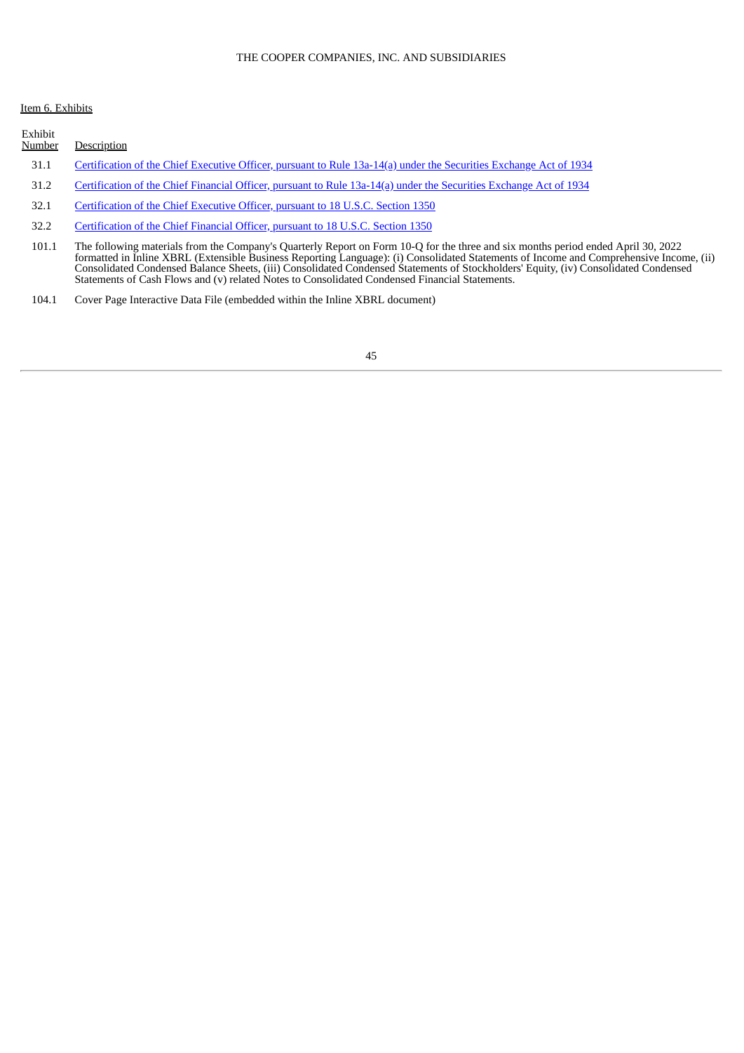Item 6. Exhibits

| Exhibit Number | Description |
|---|---|
| 31.1 | Certification of the Chief Executive Officer, pursuant to Rule 13a-14(a) under the Securities Exchange Act of 1934 |
| 31.2 | Certification of the Chief Financial Officer, pursuant to Rule 13a-14(a) under the Securities Exchange Act of 1934 |
| 32.1 | Certification of the Chief Executive Officer, pursuant to 18 U.S.C. Section 1350 |
| 32.2 | Certification of the Chief Financial Officer, pursuant to 18 U.S.C. Section 1350 |
| 101.1 | The following materials from the Company's Quarterly Report on Form 10-Q for the three and six months period ended April 30, 2022 formatted in Inline XBRL (Extensible Business Reporting Language): (i) Consolidated Statements of Income and Comprehensive Income, (ii) Consolidated Condensed Balance Sheets, (iii) Consolidated Condensed Statements of Stockholders' Equity, (iv) Consolidated Condensed Statements of Cash Flows and (v) related Notes to Consolidated Condensed Financial Statements. |
| 104.1 | Cover Page Interactive Data File (embedded within the Inline XBRL document) |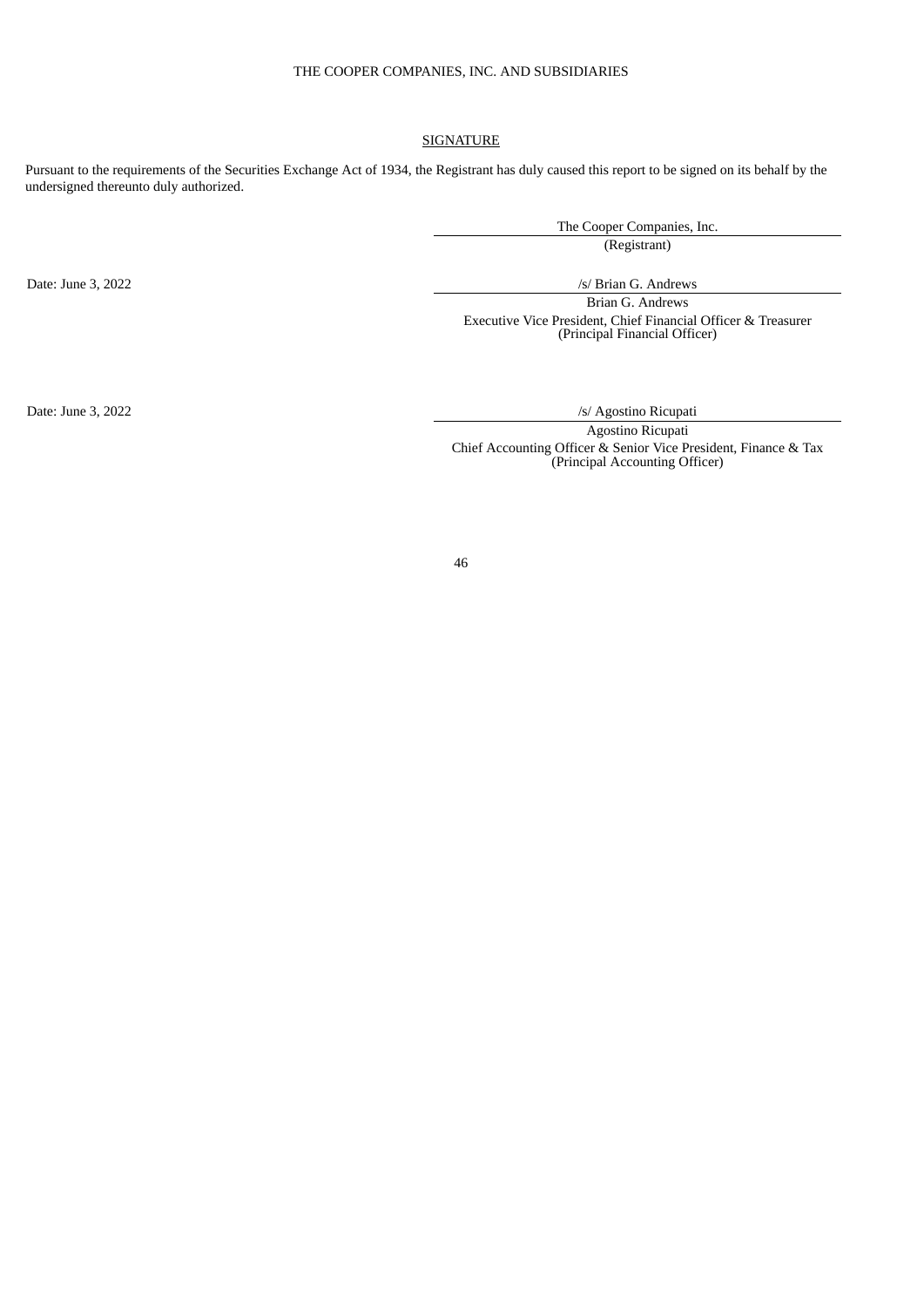THE COOPER COMPANIES, INC. AND SUBSIDIARIES

## SIGNATURE

Pursuant to the requirements of the Securities Exchange Act of 1934, the Registrant has duly caused this report to be signed on its behalf by the undersigned thereunto duly authorized.

The Cooper Companies, Inc.
(Registrant)

Date: June 3, 2022

/s/ Brian G. Andrews
Brian G. Andrews
Executive Vice President, Chief Financial Officer & Treasurer
(Principal Financial Officer)

Date: June 3, 2022

/s/ Agostino Ricupati
Agostino Ricupati
Chief Accounting Officer & Senior Vice President, Finance & Tax
(Principal Accounting Officer)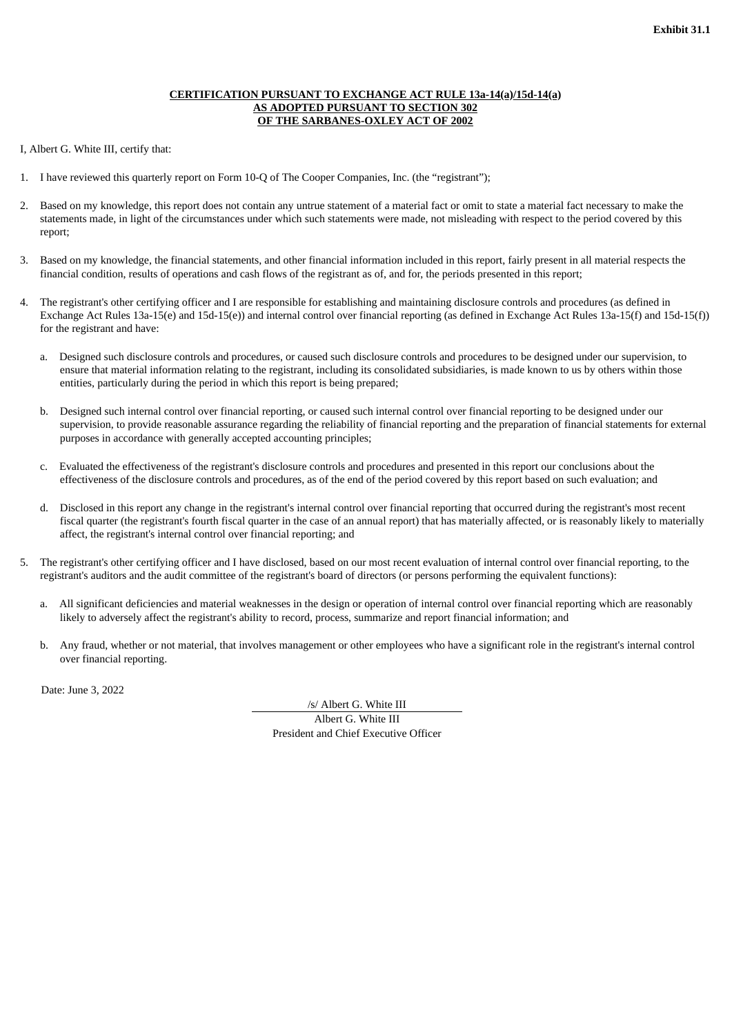**Exhibit 31.1**

**CERTIFICATION PURSUANT TO EXCHANGE ACT RULE 13a-14(a)/15d-14(a)**
**AS ADOPTED PURSUANT TO SECTION 302**
**OF THE SARBANES-OXLEY ACT OF 2002**

I, Albert G. White III, certify that:

1. I have reviewed this quarterly report on Form 10-Q of The Cooper Companies, Inc. (the "registrant");

2. Based on my knowledge, this report does not contain any untrue statement of a material fact or omit to state a material fact necessary to make the statements made, in light of the circumstances under which such statements were made, not misleading with respect to the period covered by this report;

3. Based on my knowledge, the financial statements, and other financial information included in this report, fairly present in all material respects the financial condition, results of operations and cash flows of the registrant as of, and for, the periods presented in this report;

4. The registrant's other certifying officer and I are responsible for establishing and maintaining disclosure controls and procedures (as defined in Exchange Act Rules 13a-15(e) and 15d-15(e)) and internal control over financial reporting (as defined in Exchange Act Rules 13a-15(f) and 15d-15(f)) for the registrant and have:

   a. Designed such disclosure controls and procedures, or caused such disclosure controls and procedures to be designed under our supervision, to ensure that material information relating to the registrant, including its consolidated subsidiaries, is made known to us by others within those entities, particularly during the period in which this report is being prepared;

   b. Designed such internal control over financial reporting, or caused such internal control over financial reporting to be designed under our supervision, to provide reasonable assurance regarding the reliability of financial reporting and the preparation of financial statements for external purposes in accordance with generally accepted accounting principles;

   c. Evaluated the effectiveness of the registrant's disclosure controls and procedures and presented in this report our conclusions about the effectiveness of the disclosure controls and procedures, as of the end of the period covered by this report based on such evaluation; and

   d. Disclosed in this report any change in the registrant's internal control over financial reporting that occurred during the registrant's most recent fiscal quarter (the registrant's fourth fiscal quarter in the case of an annual report) that has materially affected, or is reasonably likely to materially affect, the registrant's internal control over financial reporting; and

5. The registrant's other certifying officer and I have disclosed, based on our most recent evaluation of internal control over financial reporting, to the registrant's auditors and the audit committee of the registrant's board of directors (or persons performing the equivalent functions):

   a. All significant deficiencies and material weaknesses in the design or operation of internal control over financial reporting which are reasonably likely to adversely affect the registrant's ability to record, process, summarize and report financial information; and

   b. Any fraud, whether or not material, that involves management or other employees who have a significant role in the registrant's internal control over financial reporting.

Date: June 3, 2022

/s/ Albert G. White III

Albert G. White III
President and Chief Executive Officer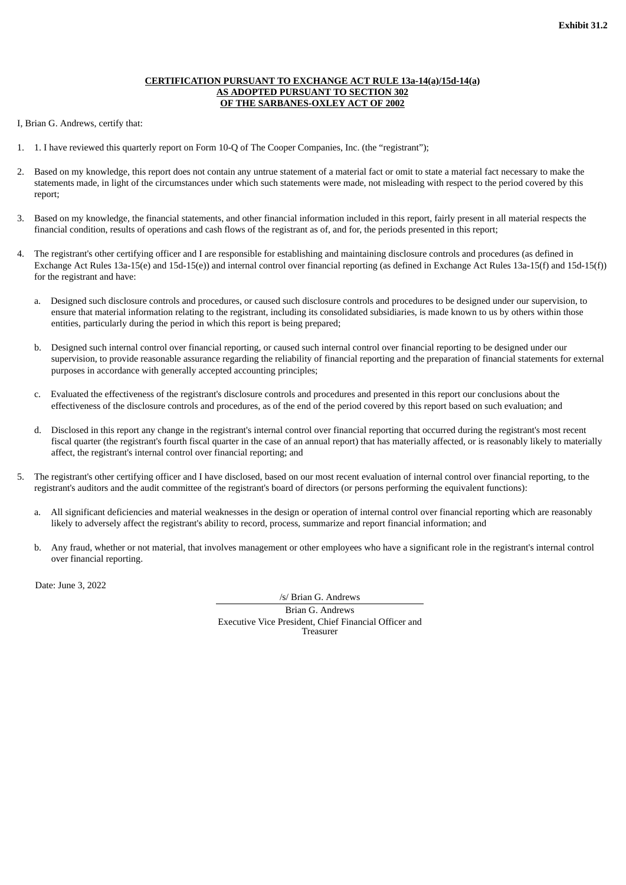**Exhibit 31.2**

**CERTIFICATION PURSUANT TO EXCHANGE ACT RULE 13a-14(a)/15d-14(a)**
**AS ADOPTED PURSUANT TO SECTION 302**
**OF THE SARBANES-OXLEY ACT OF 2002**

I, Brian G. Andrews, certify that:

1. 1. I have reviewed this quarterly report on Form 10-Q of The Cooper Companies, Inc. (the "registrant");

2. Based on my knowledge, this report does not contain any untrue statement of a material fact or omit to state a material fact necessary to make the statements made, in light of the circumstances under which such statements were made, not misleading with respect to the period covered by this report;

3. Based on my knowledge, the financial statements, and other financial information included in this report, fairly present in all material respects the financial condition, results of operations and cash flows of the registrant as of, and for, the periods presented in this report;

4. The registrant's other certifying officer and I are responsible for establishing and maintaining disclosure controls and procedures (as defined in Exchange Act Rules 13a-15(e) and 15d-15(e)) and internal control over financial reporting (as defined in Exchange Act Rules 13a-15(f) and 15d-15(f)) for the registrant and have:

   a. Designed such disclosure controls and procedures, or caused such disclosure controls and procedures to be designed under our supervision, to ensure that material information relating to the registrant, including its consolidated subsidiaries, is made known to us by others within those entities, particularly during the period in which this report is being prepared;

   b. Designed such internal control over financial reporting, or caused such internal control over financial reporting to be designed under our supervision, to provide reasonable assurance regarding the reliability of financial reporting and the preparation of financial statements for external purposes in accordance with generally accepted accounting principles;

   c. Evaluated the effectiveness of the registrant's disclosure controls and procedures and presented in this report our conclusions about the effectiveness of the disclosure controls and procedures, as of the end of the period covered by this report based on such evaluation; and

   d. Disclosed in this report any change in the registrant's internal control over financial reporting that occurred during the registrant's most recent fiscal quarter (the registrant's fourth fiscal quarter in the case of an annual report) that has materially affected, or is reasonably likely to materially affect, the registrant's internal control over financial reporting; and

5. The registrant's other certifying officer and I have disclosed, based on our most recent evaluation of internal control over financial reporting, to the registrant's auditors and the audit committee of the registrant's board of directors (or persons performing the equivalent functions):

   a. All significant deficiencies and material weaknesses in the design or operation of internal control over financial reporting which are reasonably likely to adversely affect the registrant's ability to record, process, summarize and report financial information; and

   b. Any fraud, whether or not material, that involves management or other employees who have a significant role in the registrant's internal control over financial reporting.

Date: June 3, 2022

/s/ Brian G. Andrews

Brian G. Andrews
Executive Vice President, Chief Financial Officer and Treasurer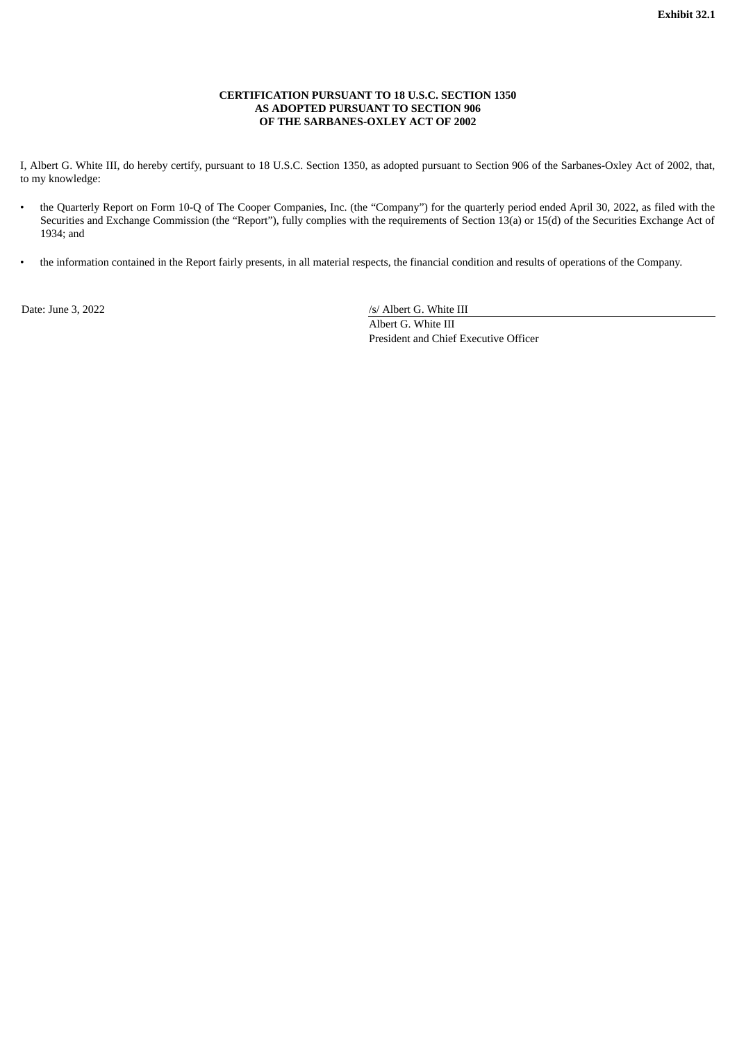**Exhibit 32.1**

**CERTIFICATION PURSUANT TO 18 U.S.C. SECTION 1350
AS ADOPTED PURSUANT TO SECTION 906
OF THE SARBANES-OXLEY ACT OF 2002**

I, Albert G. White III, do hereby certify, pursuant to 18 U.S.C. Section 1350, as adopted pursuant to Section 906 of the Sarbanes-Oxley Act of 2002, that, to my knowledge:

- the Quarterly Report on Form 10-Q of The Cooper Companies, Inc. (the "Company") for the quarterly period ended April 30, 2022, as filed with the Securities and Exchange Commission (the "Report"), fully complies with the requirements of Section 13(a) or 15(d) of the Securities Exchange Act of 1934; and

- the information contained in the Report fairly presents, in all material respects, the financial condition and results of operations of the Company.

Date: June 3, 2022

/s/ Albert G. White III
Albert G. White III
President and Chief Executive Officer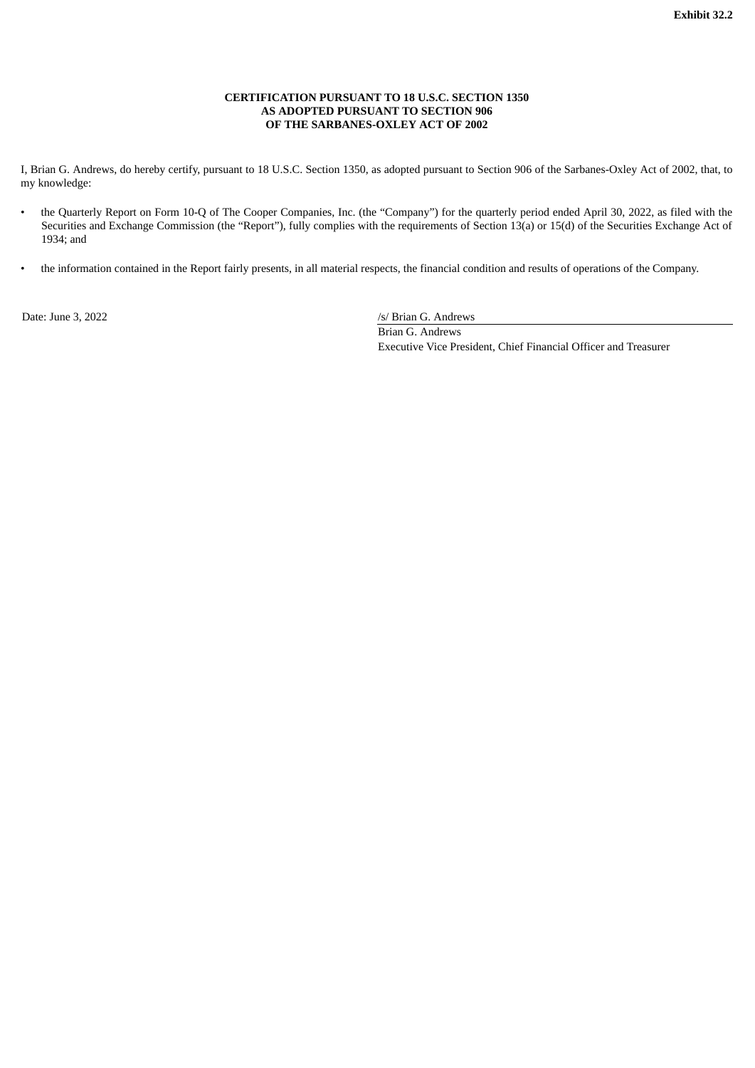**Exhibit 32.2**

**CERTIFICATION PURSUANT TO 18 U.S.C. SECTION 1350**
**AS ADOPTED PURSUANT TO SECTION 906**
**OF THE SARBANES-OXLEY ACT OF 2002**

I, Brian G. Andrews, do hereby certify, pursuant to 18 U.S.C. Section 1350, as adopted pursuant to Section 906 of the Sarbanes-Oxley Act of 2002, that, to my knowledge:

- the Quarterly Report on Form 10-Q of The Cooper Companies, Inc. (the "Company") for the quarterly period ended April 30, 2022, as filed with the Securities and Exchange Commission (the "Report"), fully complies with the requirements of Section 13(a) or 15(d) of the Securities Exchange Act of 1934; and

- the information contained in the Report fairly presents, in all material respects, the financial condition and results of operations of the Company.

Date: June 3, 2022

/s/ Brian G. Andrews
Brian G. Andrews
Executive Vice President, Chief Financial Officer and Treasurer